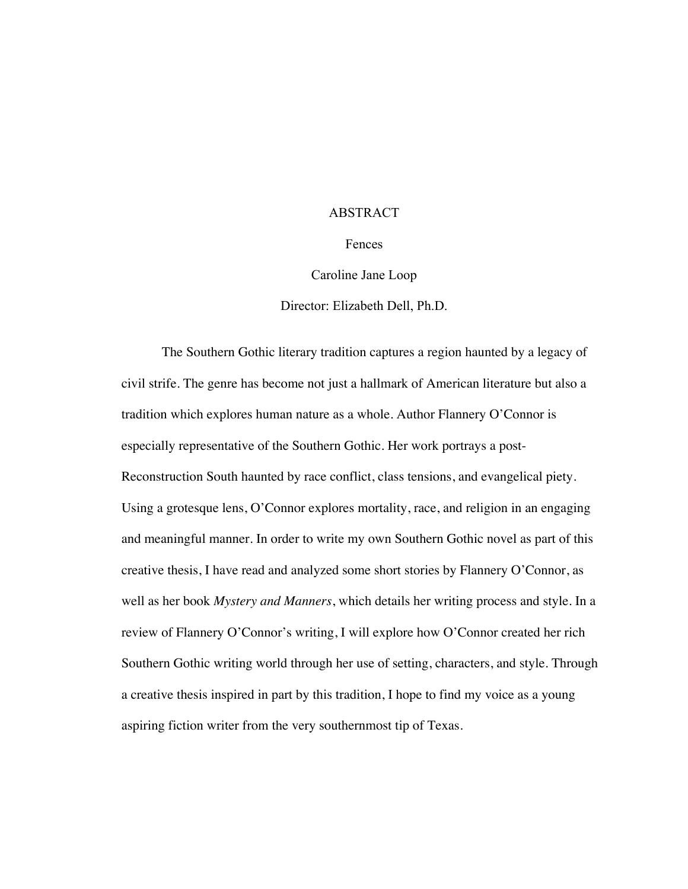# ABSTRACT

Fences

Caroline Jane Loop

Director: Elizabeth Dell, Ph.D.

The Southern Gothic literary tradition captures a region haunted by a legacy of civil strife. The genre has become not just a hallmark of American literature but also a tradition which explores human nature as a whole. Author Flannery O'Connor is especially representative of the Southern Gothic. Her work portrays a post-Reconstruction South haunted by race conflict, class tensions, and evangelical piety. Using a grotesque lens, O'Connor explores mortality, race, and religion in an engaging and meaningful manner. In order to write my own Southern Gothic novel as part of this creative thesis, I have read and analyzed some short stories by Flannery O'Connor, as well as her book *Mystery and Manners*, which details her writing process and style. In a review of Flannery O'Connor's writing, I will explore how O'Connor created her rich Southern Gothic writing world through her use of setting, characters, and style. Through a creative thesis inspired in part by this tradition, I hope to find my voice as a young aspiring fiction writer from the very southernmost tip of Texas.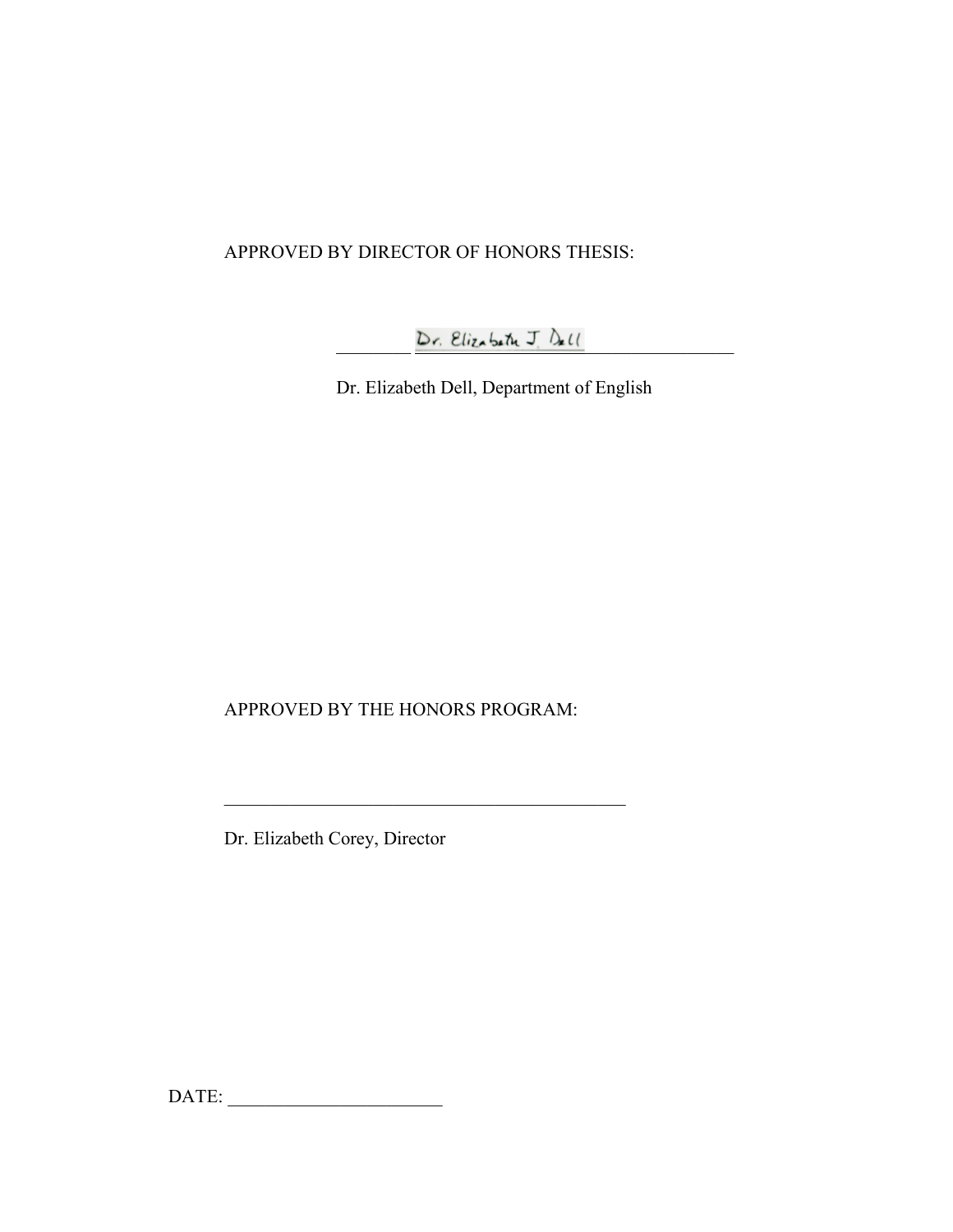APPROVED BY DIRECTOR OF HONORS THESIS:

Dr. Elizabeth J. Dell
\_\_\_\_\_\_\_\_\_\_\_\_\_\_\_\_\_\_\_\_\_\_\_\_\_\_\_\_\_\_\_\_\_\_\_\_\_\_\_\_\_\_\_\_

Dr. Elizabeth Dell, Department of English

APPROVED BY THE HONORS PROGRAM:

\_\_\_\_\_\_\_\_\_\_\_\_\_\_\_\_\_\_\_\_\_\_\_\_\_\_\_\_\_\_\_\_\_\_\_\_\_\_\_\_\_\_\_\_

Dr. Elizabeth Corey, Director

DATE: \_\_\_\_\_\_\_\_\_\_\_\_\_\_\_\_\_\_\_\_\_\_\_\_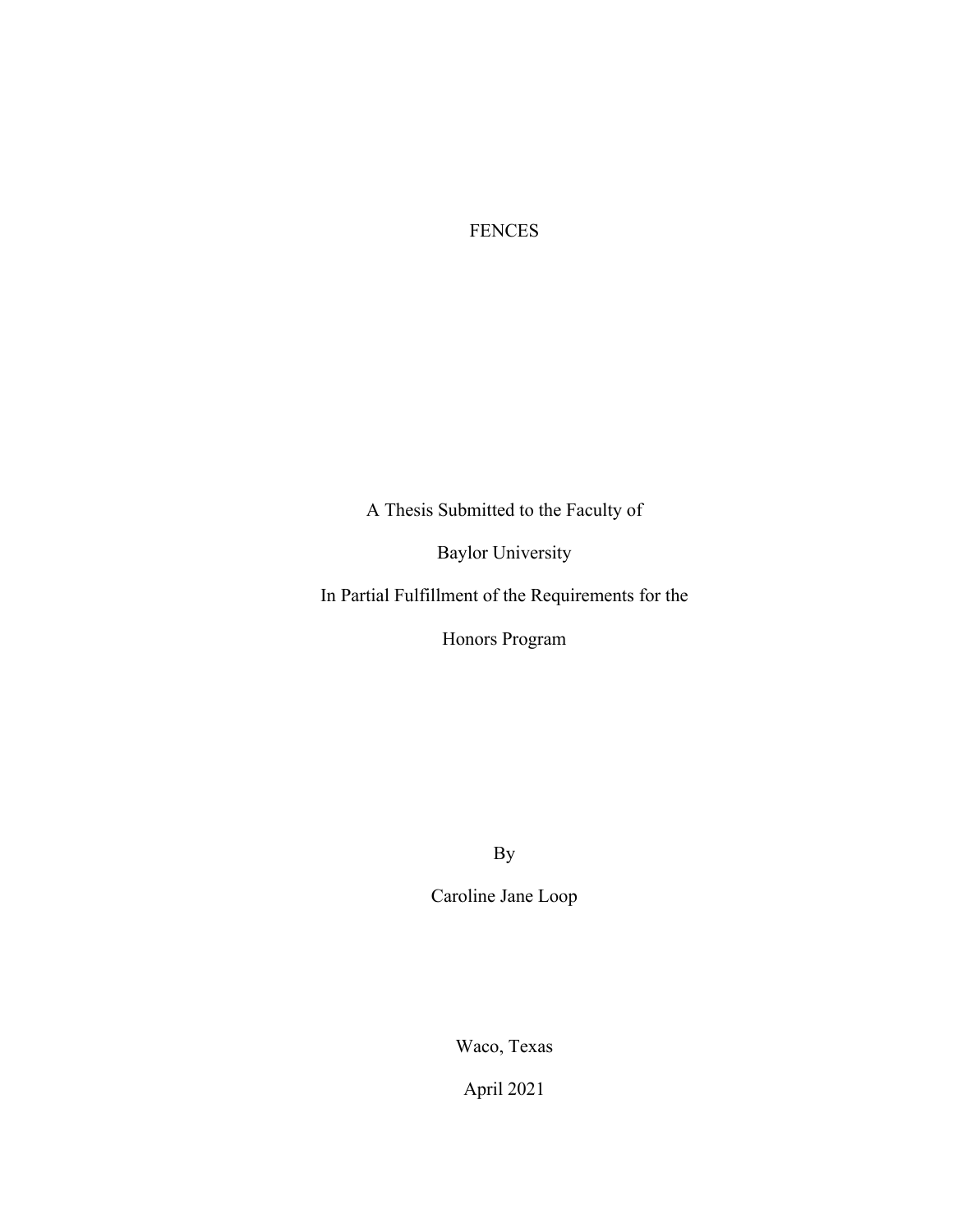# FENCES

A Thesis Submitted to the Faculty of

Baylor University

In Partial Fulfillment of the Requirements for the

Honors Program

By

Caroline Jane Loop

Waco, Texas

April 2021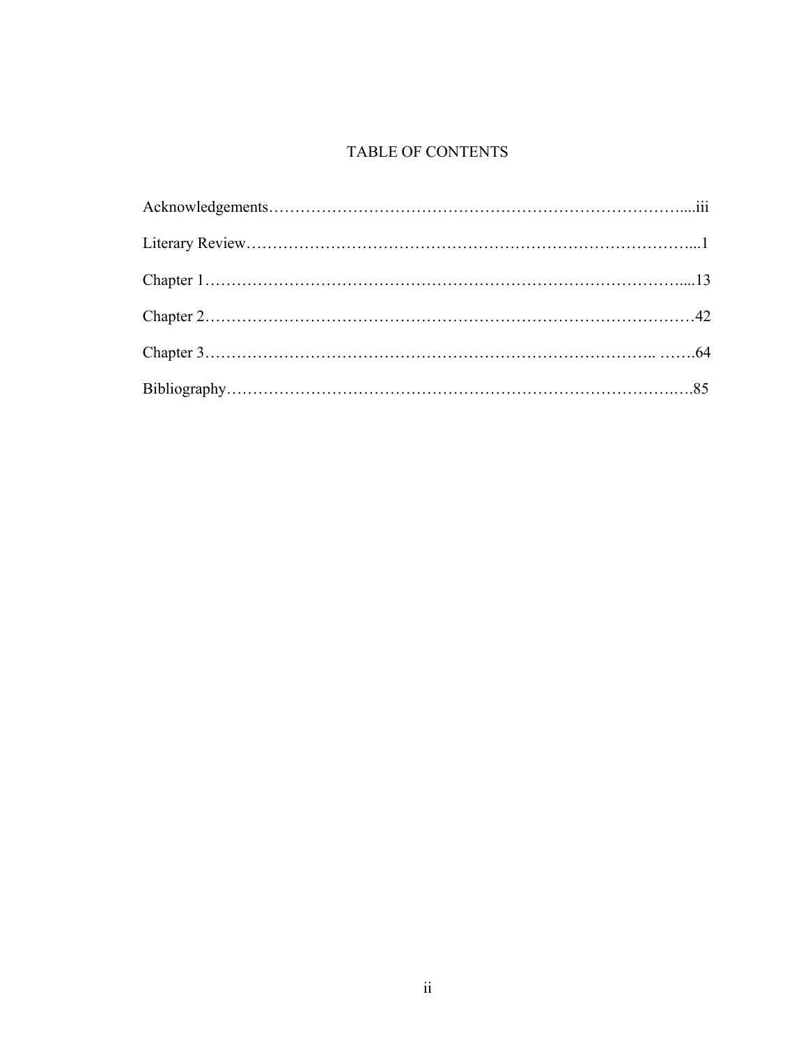# TABLE OF CONTENTS

Acknowledgements……………………………………………………………………....iii

Literary Review………………………………………………………………………...1

Chapter 1…………………………………………………………………………….....13

Chapter 2……………………………………………………………………………….42

Chapter 3…………………………………………………………………….. …….64

Bibliography……………………………………………………………………….….85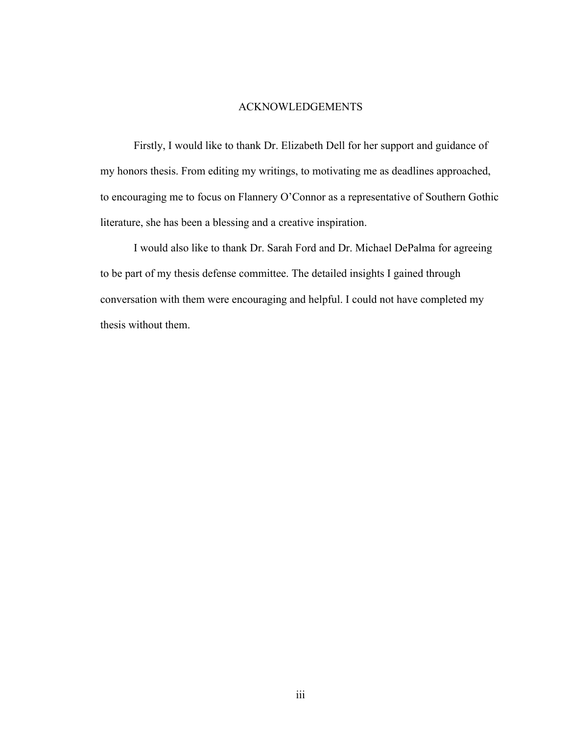# ACKNOWLEDGEMENTS

Firstly, I would like to thank Dr. Elizabeth Dell for her support and guidance of my honors thesis. From editing my writings, to motivating me as deadlines approached, to encouraging me to focus on Flannery O'Connor as a representative of Southern Gothic literature, she has been a blessing and a creative inspiration.

I would also like to thank Dr. Sarah Ford and Dr. Michael DePalma for agreeing to be part of my thesis defense committee. The detailed insights I gained through conversation with them were encouraging and helpful. I could not have completed my thesis without them.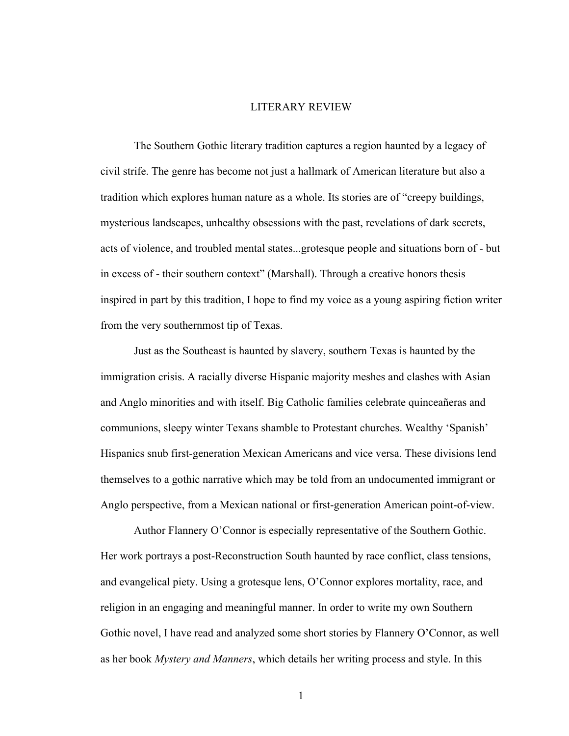# LITERARY REVIEW

The Southern Gothic literary tradition captures a region haunted by a legacy of civil strife. The genre has become not just a hallmark of American literature but also a tradition which explores human nature as a whole. Its stories are of "creepy buildings, mysterious landscapes, unhealthy obsessions with the past, revelations of dark secrets, acts of violence, and troubled mental states...grotesque people and situations born of - but in excess of - their southern context" (Marshall). Through a creative honors thesis inspired in part by this tradition, I hope to find my voice as a young aspiring fiction writer from the very southernmost tip of Texas.

Just as the Southeast is haunted by slavery, southern Texas is haunted by the immigration crisis. A racially diverse Hispanic majority meshes and clashes with Asian and Anglo minorities and with itself. Big Catholic families celebrate quinceañeras and communions, sleepy winter Texans shamble to Protestant churches. Wealthy 'Spanish' Hispanics snub first-generation Mexican Americans and vice versa. These divisions lend themselves to a gothic narrative which may be told from an undocumented immigrant or Anglo perspective, from a Mexican national or first-generation American point-of-view.

Author Flannery O'Connor is especially representative of the Southern Gothic. Her work portrays a post-Reconstruction South haunted by race conflict, class tensions, and evangelical piety. Using a grotesque lens, O'Connor explores mortality, race, and religion in an engaging and meaningful manner. In order to write my own Southern Gothic novel, I have read and analyzed some short stories by Flannery O'Connor, as well as her book *Mystery and Manners*, which details her writing process and style. In this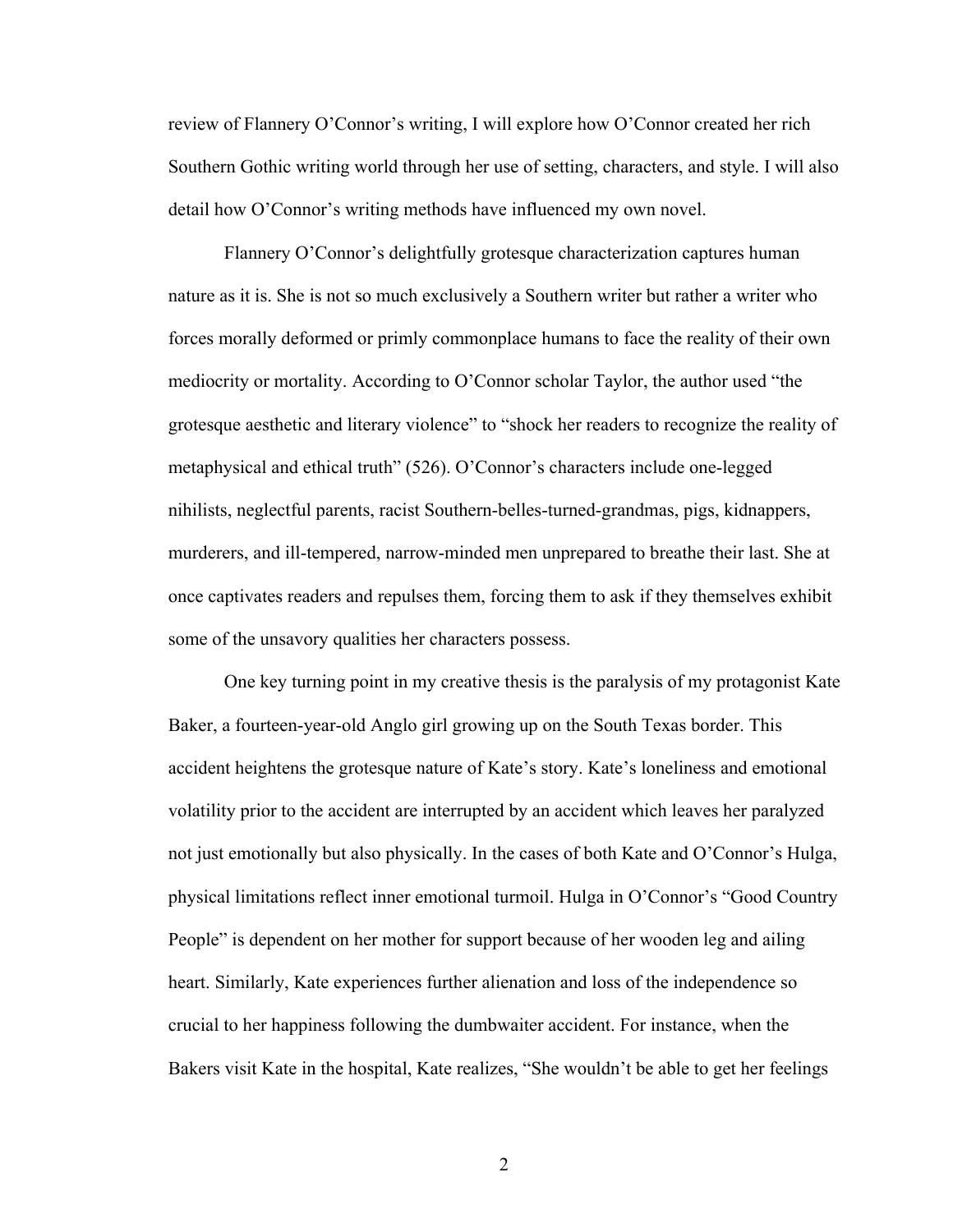review of Flannery O'Connor's writing, I will explore how O'Connor created her rich Southern Gothic writing world through her use of setting, characters, and style. I will also detail how O'Connor's writing methods have influenced my own novel.

Flannery O'Connor's delightfully grotesque characterization captures human nature as it is. She is not so much exclusively a Southern writer but rather a writer who forces morally deformed or primly commonplace humans to face the reality of their own mediocrity or mortality. According to O'Connor scholar Taylor, the author used "the grotesque aesthetic and literary violence" to "shock her readers to recognize the reality of metaphysical and ethical truth" (526). O'Connor's characters include one-legged nihilists, neglectful parents, racist Southern-belles-turned-grandmas, pigs, kidnappers, murderers, and ill-tempered, narrow-minded men unprepared to breathe their last. She at once captivates readers and repulses them, forcing them to ask if they themselves exhibit some of the unsavory qualities her characters possess.

One key turning point in my creative thesis is the paralysis of my protagonist Kate Baker, a fourteen-year-old Anglo girl growing up on the South Texas border. This accident heightens the grotesque nature of Kate's story. Kate's loneliness and emotional volatility prior to the accident are interrupted by an accident which leaves her paralyzed not just emotionally but also physically. In the cases of both Kate and O'Connor's Hulga, physical limitations reflect inner emotional turmoil. Hulga in O'Connor's "Good Country People" is dependent on her mother for support because of her wooden leg and ailing heart. Similarly, Kate experiences further alienation and loss of the independence so crucial to her happiness following the dumbwaiter accident. For instance, when the Bakers visit Kate in the hospital, Kate realizes, "She wouldn't be able to get her feelings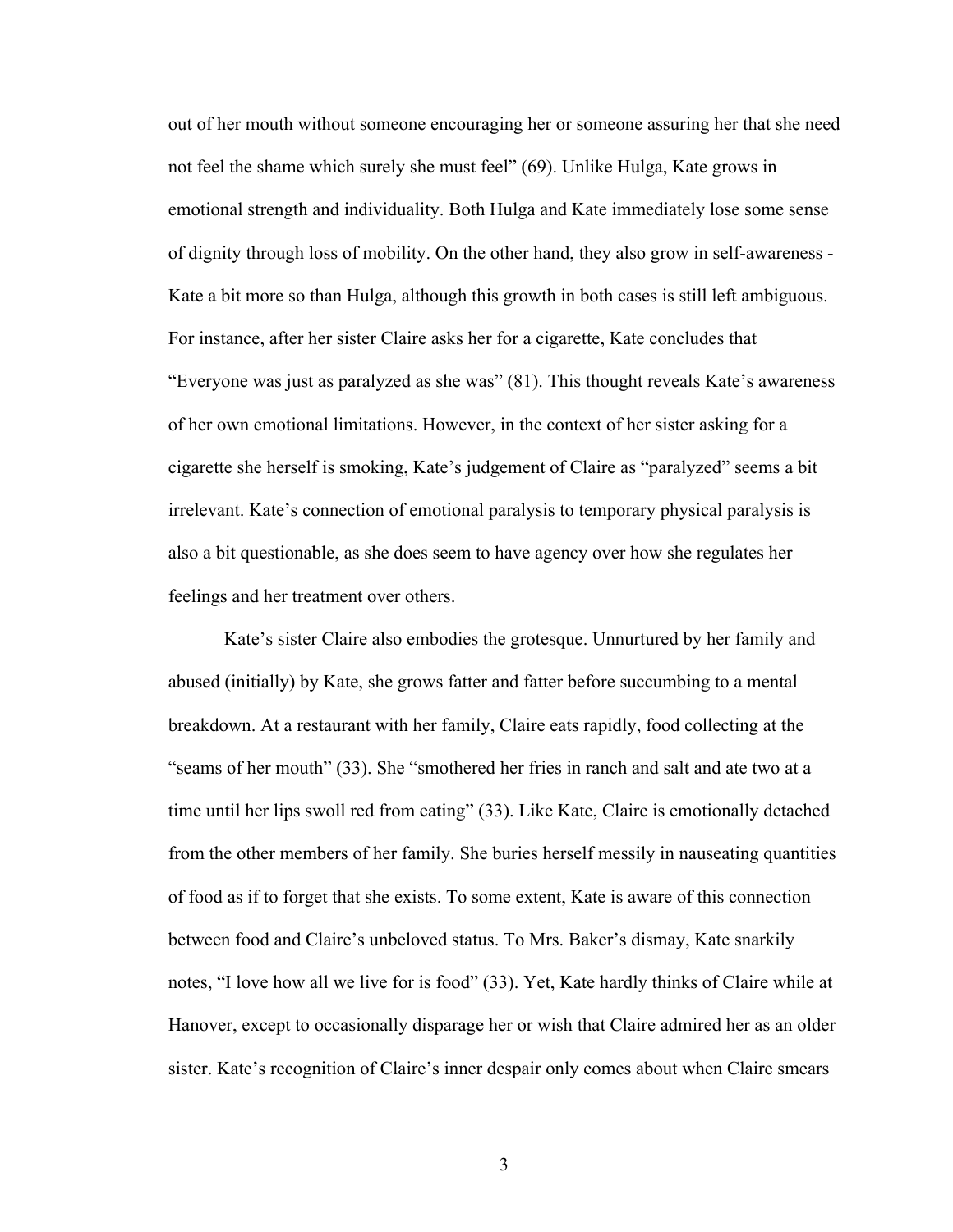out of her mouth without someone encouraging her or someone assuring her that she need not feel the shame which surely she must feel" (69). Unlike Hulga, Kate grows in emotional strength and individuality. Both Hulga and Kate immediately lose some sense of dignity through loss of mobility. On the other hand, they also grow in self-awareness - Kate a bit more so than Hulga, although this growth in both cases is still left ambiguous. For instance, after her sister Claire asks her for a cigarette, Kate concludes that "Everyone was just as paralyzed as she was" (81). This thought reveals Kate's awareness of her own emotional limitations. However, in the context of her sister asking for a cigarette she herself is smoking, Kate's judgement of Claire as "paralyzed" seems a bit irrelevant. Kate's connection of emotional paralysis to temporary physical paralysis is also a bit questionable, as she does seem to have agency over how she regulates her feelings and her treatment over others.

Kate's sister Claire also embodies the grotesque. Unnurtured by her family and abused (initially) by Kate, she grows fatter and fatter before succumbing to a mental breakdown. At a restaurant with her family, Claire eats rapidly, food collecting at the "seams of her mouth" (33). She "smothered her fries in ranch and salt and ate two at a time until her lips swoll red from eating" (33). Like Kate, Claire is emotionally detached from the other members of her family. She buries herself messily in nauseating quantities of food as if to forget that she exists. To some extent, Kate is aware of this connection between food and Claire's unbeloved status. To Mrs. Baker's dismay, Kate snarkily notes, "I love how all we live for is food" (33). Yet, Kate hardly thinks of Claire while at Hanover, except to occasionally disparage her or wish that Claire admired her as an older sister. Kate's recognition of Claire's inner despair only comes about when Claire smears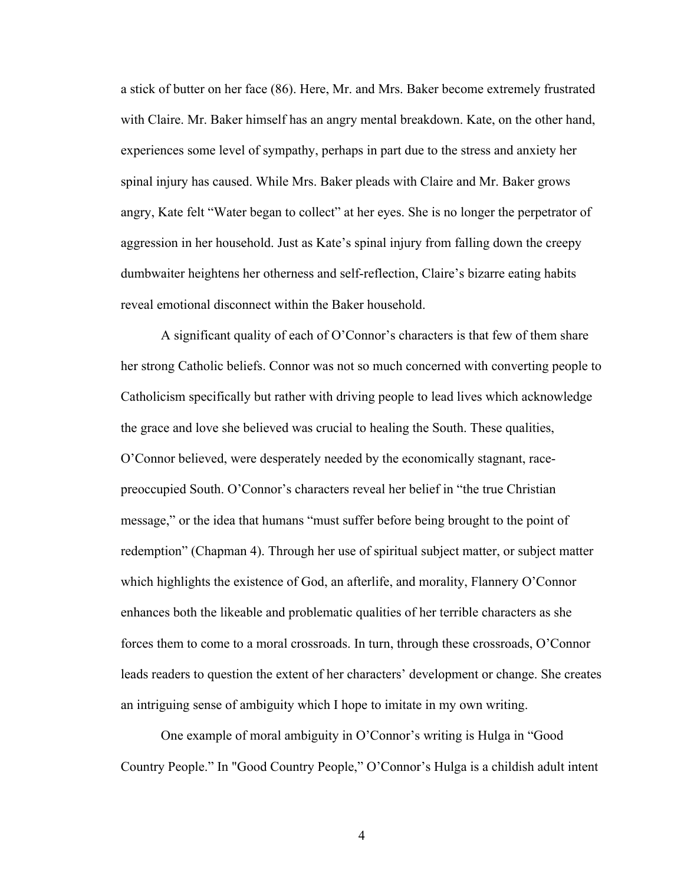a stick of butter on her face (86). Here, Mr. and Mrs. Baker become extremely frustrated with Claire. Mr. Baker himself has an angry mental breakdown. Kate, on the other hand, experiences some level of sympathy, perhaps in part due to the stress and anxiety her spinal injury has caused. While Mrs. Baker pleads with Claire and Mr. Baker grows angry, Kate felt "Water began to collect" at her eyes. She is no longer the perpetrator of aggression in her household. Just as Kate's spinal injury from falling down the creepy dumbwaiter heightens her otherness and self-reflection, Claire's bizarre eating habits reveal emotional disconnect within the Baker household.

A significant quality of each of O'Connor's characters is that few of them share her strong Catholic beliefs. Connor was not so much concerned with converting people to Catholicism specifically but rather with driving people to lead lives which acknowledge the grace and love she believed was crucial to healing the South. These qualities, O'Connor believed, were desperately needed by the economically stagnant, race-preoccupied South. O'Connor's characters reveal her belief in "the true Christian message," or the idea that humans "must suffer before being brought to the point of redemption" (Chapman 4). Through her use of spiritual subject matter, or subject matter which highlights the existence of God, an afterlife, and morality, Flannery O'Connor enhances both the likeable and problematic qualities of her terrible characters as she forces them to come to a moral crossroads. In turn, through these crossroads, O'Connor leads readers to question the extent of her characters' development or change. She creates an intriguing sense of ambiguity which I hope to imitate in my own writing.

One example of moral ambiguity in O'Connor's writing is Hulga in "Good Country People." In "Good Country People," O'Connor's Hulga is a childish adult intent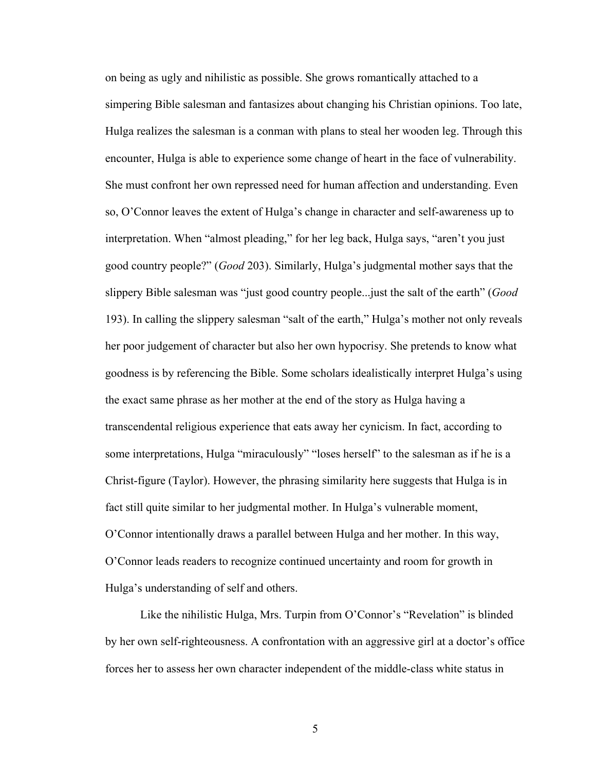on being as ugly and nihilistic as possible. She grows romantically attached to a simpering Bible salesman and fantasizes about changing his Christian opinions. Too late, Hulga realizes the salesman is a conman with plans to steal her wooden leg. Through this encounter, Hulga is able to experience some change of heart in the face of vulnerability. She must confront her own repressed need for human affection and understanding. Even so, O'Connor leaves the extent of Hulga's change in character and self-awareness up to interpretation. When "almost pleading," for her leg back, Hulga says, "aren't you just good country people?" (*Good* 203). Similarly, Hulga's judgmental mother says that the slippery Bible salesman was "just good country people...just the salt of the earth" (*Good* 193). In calling the slippery salesman "salt of the earth," Hulga's mother not only reveals her poor judgement of character but also her own hypocrisy. She pretends to know what goodness is by referencing the Bible. Some scholars idealistically interpret Hulga's using the exact same phrase as her mother at the end of the story as Hulga having a transcendental religious experience that eats away her cynicism. In fact, according to some interpretations, Hulga "miraculously" "loses herself" to the salesman as if he is a Christ-figure (Taylor). However, the phrasing similarity here suggests that Hulga is in fact still quite similar to her judgmental mother. In Hulga's vulnerable moment, O'Connor intentionally draws a parallel between Hulga and her mother. In this way, O'Connor leads readers to recognize continued uncertainty and room for growth in Hulga's understanding of self and others.

Like the nihilistic Hulga, Mrs. Turpin from O'Connor's "Revelation" is blinded by her own self-righteousness. A confrontation with an aggressive girl at a doctor's office forces her to assess her own character independent of the middle-class white status in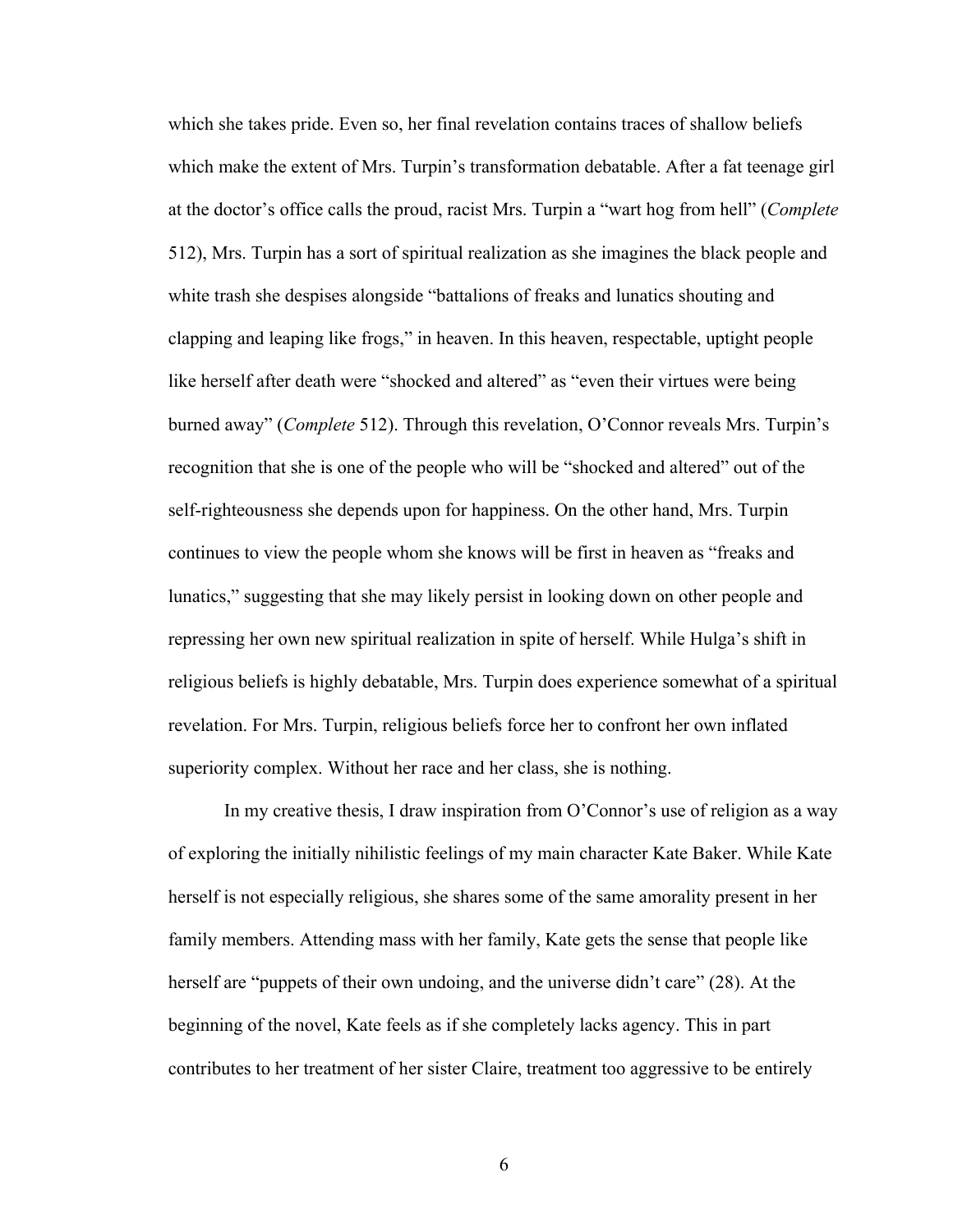which she takes pride. Even so, her final revelation contains traces of shallow beliefs which make the extent of Mrs. Turpin's transformation debatable. After a fat teenage girl at the doctor's office calls the proud, racist Mrs. Turpin a "wart hog from hell" (*Complete* 512), Mrs. Turpin has a sort of spiritual realization as she imagines the black people and white trash she despises alongside "battalions of freaks and lunatics shouting and clapping and leaping like frogs," in heaven. In this heaven, respectable, uptight people like herself after death were "shocked and altered" as "even their virtues were being burned away" (*Complete* 512). Through this revelation, O'Connor reveals Mrs. Turpin's recognition that she is one of the people who will be "shocked and altered" out of the self-righteousness she depends upon for happiness. On the other hand, Mrs. Turpin continues to view the people whom she knows will be first in heaven as "freaks and lunatics," suggesting that she may likely persist in looking down on other people and repressing her own new spiritual realization in spite of herself. While Hulga's shift in religious beliefs is highly debatable, Mrs. Turpin does experience somewhat of a spiritual revelation. For Mrs. Turpin, religious beliefs force her to confront her own inflated superiority complex. Without her race and her class, she is nothing.

In my creative thesis, I draw inspiration from O'Connor's use of religion as a way of exploring the initially nihilistic feelings of my main character Kate Baker. While Kate herself is not especially religious, she shares some of the same amorality present in her family members. Attending mass with her family, Kate gets the sense that people like herself are "puppets of their own undoing, and the universe didn't care" (28). At the beginning of the novel, Kate feels as if she completely lacks agency. This in part contributes to her treatment of her sister Claire, treatment too aggressive to be entirely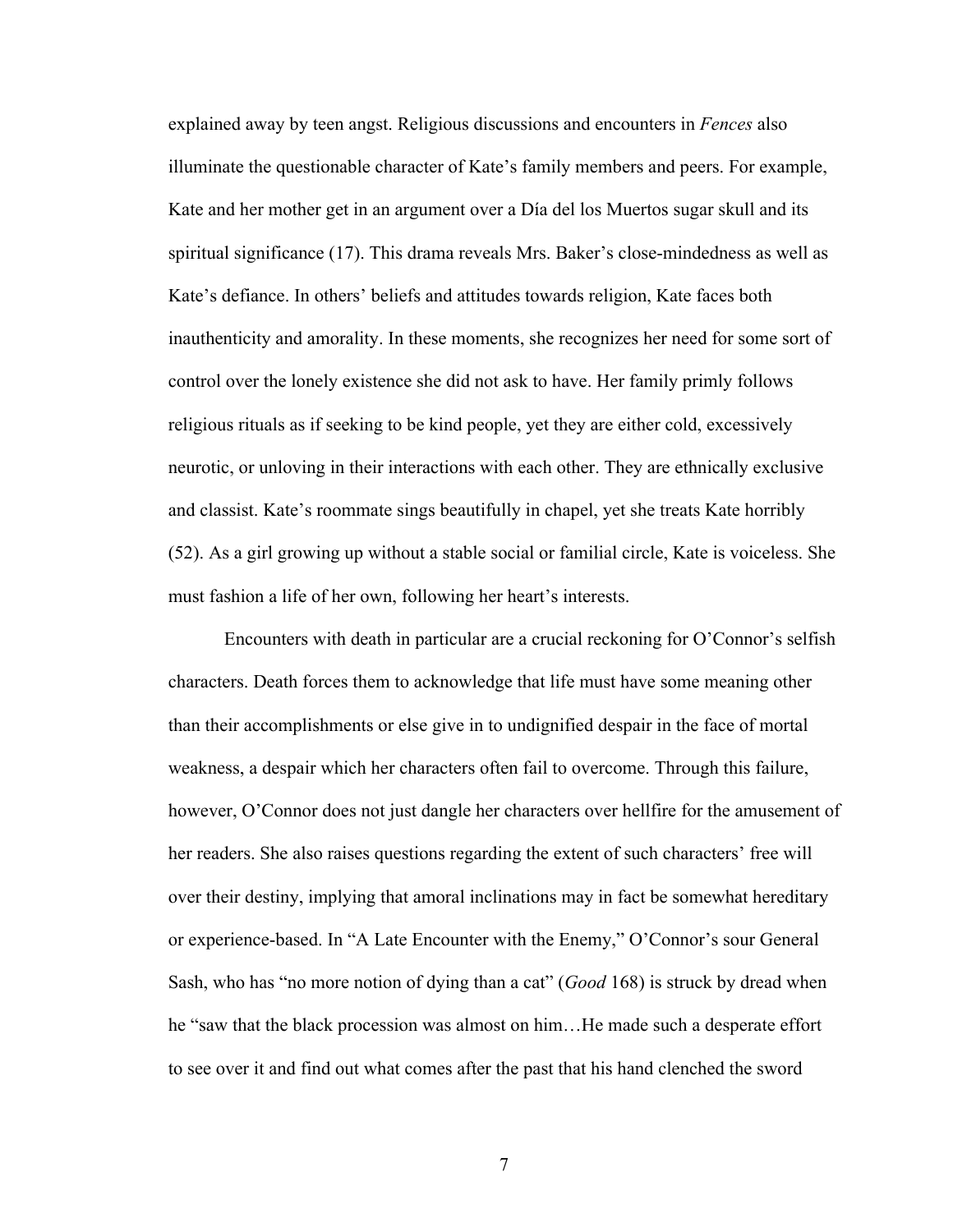explained away by teen angst. Religious discussions and encounters in *Fences* also illuminate the questionable character of Kate's family members and peers. For example, Kate and her mother get in an argument over a Día del los Muertos sugar skull and its spiritual significance (17). This drama reveals Mrs. Baker's close-mindedness as well as Kate's defiance. In others' beliefs and attitudes towards religion, Kate faces both inauthenticity and amorality. In these moments, she recognizes her need for some sort of control over the lonely existence she did not ask to have. Her family primly follows religious rituals as if seeking to be kind people, yet they are either cold, excessively neurotic, or unloving in their interactions with each other. They are ethnically exclusive and classist. Kate's roommate sings beautifully in chapel, yet she treats Kate horribly (52). As a girl growing up without a stable social or familial circle, Kate is voiceless. She must fashion a life of her own, following her heart's interests.

Encounters with death in particular are a crucial reckoning for O'Connor's selfish characters. Death forces them to acknowledge that life must have some meaning other than their accomplishments or else give in to undignified despair in the face of mortal weakness, a despair which her characters often fail to overcome. Through this failure, however, O'Connor does not just dangle her characters over hellfire for the amusement of her readers. She also raises questions regarding the extent of such characters' free will over their destiny, implying that amoral inclinations may in fact be somewhat hereditary or experience-based. In "A Late Encounter with the Enemy," O'Connor's sour General Sash, who has "no more notion of dying than a cat" (*Good* 168) is struck by dread when he "saw that the black procession was almost on him…He made such a desperate effort to see over it and find out what comes after the past that his hand clenched the sword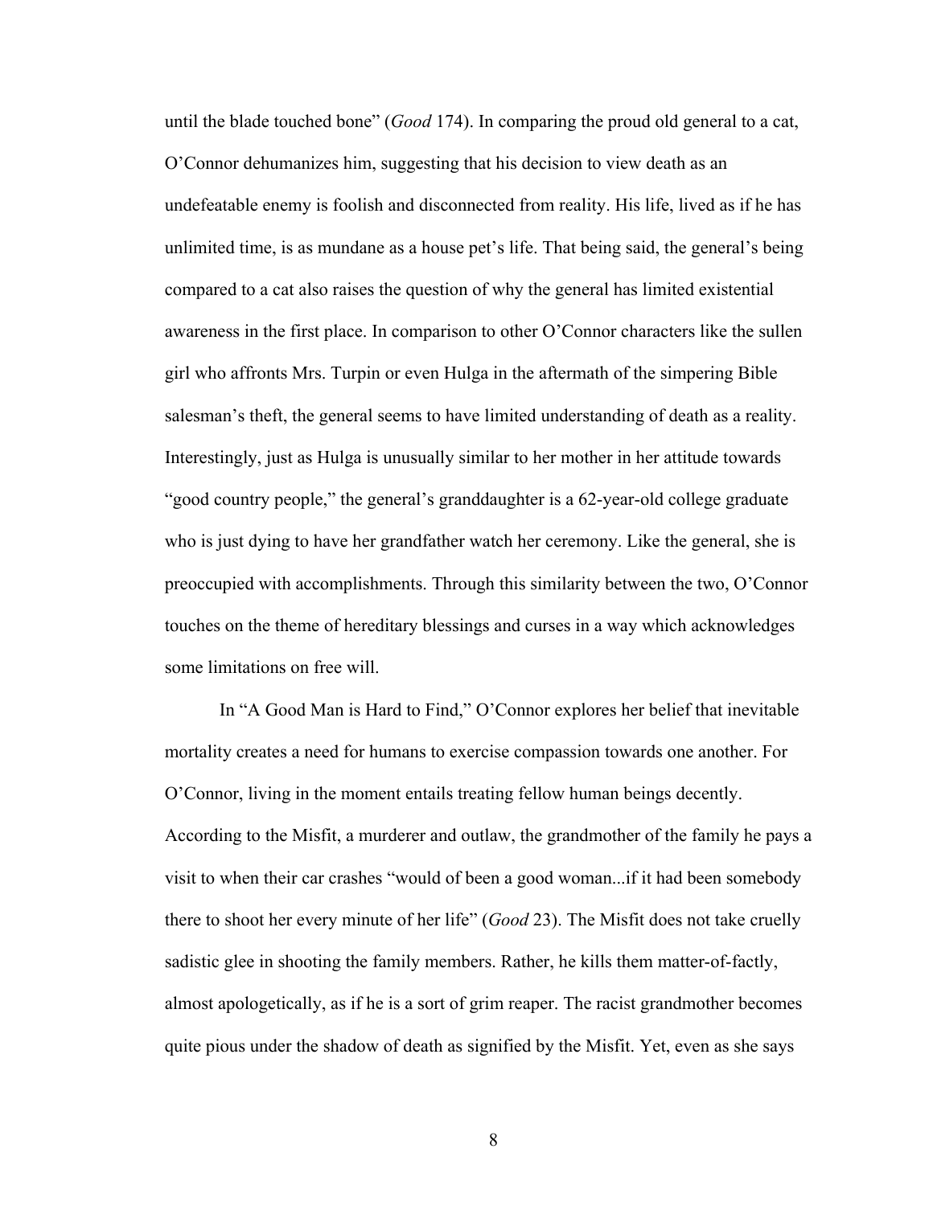until the blade touched bone" (*Good* 174). In comparing the proud old general to a cat, O'Connor dehumanizes him, suggesting that his decision to view death as an undefeatable enemy is foolish and disconnected from reality. His life, lived as if he has unlimited time, is as mundane as a house pet's life. That being said, the general's being compared to a cat also raises the question of why the general has limited existential awareness in the first place. In comparison to other O'Connor characters like the sullen girl who affronts Mrs. Turpin or even Hulga in the aftermath of the simpering Bible salesman's theft, the general seems to have limited understanding of death as a reality. Interestingly, just as Hulga is unusually similar to her mother in her attitude towards "good country people," the general's granddaughter is a 62-year-old college graduate who is just dying to have her grandfather watch her ceremony. Like the general, she is preoccupied with accomplishments. Through this similarity between the two, O'Connor touches on the theme of hereditary blessings and curses in a way which acknowledges some limitations on free will.

In "A Good Man is Hard to Find," O'Connor explores her belief that inevitable mortality creates a need for humans to exercise compassion towards one another. For O'Connor, living in the moment entails treating fellow human beings decently. According to the Misfit, a murderer and outlaw, the grandmother of the family he pays a visit to when their car crashes "would of been a good woman...if it had been somebody there to shoot her every minute of her life" (*Good* 23). The Misfit does not take cruelly sadistic glee in shooting the family members. Rather, he kills them matter-of-factly, almost apologetically, as if he is a sort of grim reaper. The racist grandmother becomes quite pious under the shadow of death as signified by the Misfit. Yet, even as she says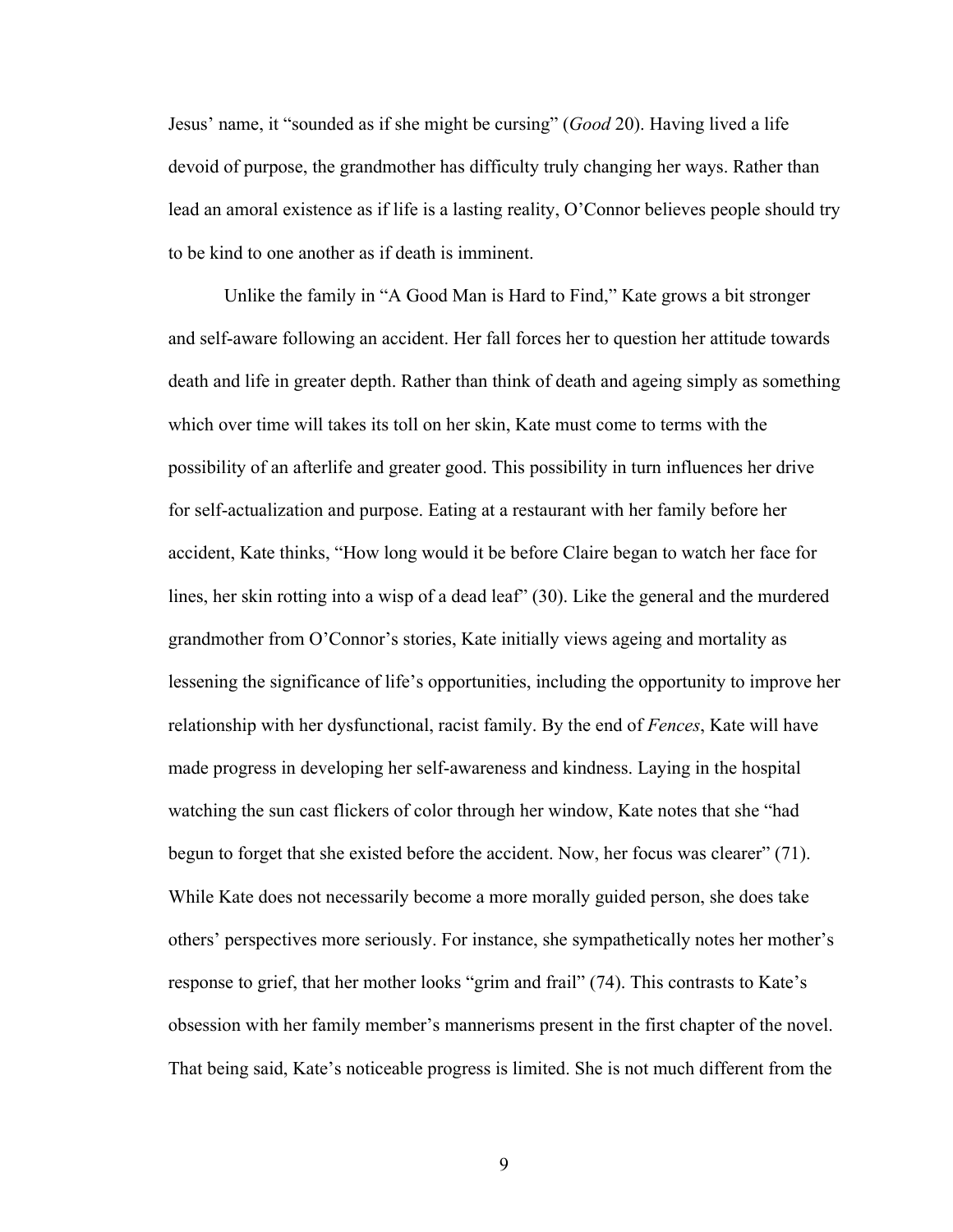Jesus' name, it "sounded as if she might be cursing" (*Good* 20). Having lived a life devoid of purpose, the grandmother has difficulty truly changing her ways. Rather than lead an amoral existence as if life is a lasting reality, O'Connor believes people should try to be kind to one another as if death is imminent.

Unlike the family in "A Good Man is Hard to Find," Kate grows a bit stronger and self-aware following an accident. Her fall forces her to question her attitude towards death and life in greater depth. Rather than think of death and ageing simply as something which over time will takes its toll on her skin, Kate must come to terms with the possibility of an afterlife and greater good. This possibility in turn influences her drive for self-actualization and purpose. Eating at a restaurant with her family before her accident, Kate thinks, "How long would it be before Claire began to watch her face for lines, her skin rotting into a wisp of a dead leaf" (30). Like the general and the murdered grandmother from O'Connor's stories, Kate initially views ageing and mortality as lessening the significance of life's opportunities, including the opportunity to improve her relationship with her dysfunctional, racist family. By the end of *Fences*, Kate will have made progress in developing her self-awareness and kindness. Laying in the hospital watching the sun cast flickers of color through her window, Kate notes that she "had begun to forget that she existed before the accident. Now, her focus was clearer" (71). While Kate does not necessarily become a more morally guided person, she does take others' perspectives more seriously. For instance, she sympathetically notes her mother's response to grief, that her mother looks "grim and frail" (74). This contrasts to Kate's obsession with her family member's mannerisms present in the first chapter of the novel. That being said, Kate's noticeable progress is limited. She is not much different from the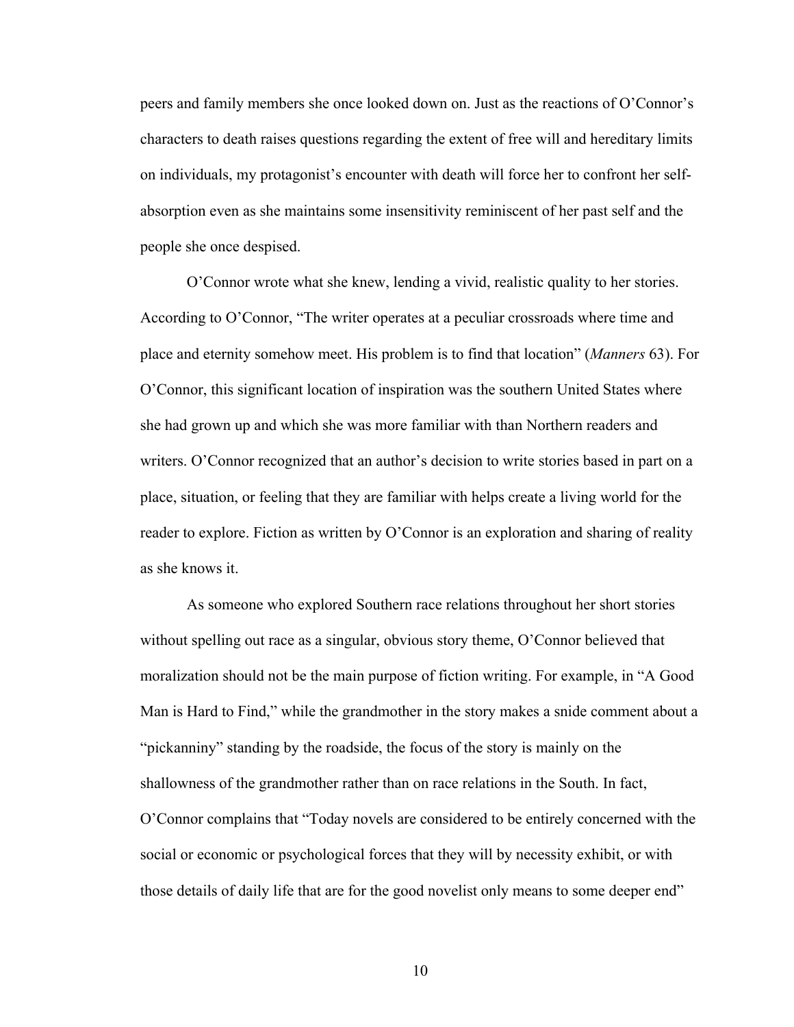peers and family members she once looked down on. Just as the reactions of O'Connor's characters to death raises questions regarding the extent of free will and hereditary limits on individuals, my protagonist's encounter with death will force her to confront her self-absorption even as she maintains some insensitivity reminiscent of her past self and the people she once despised.

O'Connor wrote what she knew, lending a vivid, realistic quality to her stories. According to O'Connor, "The writer operates at a peculiar crossroads where time and place and eternity somehow meet. His problem is to find that location" (*Manners* 63). For O'Connor, this significant location of inspiration was the southern United States where she had grown up and which she was more familiar with than Northern readers and writers. O'Connor recognized that an author's decision to write stories based in part on a place, situation, or feeling that they are familiar with helps create a living world for the reader to explore. Fiction as written by O'Connor is an exploration and sharing of reality as she knows it.

As someone who explored Southern race relations throughout her short stories without spelling out race as a singular, obvious story theme, O'Connor believed that moralization should not be the main purpose of fiction writing. For example, in "A Good Man is Hard to Find," while the grandmother in the story makes a snide comment about a "pickanniny" standing by the roadside, the focus of the story is mainly on the shallowness of the grandmother rather than on race relations in the South. In fact, O'Connor complains that "Today novels are considered to be entirely concerned with the social or economic or psychological forces that they will by necessity exhibit, or with those details of daily life that are for the good novelist only means to some deeper end"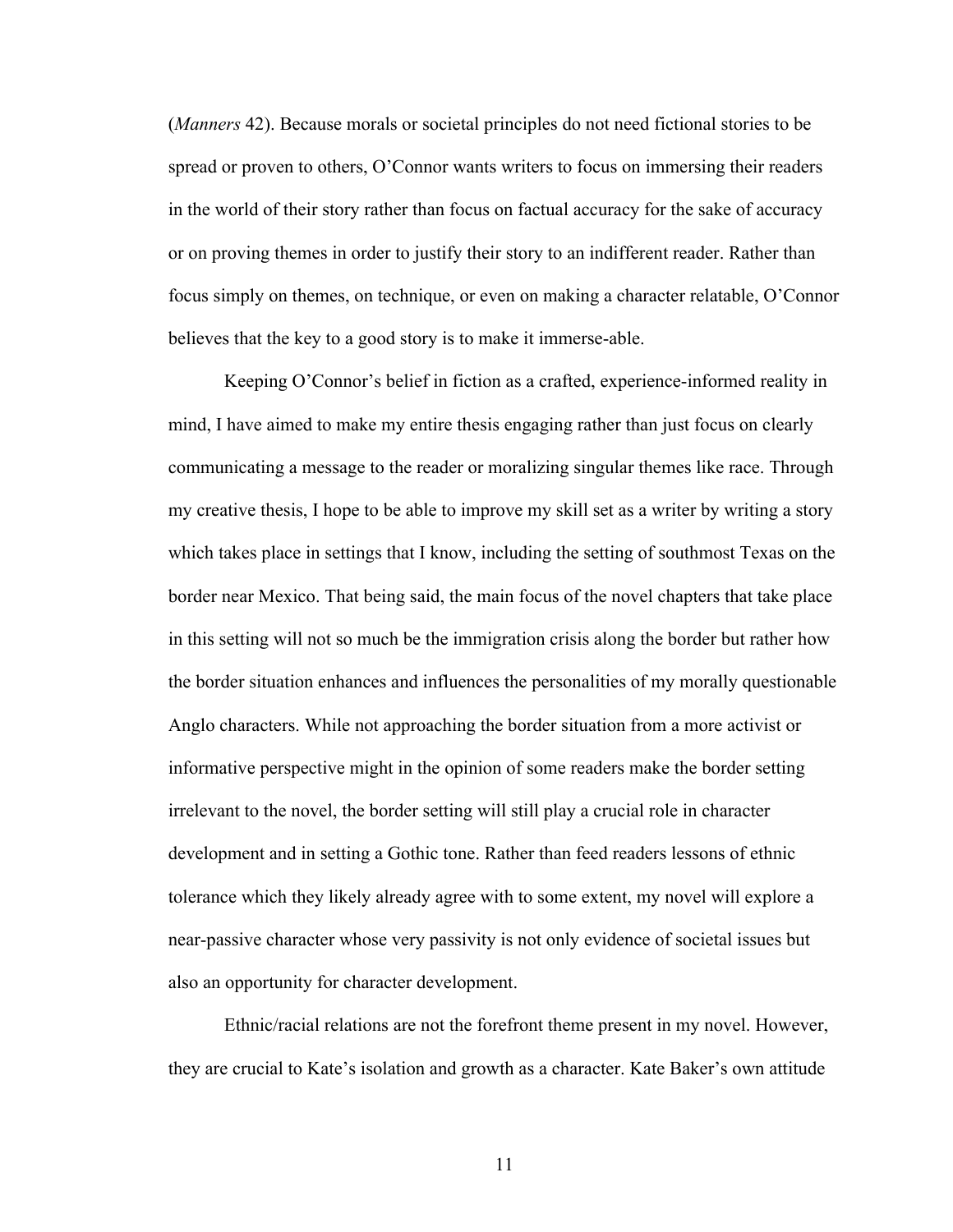(*Manners* 42). Because morals or societal principles do not need fictional stories to be spread or proven to others, O'Connor wants writers to focus on immersing their readers in the world of their story rather than focus on factual accuracy for the sake of accuracy or on proving themes in order to justify their story to an indifferent reader. Rather than focus simply on themes, on technique, or even on making a character relatable, O'Connor believes that the key to a good story is to make it immerse-able.

Keeping O'Connor's belief in fiction as a crafted, experience-informed reality in mind, I have aimed to make my entire thesis engaging rather than just focus on clearly communicating a message to the reader or moralizing singular themes like race. Through my creative thesis, I hope to be able to improve my skill set as a writer by writing a story which takes place in settings that I know, including the setting of southmost Texas on the border near Mexico. That being said, the main focus of the novel chapters that take place in this setting will not so much be the immigration crisis along the border but rather how the border situation enhances and influences the personalities of my morally questionable Anglo characters. While not approaching the border situation from a more activist or informative perspective might in the opinion of some readers make the border setting irrelevant to the novel, the border setting will still play a crucial role in character development and in setting a Gothic tone. Rather than feed readers lessons of ethnic tolerance which they likely already agree with to some extent, my novel will explore a near-passive character whose very passivity is not only evidence of societal issues but also an opportunity for character development.

Ethnic/racial relations are not the forefront theme present in my novel. However, they are crucial to Kate's isolation and growth as a character. Kate Baker's own attitude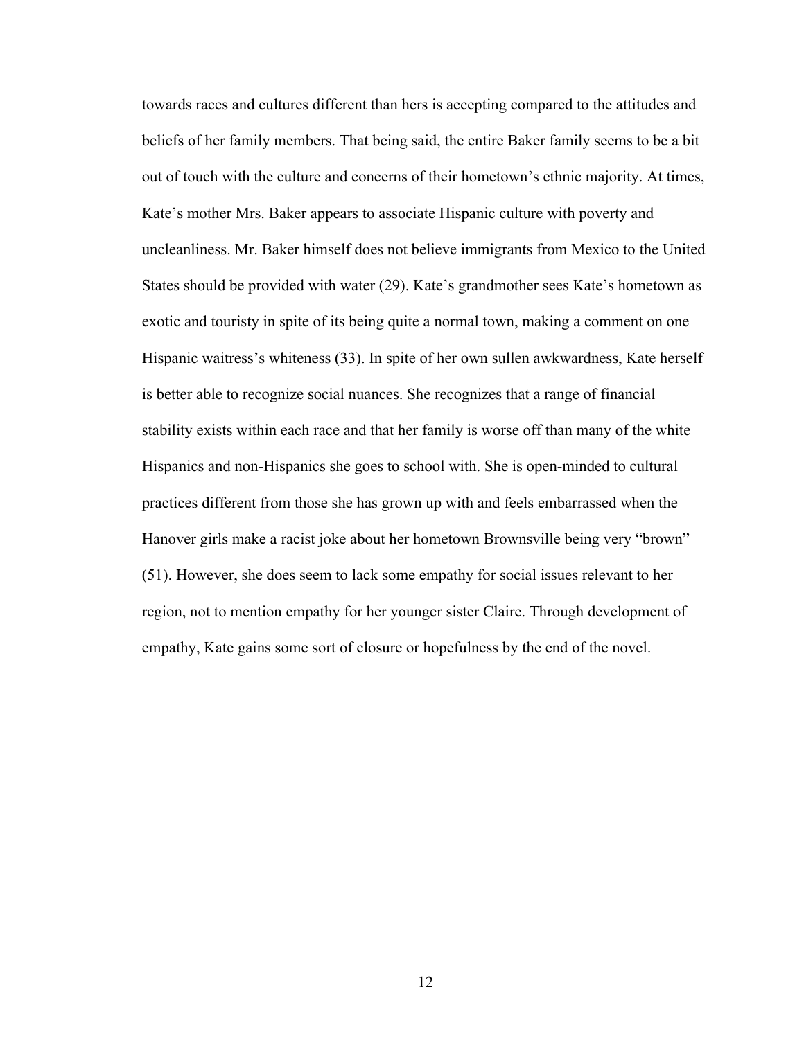towards races and cultures different than hers is accepting compared to the attitudes and beliefs of her family members. That being said, the entire Baker family seems to be a bit out of touch with the culture and concerns of their hometown's ethnic majority. At times, Kate's mother Mrs. Baker appears to associate Hispanic culture with poverty and uncleanliness. Mr. Baker himself does not believe immigrants from Mexico to the United States should be provided with water (29). Kate's grandmother sees Kate's hometown as exotic and touristy in spite of its being quite a normal town, making a comment on one Hispanic waitress's whiteness (33). In spite of her own sullen awkwardness, Kate herself is better able to recognize social nuances. She recognizes that a range of financial stability exists within each race and that her family is worse off than many of the white Hispanics and non-Hispanics she goes to school with. She is open-minded to cultural practices different from those she has grown up with and feels embarrassed when the Hanover girls make a racist joke about her hometown Brownsville being very "brown" (51). However, she does seem to lack some empathy for social issues relevant to her region, not to mention empathy for her younger sister Claire. Through development of empathy, Kate gains some sort of closure or hopefulness by the end of the novel.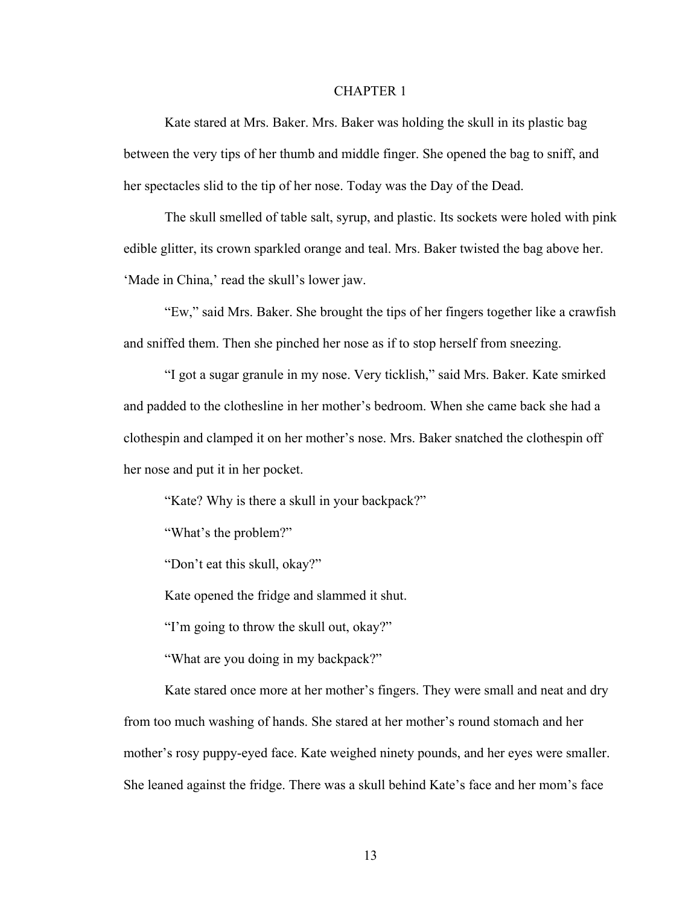# CHAPTER 1

Kate stared at Mrs. Baker. Mrs. Baker was holding the skull in its plastic bag between the very tips of her thumb and middle finger. She opened the bag to sniff, and her spectacles slid to the tip of her nose. Today was the Day of the Dead.

The skull smelled of table salt, syrup, and plastic. Its sockets were holed with pink edible glitter, its crown sparkled orange and teal. Mrs. Baker twisted the bag above her. 'Made in China,' read the skull's lower jaw.

"Ew," said Mrs. Baker. She brought the tips of her fingers together like a crawfish and sniffed them. Then she pinched her nose as if to stop herself from sneezing.

"I got a sugar granule in my nose. Very ticklish," said Mrs. Baker. Kate smirked and padded to the clothesline in her mother's bedroom. When she came back she had a clothespin and clamped it on her mother's nose. Mrs. Baker snatched the clothespin off her nose and put it in her pocket.

"Kate? Why is there a skull in your backpack?"

"What's the problem?"

"Don't eat this skull, okay?"

Kate opened the fridge and slammed it shut.

"I'm going to throw the skull out, okay?"

"What are you doing in my backpack?"

Kate stared once more at her mother's fingers. They were small and neat and dry from too much washing of hands. She stared at her mother's round stomach and her mother's rosy puppy-eyed face. Kate weighed ninety pounds, and her eyes were smaller. She leaned against the fridge. There was a skull behind Kate's face and her mom's face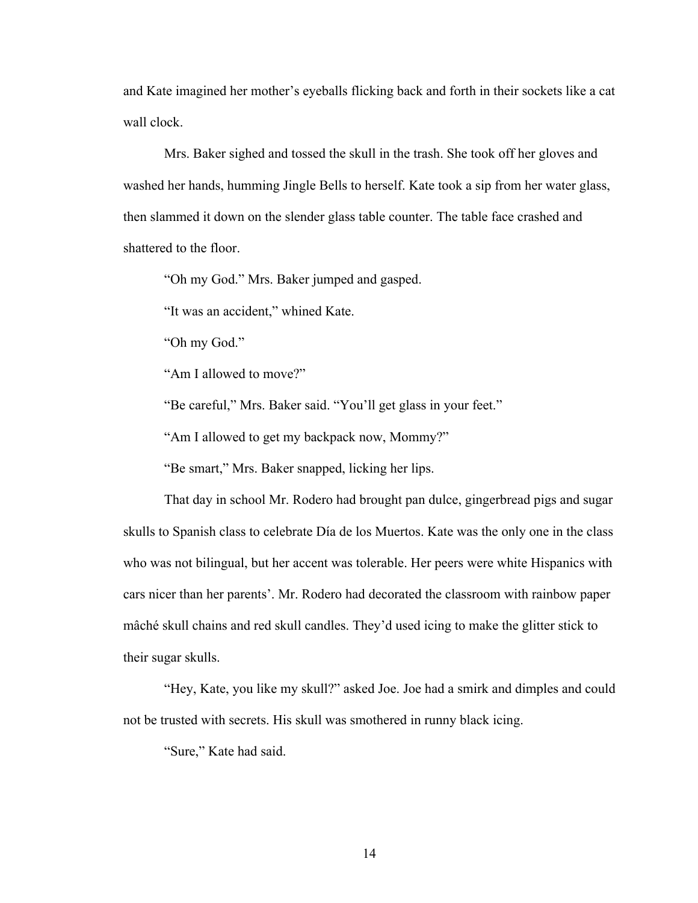and Kate imagined her mother's eyeballs flicking back and forth in their sockets like a cat wall clock.

Mrs. Baker sighed and tossed the skull in the trash. She took off her gloves and washed her hands, humming Jingle Bells to herself. Kate took a sip from her water glass, then slammed it down on the slender glass table counter. The table face crashed and shattered to the floor.

"Oh my God." Mrs. Baker jumped and gasped.

"It was an accident," whined Kate.

"Oh my God."

"Am I allowed to move?"

"Be careful," Mrs. Baker said. "You'll get glass in your feet."

"Am I allowed to get my backpack now, Mommy?"

"Be smart," Mrs. Baker snapped, licking her lips.

That day in school Mr. Rodero had brought pan dulce, gingerbread pigs and sugar skulls to Spanish class to celebrate Día de los Muertos. Kate was the only one in the class who was not bilingual, but her accent was tolerable. Her peers were white Hispanics with cars nicer than her parents'. Mr. Rodero had decorated the classroom with rainbow paper mâché skull chains and red skull candles. They'd used icing to make the glitter stick to their sugar skulls.

"Hey, Kate, you like my skull?" asked Joe. Joe had a smirk and dimples and could not be trusted with secrets. His skull was smothered in runny black icing.

"Sure," Kate had said.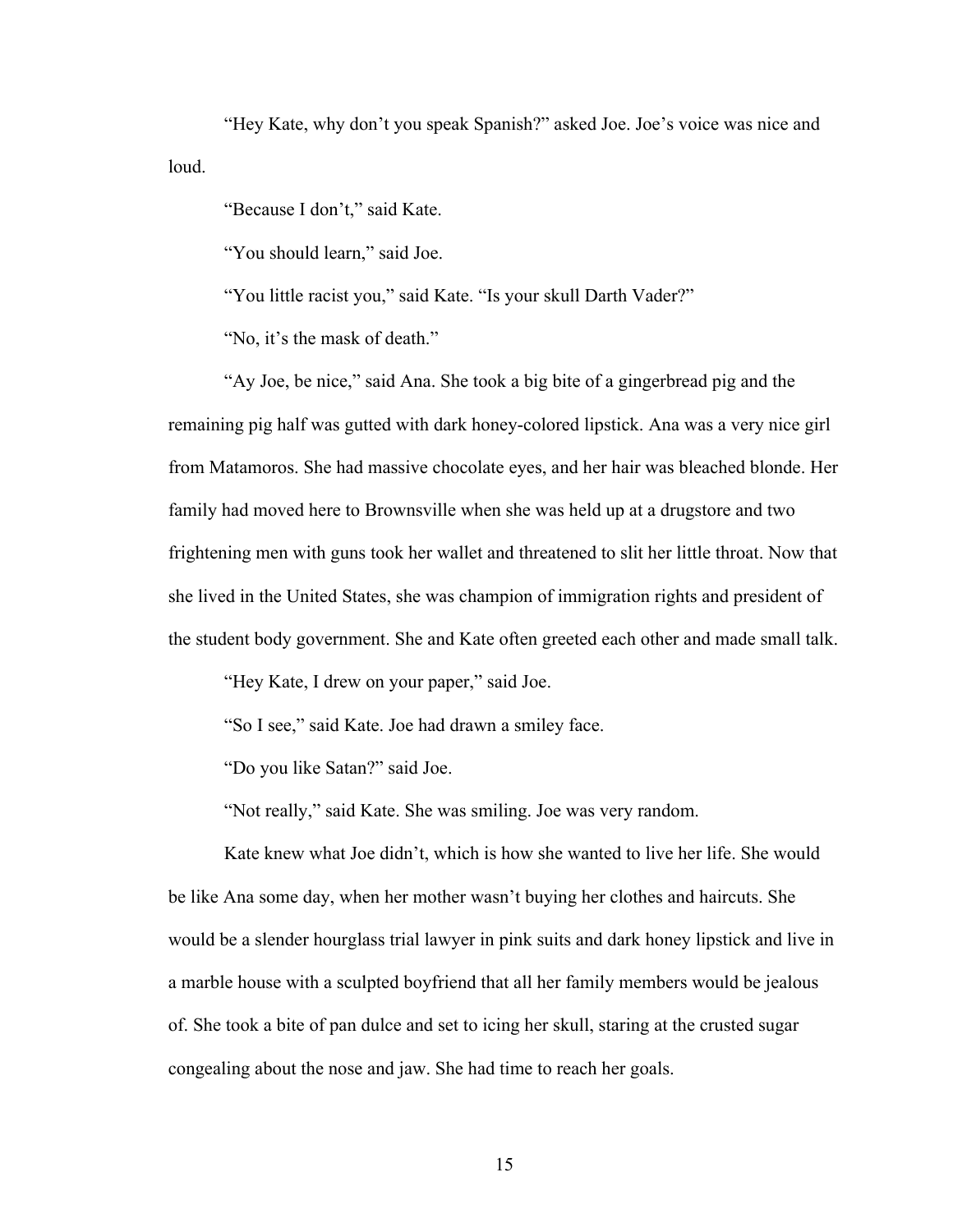"Hey Kate, why don't you speak Spanish?" asked Joe. Joe's voice was nice and loud.

"Because I don't," said Kate.

"You should learn," said Joe.

"You little racist you," said Kate. "Is your skull Darth Vader?"

"No, it's the mask of death."

"Ay Joe, be nice," said Ana. She took a big bite of a gingerbread pig and the remaining pig half was gutted with dark honey-colored lipstick. Ana was a very nice girl from Matamoros. She had massive chocolate eyes, and her hair was bleached blonde. Her family had moved here to Brownsville when she was held up at a drugstore and two frightening men with guns took her wallet and threatened to slit her little throat. Now that she lived in the United States, she was champion of immigration rights and president of the student body government. She and Kate often greeted each other and made small talk.

"Hey Kate, I drew on your paper," said Joe.

"So I see," said Kate. Joe had drawn a smiley face.

"Do you like Satan?" said Joe.

"Not really," said Kate. She was smiling. Joe was very random.

Kate knew what Joe didn't, which is how she wanted to live her life. She would be like Ana some day, when her mother wasn't buying her clothes and haircuts. She would be a slender hourglass trial lawyer in pink suits and dark honey lipstick and live in a marble house with a sculpted boyfriend that all her family members would be jealous of. She took a bite of pan dulce and set to icing her skull, staring at the crusted sugar congealing about the nose and jaw. She had time to reach her goals.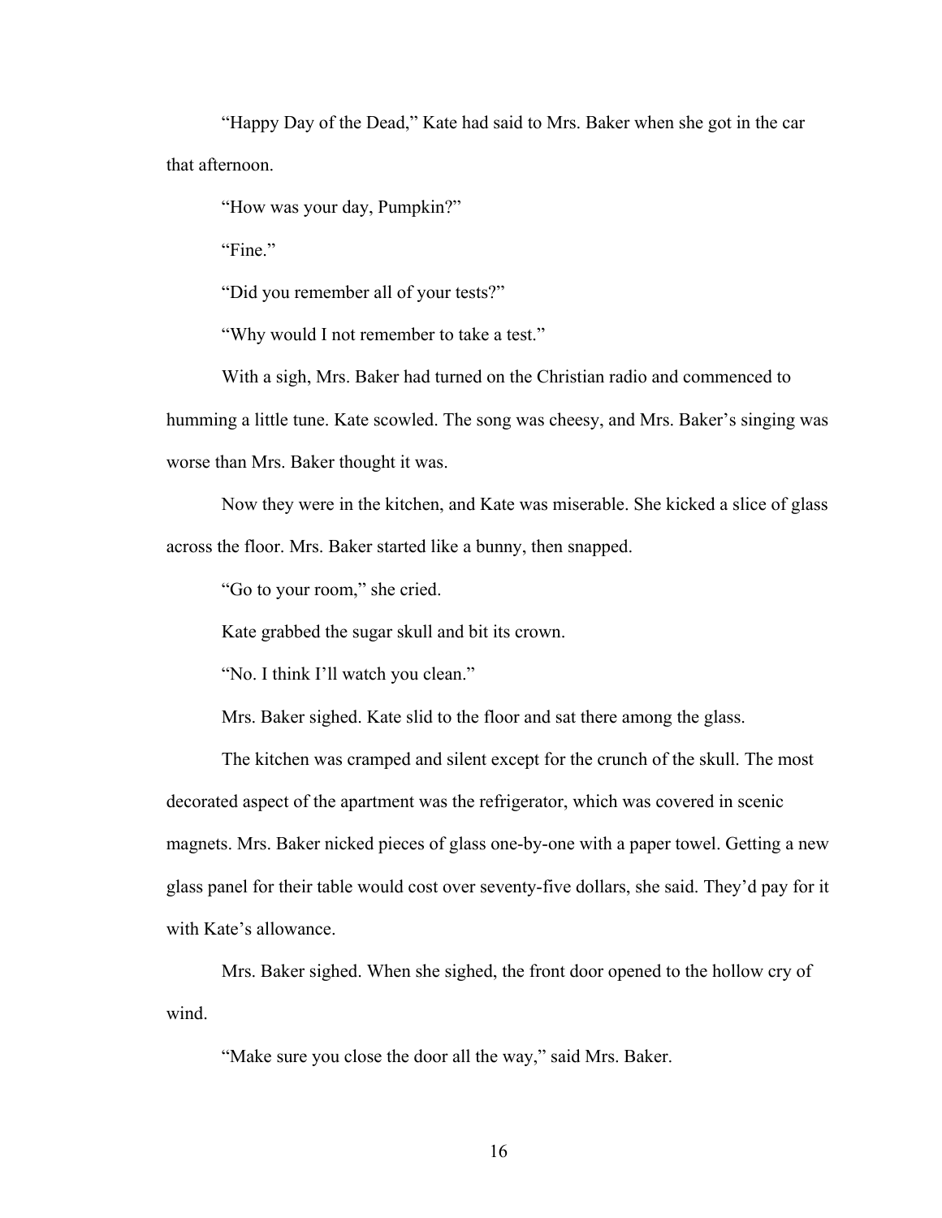"Happy Day of the Dead," Kate had said to Mrs. Baker when she got in the car that afternoon.

"How was your day, Pumpkin?"

"Fine."

"Did you remember all of your tests?"

"Why would I not remember to take a test."

With a sigh, Mrs. Baker had turned on the Christian radio and commenced to humming a little tune. Kate scowled. The song was cheesy, and Mrs. Baker's singing was worse than Mrs. Baker thought it was.

Now they were in the kitchen, and Kate was miserable. She kicked a slice of glass across the floor. Mrs. Baker started like a bunny, then snapped.

"Go to your room," she cried.

Kate grabbed the sugar skull and bit its crown.

"No. I think I'll watch you clean."

Mrs. Baker sighed. Kate slid to the floor and sat there among the glass.

The kitchen was cramped and silent except for the crunch of the skull. The most decorated aspect of the apartment was the refrigerator, which was covered in scenic magnets. Mrs. Baker nicked pieces of glass one-by-one with a paper towel. Getting a new glass panel for their table would cost over seventy-five dollars, she said. They'd pay for it with Kate's allowance.

Mrs. Baker sighed. When she sighed, the front door opened to the hollow cry of wind.

"Make sure you close the door all the way," said Mrs. Baker.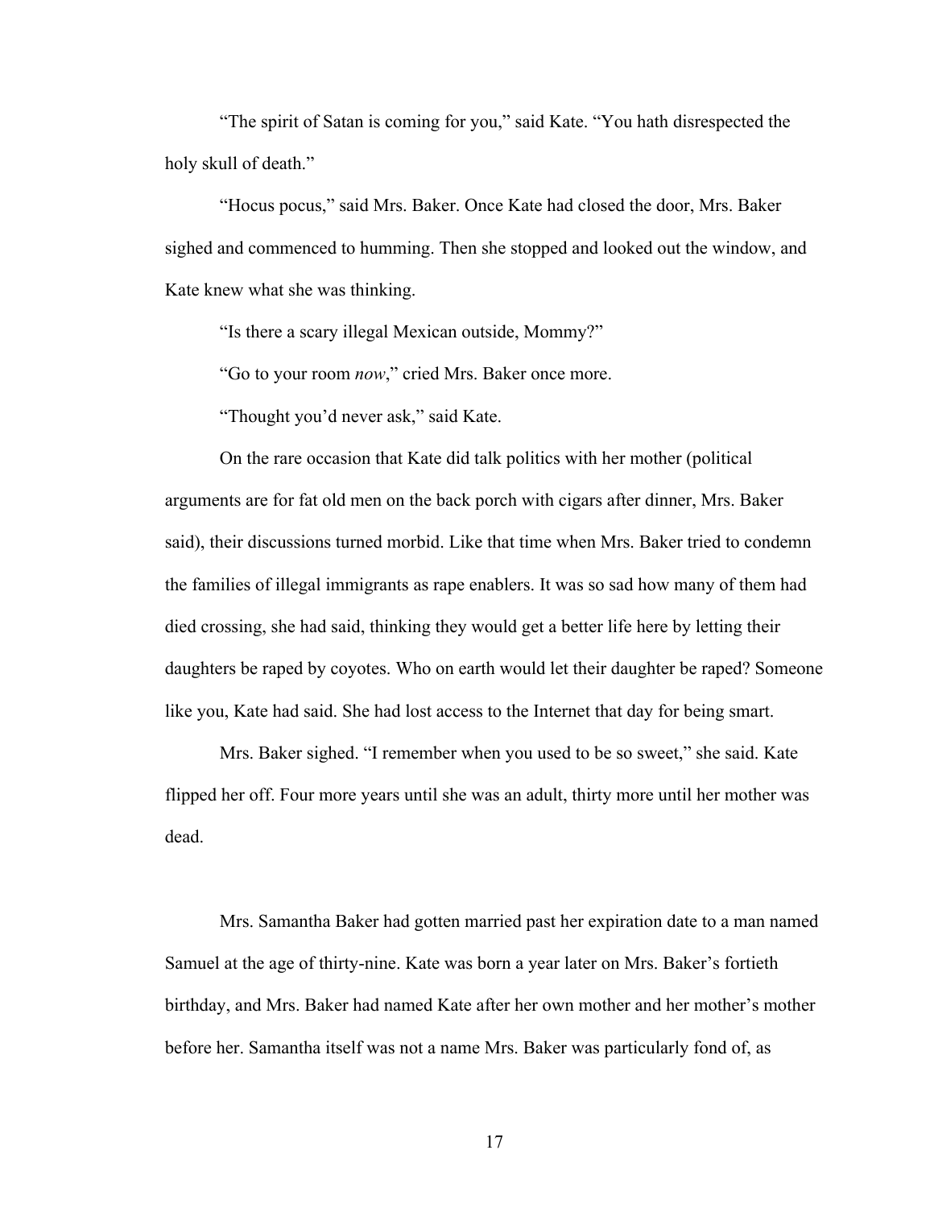"The spirit of Satan is coming for you," said Kate. "You hath disrespected the holy skull of death."

"Hocus pocus," said Mrs. Baker. Once Kate had closed the door, Mrs. Baker sighed and commenced to humming. Then she stopped and looked out the window, and Kate knew what she was thinking.

"Is there a scary illegal Mexican outside, Mommy?"

"Go to your room *now*," cried Mrs. Baker once more.

"Thought you'd never ask," said Kate.

On the rare occasion that Kate did talk politics with her mother (political arguments are for fat old men on the back porch with cigars after dinner, Mrs. Baker said), their discussions turned morbid. Like that time when Mrs. Baker tried to condemn the families of illegal immigrants as rape enablers. It was so sad how many of them had died crossing, she had said, thinking they would get a better life here by letting their daughters be raped by coyotes. Who on earth would let their daughter be raped? Someone like you, Kate had said. She had lost access to the Internet that day for being smart.

Mrs. Baker sighed. "I remember when you used to be so sweet," she said. Kate flipped her off. Four more years until she was an adult, thirty more until her mother was dead.

Mrs. Samantha Baker had gotten married past her expiration date to a man named Samuel at the age of thirty-nine. Kate was born a year later on Mrs. Baker's fortieth birthday, and Mrs. Baker had named Kate after her own mother and her mother's mother before her. Samantha itself was not a name Mrs. Baker was particularly fond of, as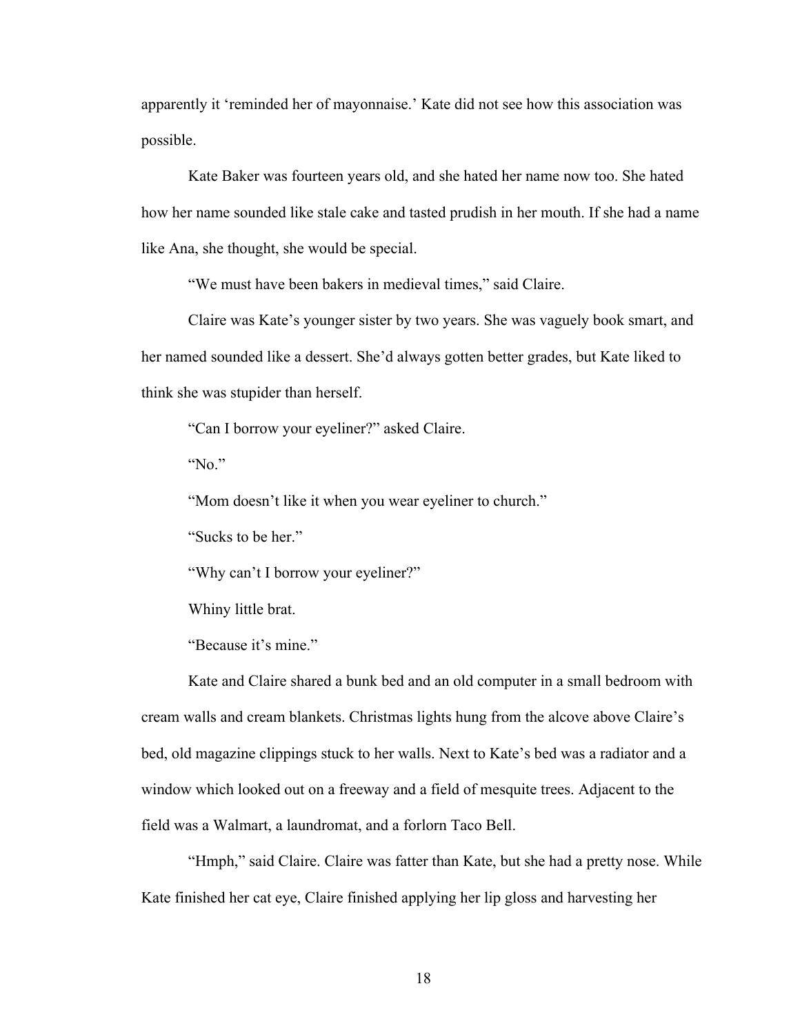apparently it 'reminded her of mayonnaise.' Kate did not see how this association was possible.

Kate Baker was fourteen years old, and she hated her name now too. She hated how her name sounded like stale cake and tasted prudish in her mouth. If she had a name like Ana, she thought, she would be special.

"We must have been bakers in medieval times," said Claire.

Claire was Kate's younger sister by two years. She was vaguely book smart, and her named sounded like a dessert. She'd always gotten better grades, but Kate liked to think she was stupider than herself.

"Can I borrow your eyeliner?" asked Claire.

"No."

"Mom doesn't like it when you wear eyeliner to church."

"Sucks to be her."

"Why can't I borrow your eyeliner?"

Whiny little brat.

"Because it's mine."

Kate and Claire shared a bunk bed and an old computer in a small bedroom with cream walls and cream blankets. Christmas lights hung from the alcove above Claire's bed, old magazine clippings stuck to her walls. Next to Kate's bed was a radiator and a window which looked out on a freeway and a field of mesquite trees. Adjacent to the field was a Walmart, a laundromat, and a forlorn Taco Bell.

"Hmph," said Claire. Claire was fatter than Kate, but she had a pretty nose. While Kate finished her cat eye, Claire finished applying her lip gloss and harvesting her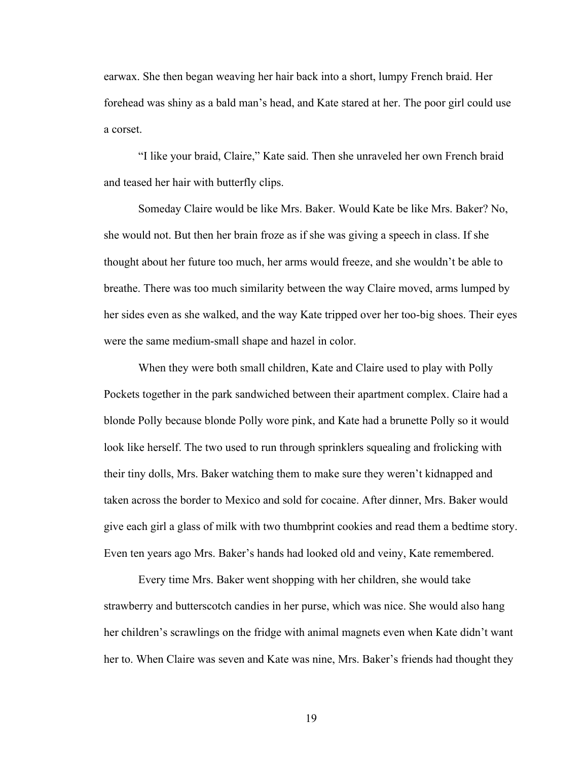earwax. She then began weaving her hair back into a short, lumpy French braid. Her forehead was shiny as a bald man's head, and Kate stared at her. The poor girl could use a corset.

"I like your braid, Claire," Kate said. Then she unraveled her own French braid and teased her hair with butterfly clips.

Someday Claire would be like Mrs. Baker. Would Kate be like Mrs. Baker? No, she would not. But then her brain froze as if she was giving a speech in class. If she thought about her future too much, her arms would freeze, and she wouldn't be able to breathe. There was too much similarity between the way Claire moved, arms lumped by her sides even as she walked, and the way Kate tripped over her too-big shoes. Their eyes were the same medium-small shape and hazel in color.

When they were both small children, Kate and Claire used to play with Polly Pockets together in the park sandwiched between their apartment complex. Claire had a blonde Polly because blonde Polly wore pink, and Kate had a brunette Polly so it would look like herself. The two used to run through sprinklers squealing and frolicking with their tiny dolls, Mrs. Baker watching them to make sure they weren't kidnapped and taken across the border to Mexico and sold for cocaine. After dinner, Mrs. Baker would give each girl a glass of milk with two thumbprint cookies and read them a bedtime story. Even ten years ago Mrs. Baker's hands had looked old and veiny, Kate remembered.

Every time Mrs. Baker went shopping with her children, she would take strawberry and butterscotch candies in her purse, which was nice. She would also hang her children's scrawlings on the fridge with animal magnets even when Kate didn't want her to. When Claire was seven and Kate was nine, Mrs. Baker's friends had thought they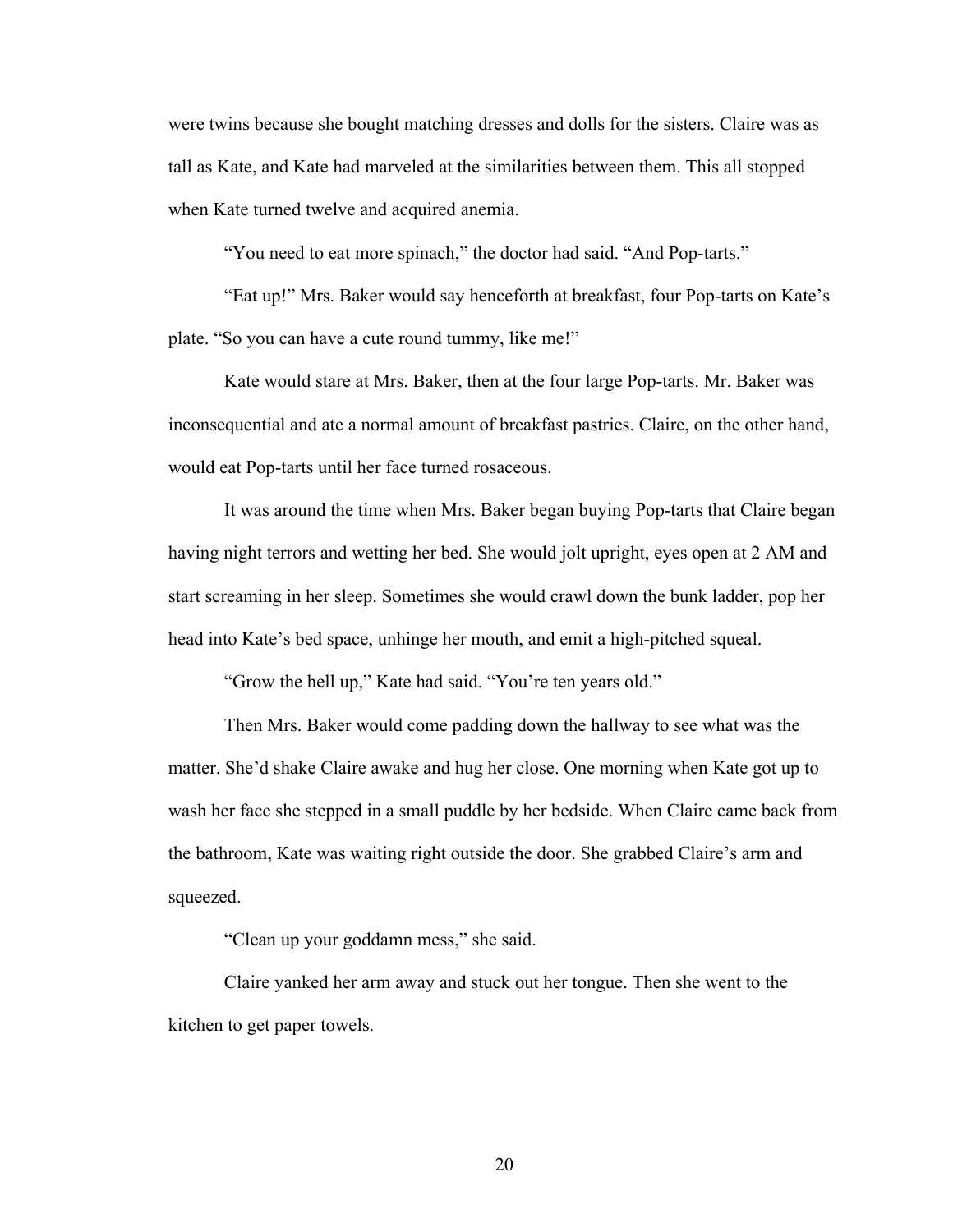were twins because she bought matching dresses and dolls for the sisters. Claire was as tall as Kate, and Kate had marveled at the similarities between them. This all stopped when Kate turned twelve and acquired anemia.

"You need to eat more spinach," the doctor had said. "And Pop-tarts."

"Eat up!" Mrs. Baker would say henceforth at breakfast, four Pop-tarts on Kate's plate. "So you can have a cute round tummy, like me!"

Kate would stare at Mrs. Baker, then at the four large Pop-tarts. Mr. Baker was inconsequential and ate a normal amount of breakfast pastries. Claire, on the other hand, would eat Pop-tarts until her face turned rosaceous.

It was around the time when Mrs. Baker began buying Pop-tarts that Claire began having night terrors and wetting her bed. She would jolt upright, eyes open at 2 AM and start screaming in her sleep. Sometimes she would crawl down the bunk ladder, pop her head into Kate's bed space, unhinge her mouth, and emit a high-pitched squeal.

"Grow the hell up," Kate had said. "You're ten years old."

Then Mrs. Baker would come padding down the hallway to see what was the matter. She'd shake Claire awake and hug her close. One morning when Kate got up to wash her face she stepped in a small puddle by her bedside. When Claire came back from the bathroom, Kate was waiting right outside the door. She grabbed Claire's arm and squeezed.

"Clean up your goddamn mess," she said.

Claire yanked her arm away and stuck out her tongue. Then she went to the kitchen to get paper towels.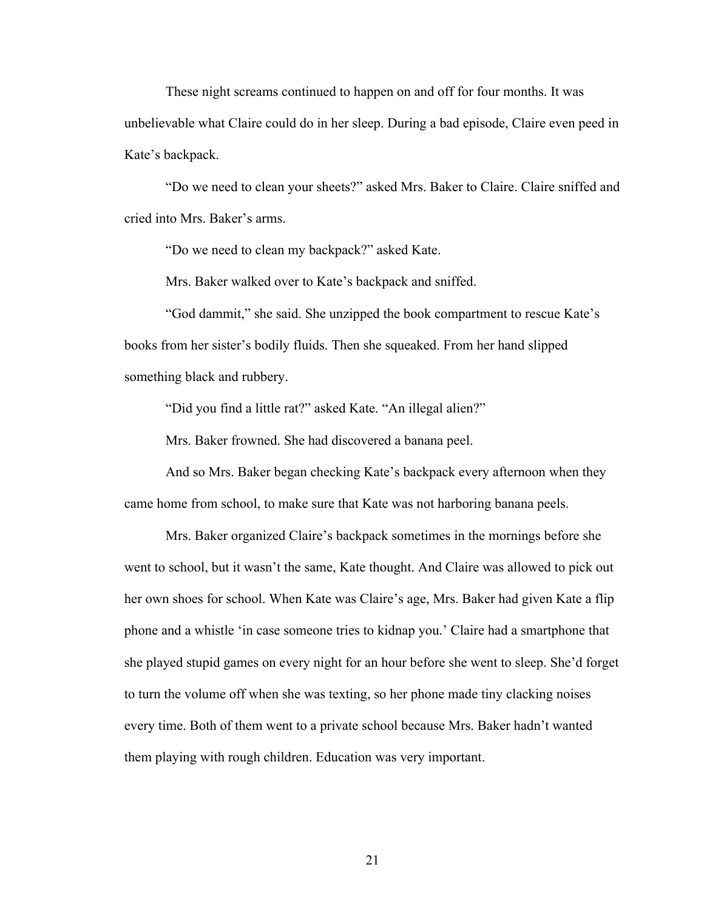These night screams continued to happen on and off for four months. It was unbelievable what Claire could do in her sleep. During a bad episode, Claire even peed in Kate's backpack.

"Do we need to clean your sheets?" asked Mrs. Baker to Claire. Claire sniffed and cried into Mrs. Baker's arms.

"Do we need to clean my backpack?" asked Kate.

Mrs. Baker walked over to Kate's backpack and sniffed.

"God dammit," she said. She unzipped the book compartment to rescue Kate's books from her sister's bodily fluids. Then she squeaked. From her hand slipped something black and rubbery.

"Did you find a little rat?" asked Kate. "An illegal alien?"

Mrs. Baker frowned. She had discovered a banana peel.

And so Mrs. Baker began checking Kate's backpack every afternoon when they came home from school, to make sure that Kate was not harboring banana peels.

Mrs. Baker organized Claire's backpack sometimes in the mornings before she went to school, but it wasn't the same, Kate thought. And Claire was allowed to pick out her own shoes for school. When Kate was Claire's age, Mrs. Baker had given Kate a flip phone and a whistle 'in case someone tries to kidnap you.' Claire had a smartphone that she played stupid games on every night for an hour before she went to sleep. She'd forget to turn the volume off when she was texting, so her phone made tiny clacking noises every time. Both of them went to a private school because Mrs. Baker hadn't wanted them playing with rough children. Education was very important.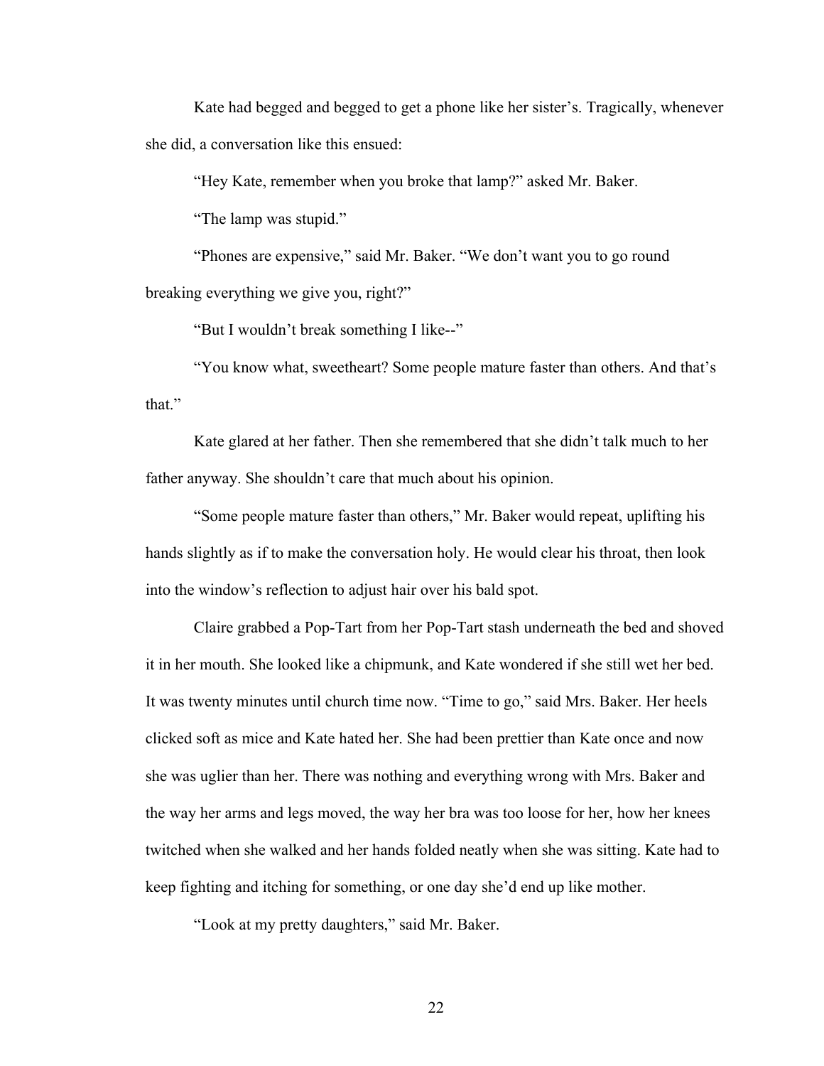Kate had begged and begged to get a phone like her sister's. Tragically, whenever she did, a conversation like this ensued:

"Hey Kate, remember when you broke that lamp?" asked Mr. Baker.

"The lamp was stupid."

"Phones are expensive," said Mr. Baker. "We don't want you to go round breaking everything we give you, right?"

"But I wouldn't break something I like--"

"You know what, sweetheart? Some people mature faster than others. And that's that."

Kate glared at her father. Then she remembered that she didn't talk much to her father anyway. She shouldn't care that much about his opinion.

"Some people mature faster than others," Mr. Baker would repeat, uplifting his hands slightly as if to make the conversation holy. He would clear his throat, then look into the window's reflection to adjust hair over his bald spot.

Claire grabbed a Pop-Tart from her Pop-Tart stash underneath the bed and shoved it in her mouth. She looked like a chipmunk, and Kate wondered if she still wet her bed. It was twenty minutes until church time now. "Time to go," said Mrs. Baker. Her heels clicked soft as mice and Kate hated her. She had been prettier than Kate once and now she was uglier than her. There was nothing and everything wrong with Mrs. Baker and the way her arms and legs moved, the way her bra was too loose for her, how her knees twitched when she walked and her hands folded neatly when she was sitting. Kate had to keep fighting and itching for something, or one day she'd end up like mother.

"Look at my pretty daughters," said Mr. Baker.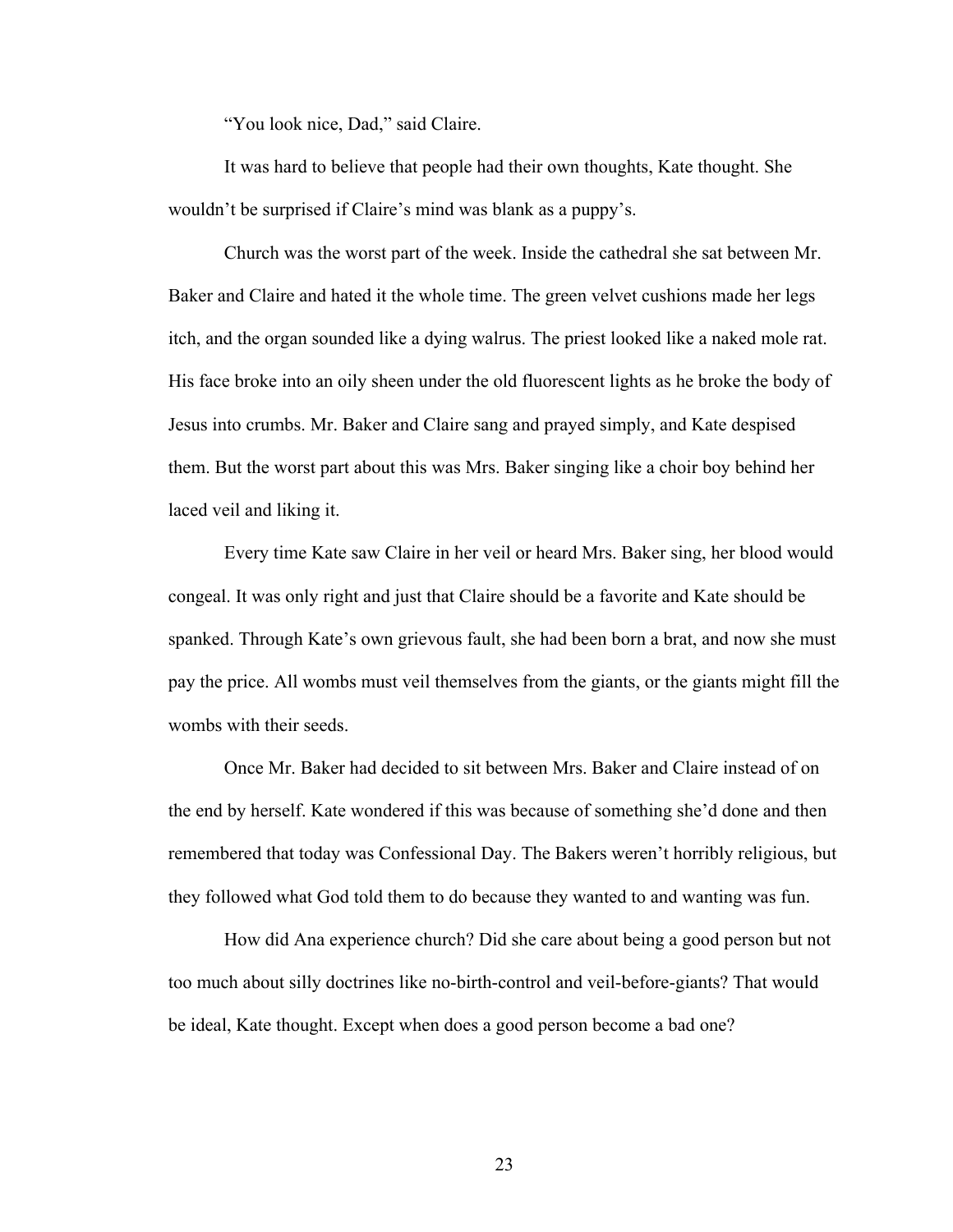"You look nice, Dad," said Claire.

It was hard to believe that people had their own thoughts, Kate thought. She wouldn't be surprised if Claire's mind was blank as a puppy's.

Church was the worst part of the week. Inside the cathedral she sat between Mr. Baker and Claire and hated it the whole time. The green velvet cushions made her legs itch, and the organ sounded like a dying walrus. The priest looked like a naked mole rat. His face broke into an oily sheen under the old fluorescent lights as he broke the body of Jesus into crumbs. Mr. Baker and Claire sang and prayed simply, and Kate despised them. But the worst part about this was Mrs. Baker singing like a choir boy behind her laced veil and liking it.

Every time Kate saw Claire in her veil or heard Mrs. Baker sing, her blood would congeal. It was only right and just that Claire should be a favorite and Kate should be spanked. Through Kate's own grievous fault, she had been born a brat, and now she must pay the price. All wombs must veil themselves from the giants, or the giants might fill the wombs with their seeds.

Once Mr. Baker had decided to sit between Mrs. Baker and Claire instead of on the end by herself. Kate wondered if this was because of something she'd done and then remembered that today was Confessional Day. The Bakers weren't horribly religious, but they followed what God told them to do because they wanted to and wanting was fun.

How did Ana experience church? Did she care about being a good person but not too much about silly doctrines like no-birth-control and veil-before-giants? That would be ideal, Kate thought. Except when does a good person become a bad one?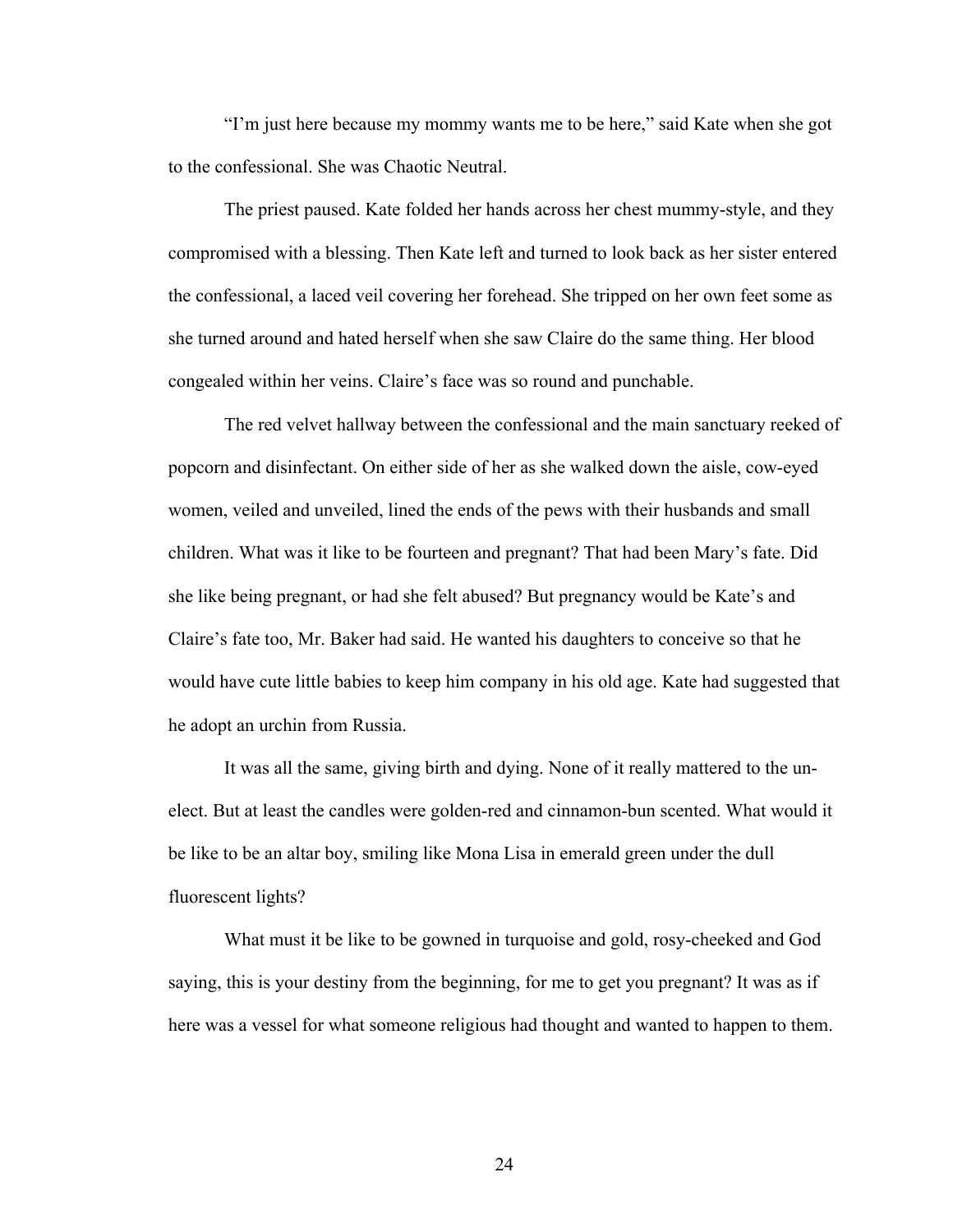"I'm just here because my mommy wants me to be here," said Kate when she got to the confessional. She was Chaotic Neutral.

The priest paused. Kate folded her hands across her chest mummy-style, and they compromised with a blessing. Then Kate left and turned to look back as her sister entered the confessional, a laced veil covering her forehead. She tripped on her own feet some as she turned around and hated herself when she saw Claire do the same thing. Her blood congealed within her veins. Claire's face was so round and punchable.

The red velvet hallway between the confessional and the main sanctuary reeked of popcorn and disinfectant. On either side of her as she walked down the aisle, cow-eyed women, veiled and unveiled, lined the ends of the pews with their husbands and small children. What was it like to be fourteen and pregnant? That had been Mary's fate. Did she like being pregnant, or had she felt abused? But pregnancy would be Kate's and Claire's fate too, Mr. Baker had said. He wanted his daughters to conceive so that he would have cute little babies to keep him company in his old age. Kate had suggested that he adopt an urchin from Russia.

It was all the same, giving birth and dying. None of it really mattered to the un-elect. But at least the candles were golden-red and cinnamon-bun scented. What would it be like to be an altar boy, smiling like Mona Lisa in emerald green under the dull fluorescent lights?

What must it be like to be gowned in turquoise and gold, rosy-cheeked and God saying, this is your destiny from the beginning, for me to get you pregnant? It was as if here was a vessel for what someone religious had thought and wanted to happen to them.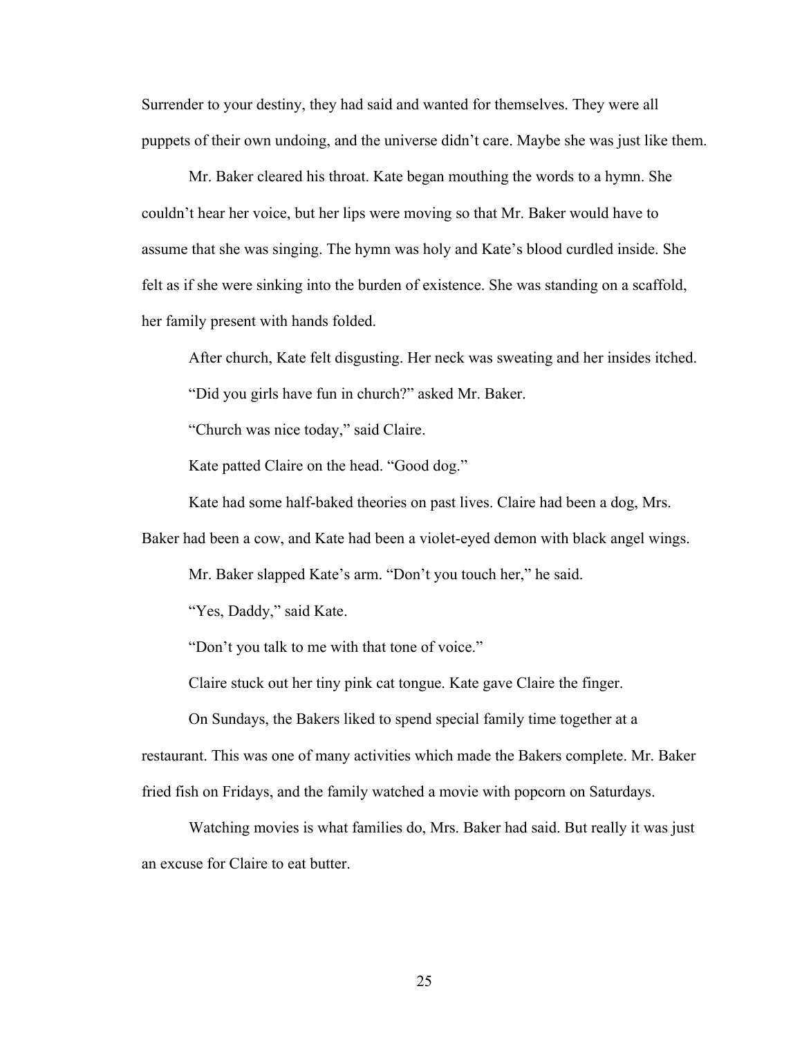Surrender to your destiny, they had said and wanted for themselves. They were all puppets of their own undoing, and the universe didn't care. Maybe she was just like them.

Mr. Baker cleared his throat. Kate began mouthing the words to a hymn. She couldn't hear her voice, but her lips were moving so that Mr. Baker would have to assume that she was singing. The hymn was holy and Kate's blood curdled inside. She felt as if she were sinking into the burden of existence. She was standing on a scaffold, her family present with hands folded.

After church, Kate felt disgusting. Her neck was sweating and her insides itched.

"Did you girls have fun in church?" asked Mr. Baker.

"Church was nice today," said Claire.

Kate patted Claire on the head. "Good dog."

Kate had some half-baked theories on past lives. Claire had been a dog, Mrs. Baker had been a cow, and Kate had been a violet-eyed demon with black angel wings.

Mr. Baker slapped Kate's arm. "Don't you touch her," he said.

"Yes, Daddy," said Kate.

"Don't you talk to me with that tone of voice."

Claire stuck out her tiny pink cat tongue. Kate gave Claire the finger.

On Sundays, the Bakers liked to spend special family time together at a restaurant. This was one of many activities which made the Bakers complete. Mr. Baker fried fish on Fridays, and the family watched a movie with popcorn on Saturdays.

Watching movies is what families do, Mrs. Baker had said. But really it was just an excuse for Claire to eat butter.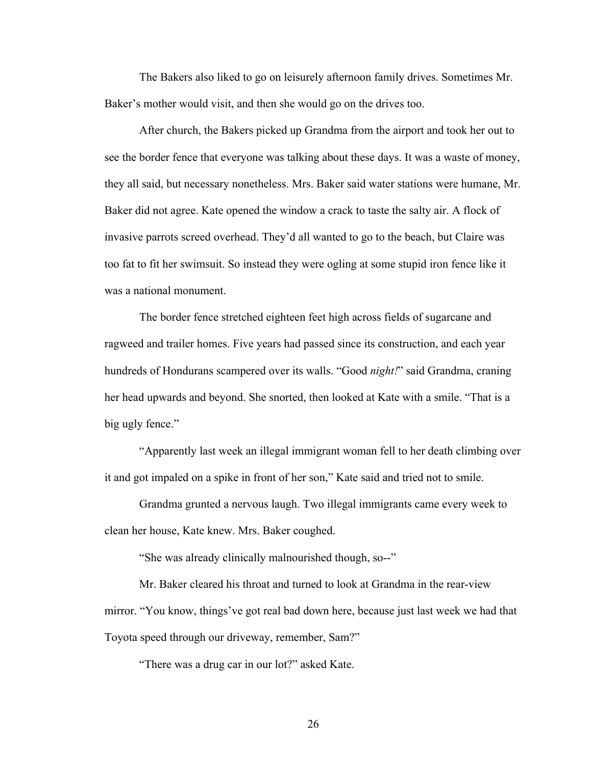The Bakers also liked to go on leisurely afternoon family drives. Sometimes Mr. Baker's mother would visit, and then she would go on the drives too.

After church, the Bakers picked up Grandma from the airport and took her out to see the border fence that everyone was talking about these days. It was a waste of money, they all said, but necessary nonetheless. Mrs. Baker said water stations were humane, Mr. Baker did not agree. Kate opened the window a crack to taste the salty air. A flock of invasive parrots screed overhead. They'd all wanted to go to the beach, but Claire was too fat to fit her swimsuit. So instead they were ogling at some stupid iron fence like it was a national monument.

The border fence stretched eighteen feet high across fields of sugarcane and ragweed and trailer homes. Five years had passed since its construction, and each year hundreds of Hondurans scampered over its walls. "Good *night!*" said Grandma, craning her head upwards and beyond. She snorted, then looked at Kate with a smile. "That is a big ugly fence."

"Apparently last week an illegal immigrant woman fell to her death climbing over it and got impaled on a spike in front of her son," Kate said and tried not to smile.

Grandma grunted a nervous laugh. Two illegal immigrants came every week to clean her house, Kate knew. Mrs. Baker coughed.

"She was already clinically malnourished though, so--"

Mr. Baker cleared his throat and turned to look at Grandma in the rear-view mirror. "You know, things've got real bad down here, because just last week we had that Toyota speed through our driveway, remember, Sam?"

"There was a drug car in our lot?" asked Kate.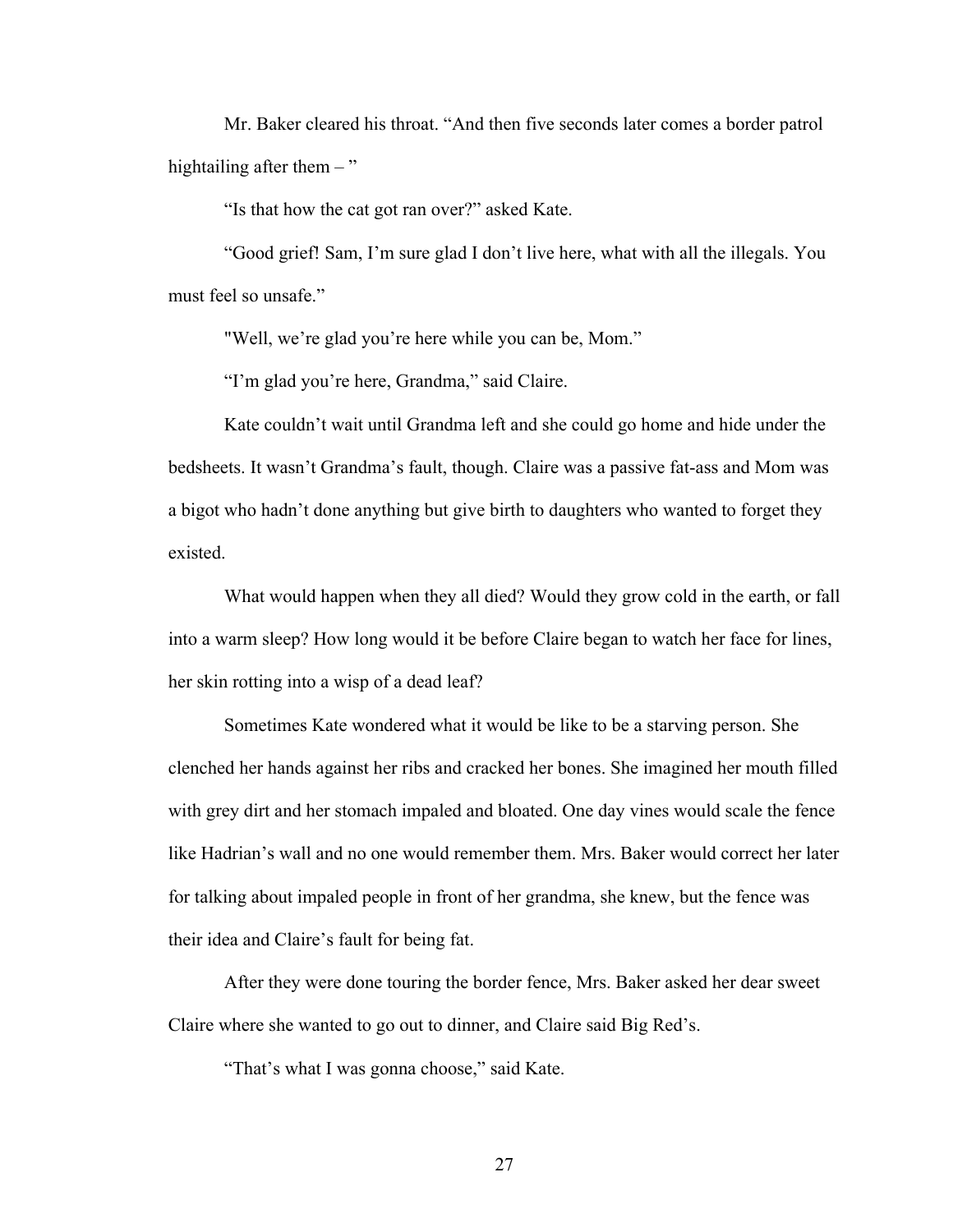Mr. Baker cleared his throat. "And then five seconds later comes a border patrol hightailing after them – "

"Is that how the cat got ran over?" asked Kate.

"Good grief! Sam, I'm sure glad I don't live here, what with all the illegals. You must feel so unsafe."

"Well, we're glad you're here while you can be, Mom."

"I'm glad you're here, Grandma," said Claire.

Kate couldn't wait until Grandma left and she could go home and hide under the bedsheets. It wasn't Grandma's fault, though. Claire was a passive fat-ass and Mom was a bigot who hadn't done anything but give birth to daughters who wanted to forget they existed.

What would happen when they all died? Would they grow cold in the earth, or fall into a warm sleep? How long would it be before Claire began to watch her face for lines, her skin rotting into a wisp of a dead leaf?

Sometimes Kate wondered what it would be like to be a starving person. She clenched her hands against her ribs and cracked her bones. She imagined her mouth filled with grey dirt and her stomach impaled and bloated. One day vines would scale the fence like Hadrian's wall and no one would remember them. Mrs. Baker would correct her later for talking about impaled people in front of her grandma, she knew, but the fence was their idea and Claire's fault for being fat.

After they were done touring the border fence, Mrs. Baker asked her dear sweet Claire where she wanted to go out to dinner, and Claire said Big Red's.

"That's what I was gonna choose," said Kate.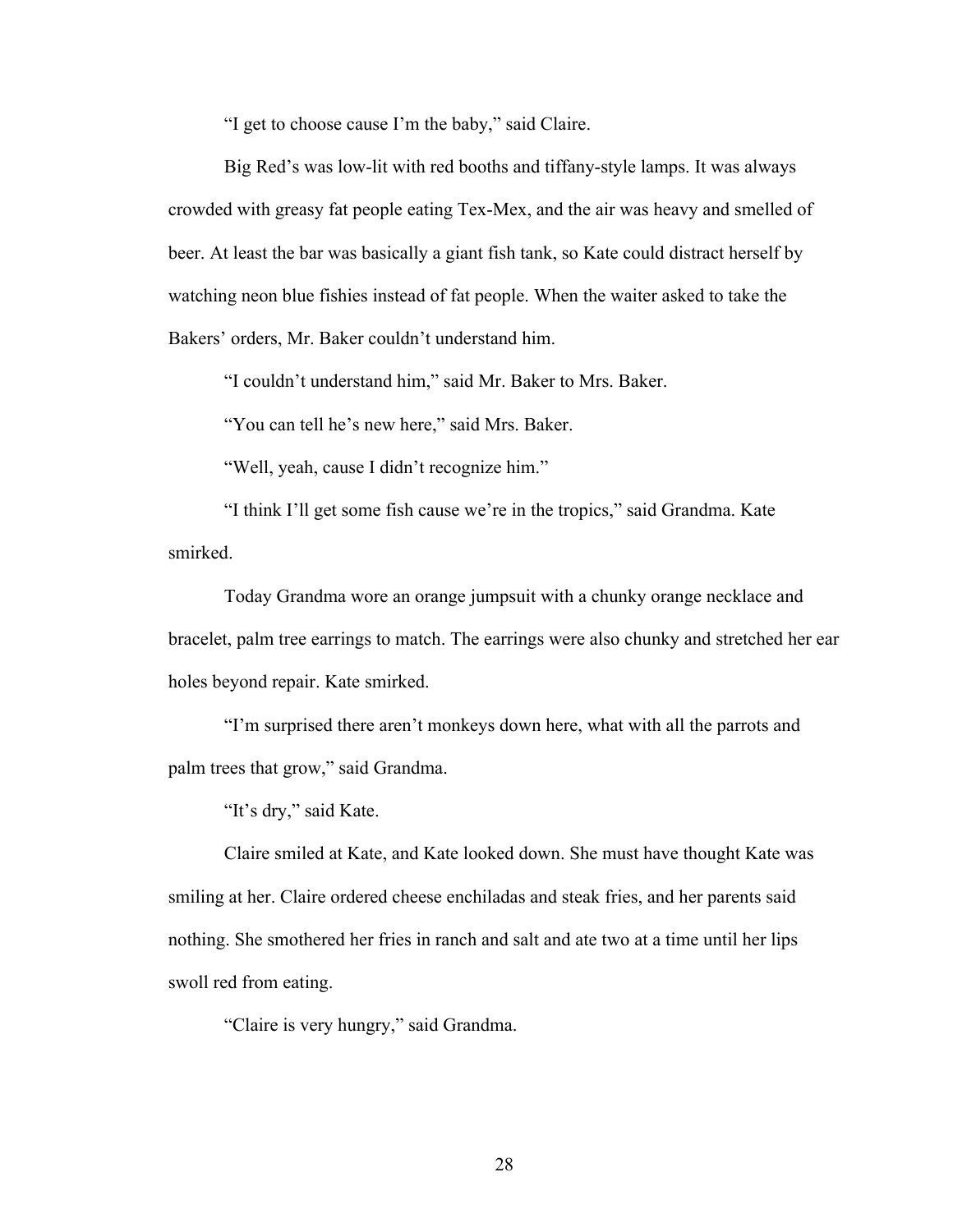"I get to choose cause I'm the baby," said Claire.

Big Red's was low-lit with red booths and tiffany-style lamps. It was always crowded with greasy fat people eating Tex-Mex, and the air was heavy and smelled of beer. At least the bar was basically a giant fish tank, so Kate could distract herself by watching neon blue fishies instead of fat people. When the waiter asked to take the Bakers' orders, Mr. Baker couldn't understand him.

"I couldn't understand him," said Mr. Baker to Mrs. Baker.

"You can tell he's new here," said Mrs. Baker.

"Well, yeah, cause I didn't recognize him."

"I think I'll get some fish cause we're in the tropics," said Grandma. Kate smirked.

Today Grandma wore an orange jumpsuit with a chunky orange necklace and bracelet, palm tree earrings to match. The earrings were also chunky and stretched her ear holes beyond repair. Kate smirked.

"I'm surprised there aren't monkeys down here, what with all the parrots and palm trees that grow," said Grandma.

"It's dry," said Kate.

Claire smiled at Kate, and Kate looked down. She must have thought Kate was smiling at her. Claire ordered cheese enchiladas and steak fries, and her parents said nothing. She smothered her fries in ranch and salt and ate two at a time until her lips swoll red from eating.

"Claire is very hungry," said Grandma.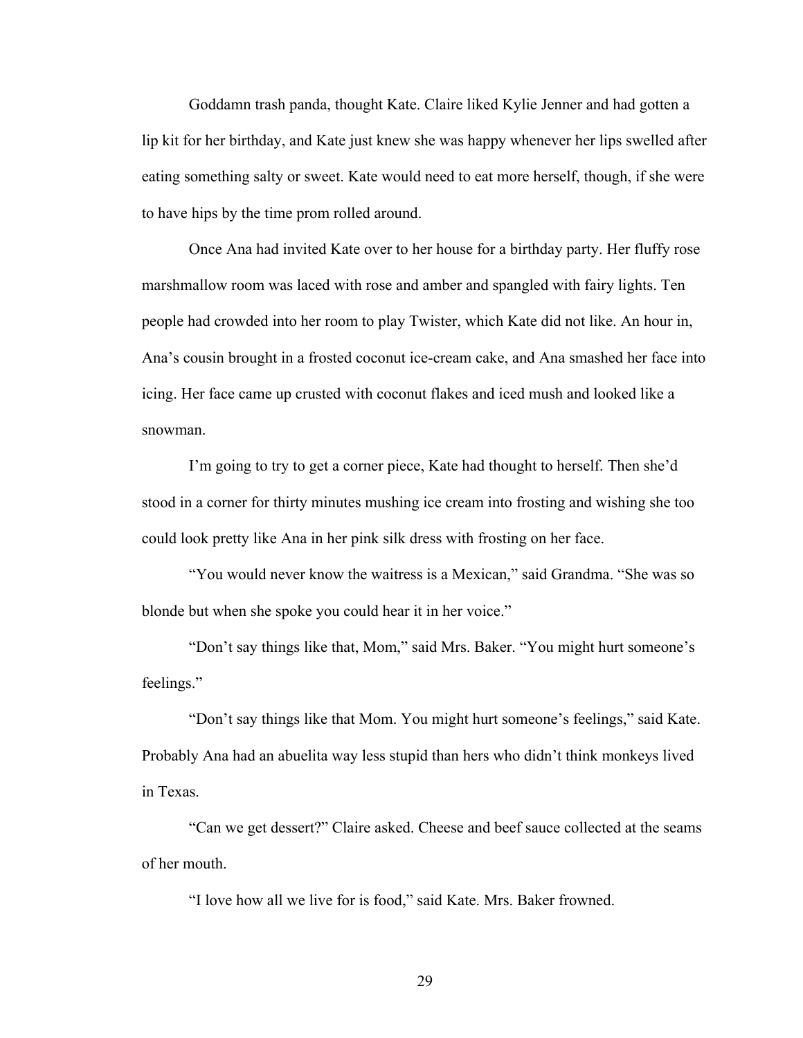Goddamn trash panda, thought Kate. Claire liked Kylie Jenner and had gotten a lip kit for her birthday, and Kate just knew she was happy whenever her lips swelled after eating something salty or sweet. Kate would need to eat more herself, though, if she were to have hips by the time prom rolled around.

Once Ana had invited Kate over to her house for a birthday party. Her fluffy rose marshmallow room was laced with rose and amber and spangled with fairy lights. Ten people had crowded into her room to play Twister, which Kate did not like. An hour in, Ana's cousin brought in a frosted coconut ice-cream cake, and Ana smashed her face into icing. Her face came up crusted with coconut flakes and iced mush and looked like a snowman.

I'm going to try to get a corner piece, Kate had thought to herself. Then she'd stood in a corner for thirty minutes mushing ice cream into frosting and wishing she too could look pretty like Ana in her pink silk dress with frosting on her face.

"You would never know the waitress is a Mexican," said Grandma. "She was so blonde but when she spoke you could hear it in her voice."

"Don't say things like that, Mom," said Mrs. Baker. "You might hurt someone's feelings."

"Don't say things like that Mom. You might hurt someone's feelings," said Kate. Probably Ana had an abuelita way less stupid than hers who didn't think monkeys lived in Texas.

"Can we get dessert?" Claire asked. Cheese and beef sauce collected at the seams of her mouth.

"I love how all we live for is food," said Kate. Mrs. Baker frowned.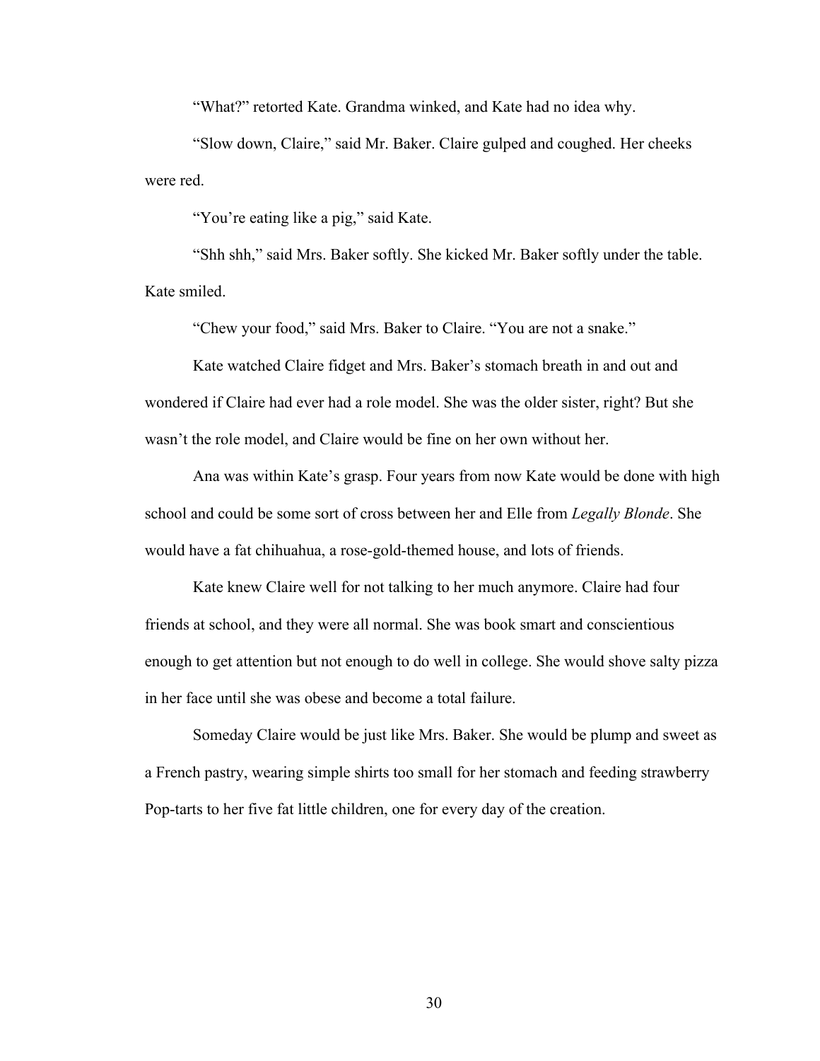“What?” retorted Kate. Grandma winked, and Kate had no idea why.

“Slow down, Claire,” said Mr. Baker. Claire gulped and coughed. Her cheeks were red.

“You’re eating like a pig,” said Kate.

“Shh shh,” said Mrs. Baker softly. She kicked Mr. Baker softly under the table. Kate smiled.

“Chew your food,” said Mrs. Baker to Claire. “You are not a snake.”

Kate watched Claire fidget and Mrs. Baker’s stomach breath in and out and wondered if Claire had ever had a role model. She was the older sister, right? But she wasn’t the role model, and Claire would be fine on her own without her.

Ana was within Kate’s grasp. Four years from now Kate would be done with high school and could be some sort of cross between her and Elle from *Legally Blonde*. She would have a fat chihuahua, a rose-gold-themed house, and lots of friends.

Kate knew Claire well for not talking to her much anymore. Claire had four friends at school, and they were all normal. She was book smart and conscientious enough to get attention but not enough to do well in college. She would shove salty pizza in her face until she was obese and become a total failure.

Someday Claire would be just like Mrs. Baker. She would be plump and sweet as a French pastry, wearing simple shirts too small for her stomach and feeding strawberry Pop-tarts to her five fat little children, one for every day of the creation.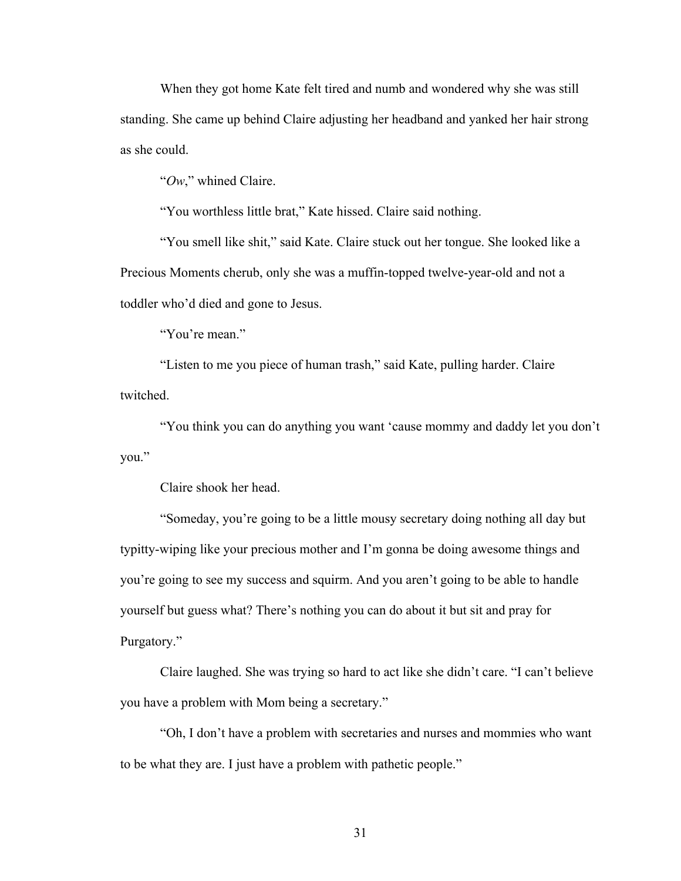When they got home Kate felt tired and numb and wondered why she was still standing. She came up behind Claire adjusting her headband and yanked her hair strong as she could.

"*Ow*," whined Claire.

"You worthless little brat," Kate hissed. Claire said nothing.

"You smell like shit," said Kate. Claire stuck out her tongue. She looked like a Precious Moments cherub, only she was a muffin-topped twelve-year-old and not a toddler who'd died and gone to Jesus.

"You're mean."

"Listen to me you piece of human trash," said Kate, pulling harder. Claire twitched.

"You think you can do anything you want 'cause mommy and daddy let you don't you."

Claire shook her head.

"Someday, you're going to be a little mousy secretary doing nothing all day but typitty-wiping like your precious mother and I'm gonna be doing awesome things and you're going to see my success and squirm. And you aren't going to be able to handle yourself but guess what? There's nothing you can do about it but sit and pray for Purgatory."

Claire laughed. She was trying so hard to act like she didn't care. "I can't believe you have a problem with Mom being a secretary."

"Oh, I don't have a problem with secretaries and nurses and mommies who want to be what they are. I just have a problem with pathetic people."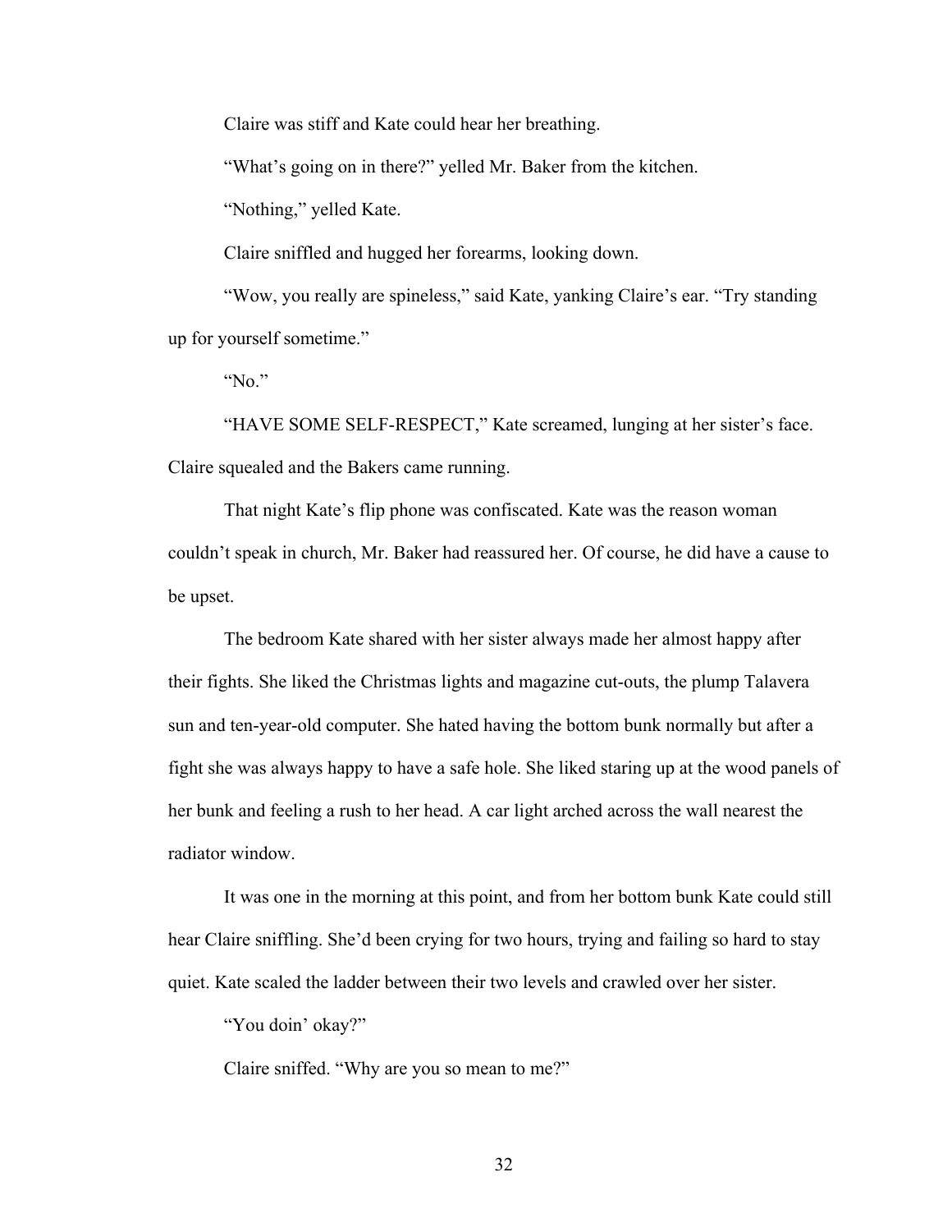Claire was stiff and Kate could hear her breathing.

"What's going on in there?" yelled Mr. Baker from the kitchen.

"Nothing," yelled Kate.

Claire sniffled and hugged her forearms, looking down.

"Wow, you really are spineless," said Kate, yanking Claire's ear. "Try standing up for yourself sometime."

"No."

"HAVE SOME SELF-RESPECT," Kate screamed, lunging at her sister's face. Claire squealed and the Bakers came running.

That night Kate's flip phone was confiscated. Kate was the reason woman couldn't speak in church, Mr. Baker had reassured her. Of course, he did have a cause to be upset.

The bedroom Kate shared with her sister always made her almost happy after their fights. She liked the Christmas lights and magazine cut-outs, the plump Talavera sun and ten-year-old computer. She hated having the bottom bunk normally but after a fight she was always happy to have a safe hole. She liked staring up at the wood panels of her bunk and feeling a rush to her head. A car light arched across the wall nearest the radiator window.

It was one in the morning at this point, and from her bottom bunk Kate could still hear Claire sniffling. She'd been crying for two hours, trying and failing so hard to stay quiet. Kate scaled the ladder between their two levels and crawled over her sister.

"You doin' okay?"

Claire sniffed. "Why are you so mean to me?"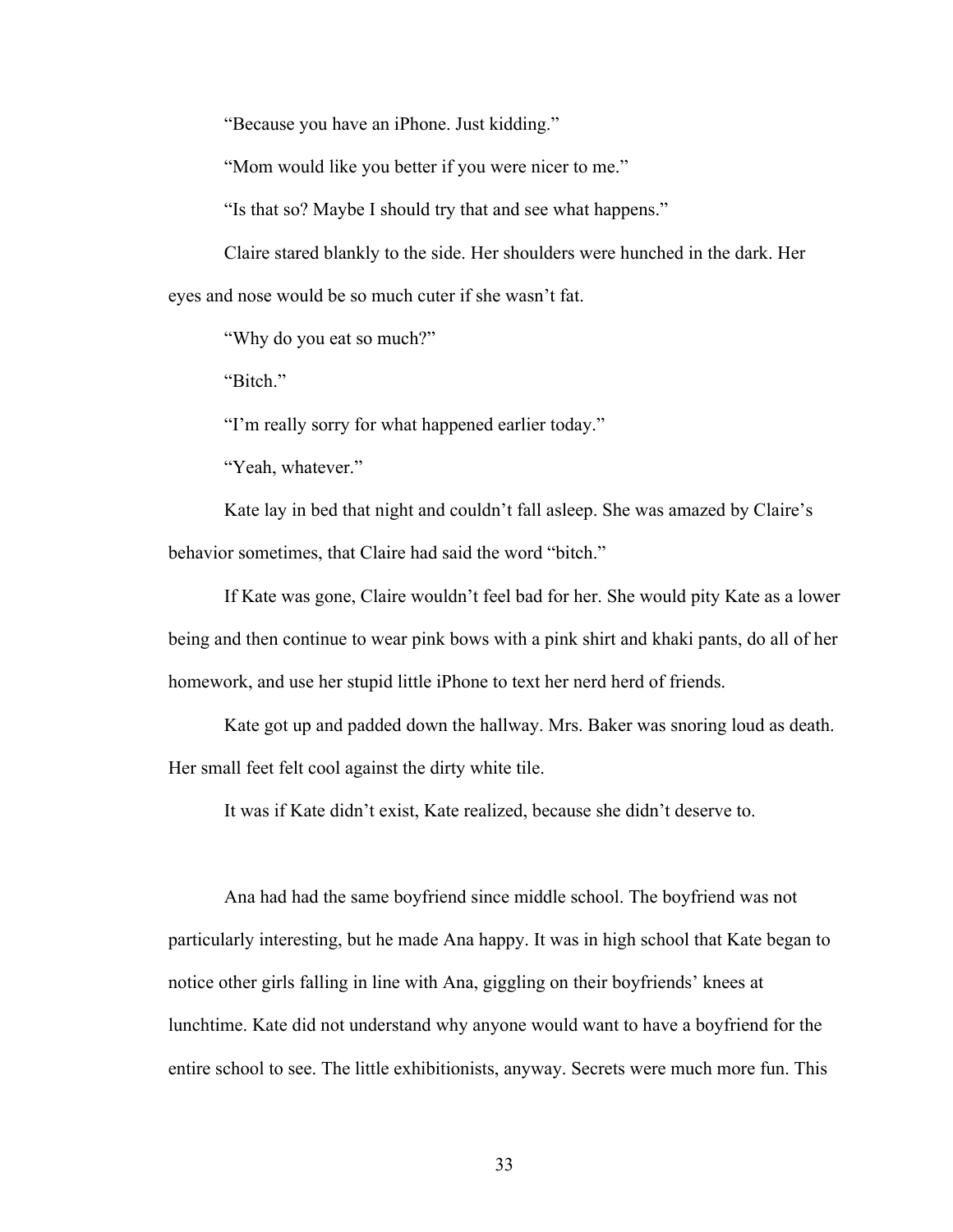"Because you have an iPhone. Just kidding."

"Mom would like you better if you were nicer to me."

"Is that so? Maybe I should try that and see what happens."

Claire stared blankly to the side. Her shoulders were hunched in the dark. Her eyes and nose would be so much cuter if she wasn't fat.

"Why do you eat so much?"

"Bitch."

"I'm really sorry for what happened earlier today."

"Yeah, whatever."

Kate lay in bed that night and couldn't fall asleep. She was amazed by Claire's behavior sometimes, that Claire had said the word "bitch."

If Kate was gone, Claire wouldn't feel bad for her. She would pity Kate as a lower being and then continue to wear pink bows with a pink shirt and khaki pants, do all of her homework, and use her stupid little iPhone to text her nerd herd of friends.

Kate got up and padded down the hallway. Mrs. Baker was snoring loud as death. Her small feet felt cool against the dirty white tile.

It was if Kate didn't exist, Kate realized, because she didn't deserve to.

Ana had had the same boyfriend since middle school. The boyfriend was not particularly interesting, but he made Ana happy. It was in high school that Kate began to notice other girls falling in line with Ana, giggling on their boyfriends' knees at lunchtime. Kate did not understand why anyone would want to have a boyfriend for the entire school to see. The little exhibitionists, anyway. Secrets were much more fun. This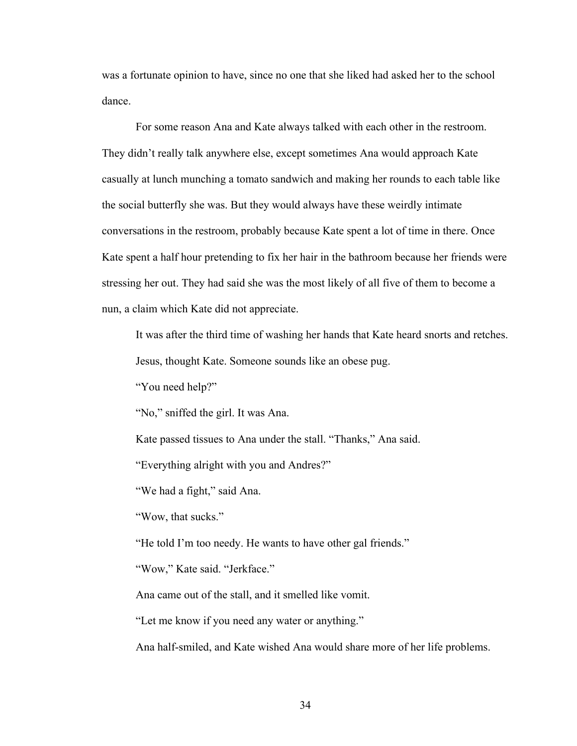was a fortunate opinion to have, since no one that she liked had asked her to the school dance.

For some reason Ana and Kate always talked with each other in the restroom. They didn't really talk anywhere else, except sometimes Ana would approach Kate casually at lunch munching a tomato sandwich and making her rounds to each table like the social butterfly she was. But they would always have these weirdly intimate conversations in the restroom, probably because Kate spent a lot of time in there. Once Kate spent a half hour pretending to fix her hair in the bathroom because her friends were stressing her out. They had said she was the most likely of all five of them to become a nun, a claim which Kate did not appreciate.

It was after the third time of washing her hands that Kate heard snorts and retches.

Jesus, thought Kate. Someone sounds like an obese pug.

"You need help?"

"No," sniffed the girl. It was Ana.

Kate passed tissues to Ana under the stall. "Thanks," Ana said.

"Everything alright with you and Andres?"

"We had a fight," said Ana.

"Wow, that sucks."

"He told I'm too needy. He wants to have other gal friends."

"Wow," Kate said. "Jerkface."

Ana came out of the stall, and it smelled like vomit.

"Let me know if you need any water or anything."

Ana half-smiled, and Kate wished Ana would share more of her life problems.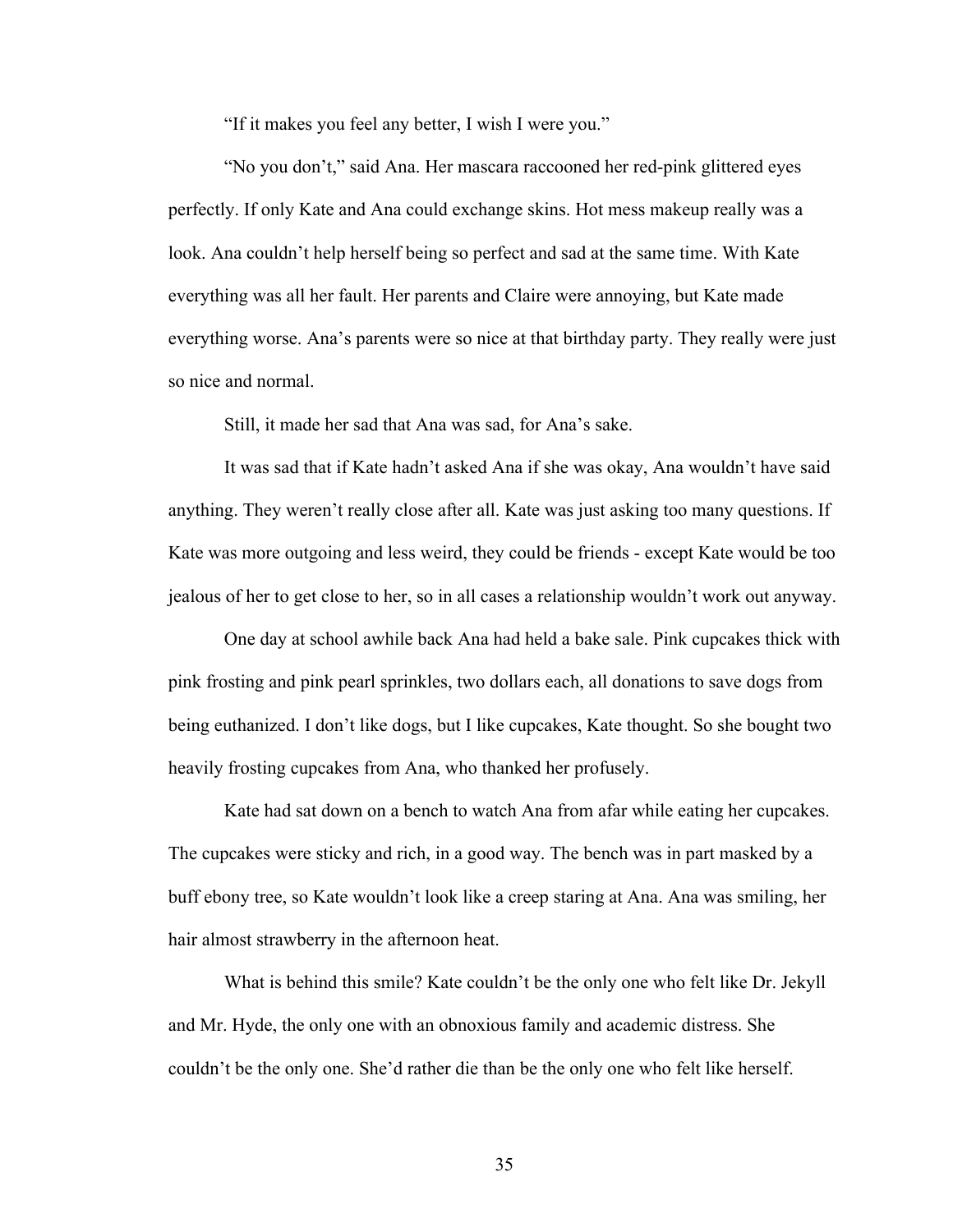"If it makes you feel any better, I wish I were you."

"No you don't," said Ana. Her mascara raccooned her red-pink glittered eyes perfectly. If only Kate and Ana could exchange skins. Hot mess makeup really was a look. Ana couldn't help herself being so perfect and sad at the same time. With Kate everything was all her fault. Her parents and Claire were annoying, but Kate made everything worse. Ana's parents were so nice at that birthday party. They really were just so nice and normal.

Still, it made her sad that Ana was sad, for Ana's sake.

It was sad that if Kate hadn't asked Ana if she was okay, Ana wouldn't have said anything. They weren't really close after all. Kate was just asking too many questions. If Kate was more outgoing and less weird, they could be friends - except Kate would be too jealous of her to get close to her, so in all cases a relationship wouldn't work out anyway.

One day at school awhile back Ana had held a bake sale. Pink cupcakes thick with pink frosting and pink pearl sprinkles, two dollars each, all donations to save dogs from being euthanized. I don't like dogs, but I like cupcakes, Kate thought. So she bought two heavily frosting cupcakes from Ana, who thanked her profusely.

Kate had sat down on a bench to watch Ana from afar while eating her cupcakes. The cupcakes were sticky and rich, in a good way. The bench was in part masked by a buff ebony tree, so Kate wouldn't look like a creep staring at Ana. Ana was smiling, her hair almost strawberry in the afternoon heat.

What is behind this smile? Kate couldn't be the only one who felt like Dr. Jekyll and Mr. Hyde, the only one with an obnoxious family and academic distress. She couldn't be the only one. She'd rather die than be the only one who felt like herself.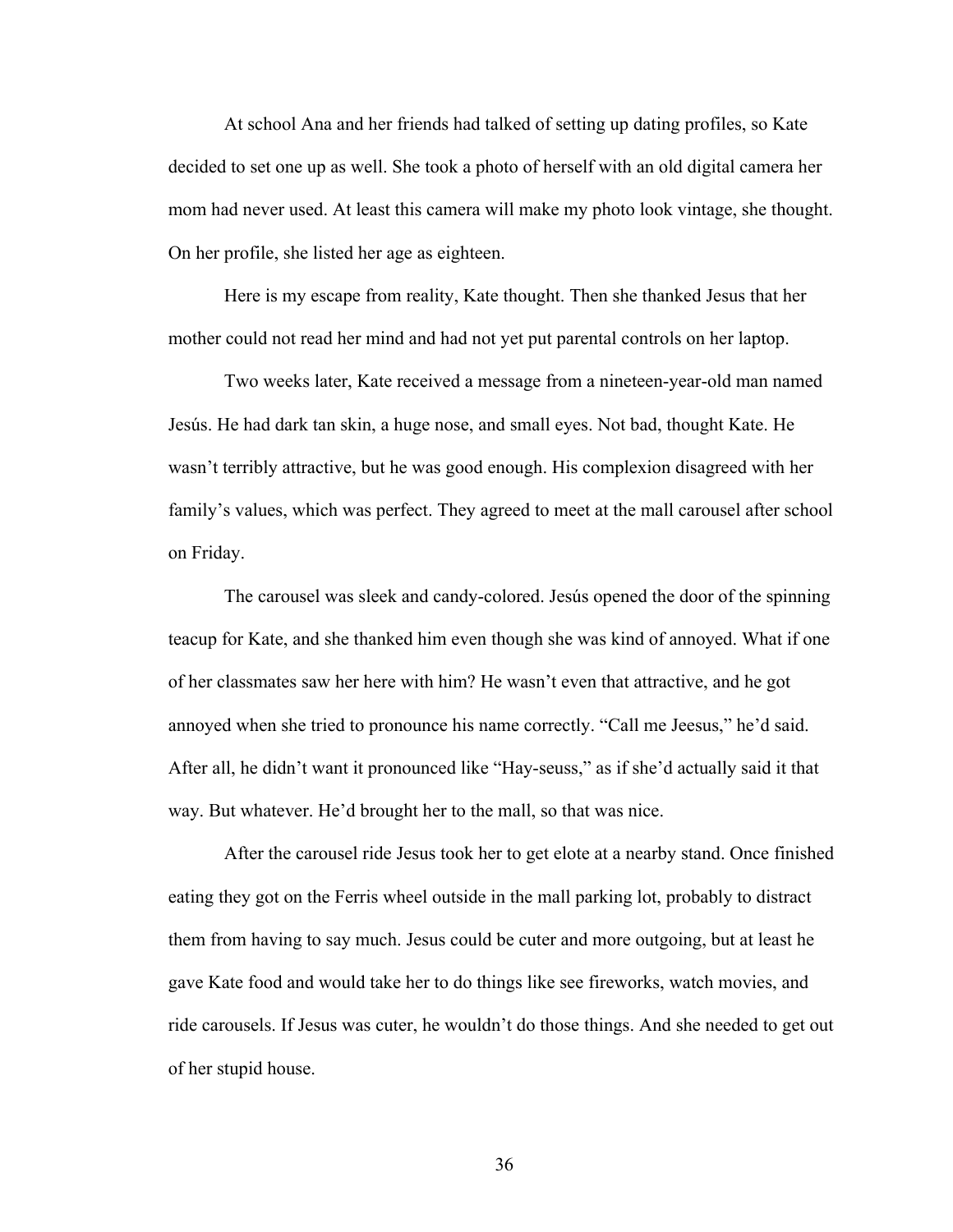At school Ana and her friends had talked of setting up dating profiles, so Kate decided to set one up as well. She took a photo of herself with an old digital camera her mom had never used. At least this camera will make my photo look vintage, she thought. On her profile, she listed her age as eighteen.

Here is my escape from reality, Kate thought. Then she thanked Jesus that her mother could not read her mind and had not yet put parental controls on her laptop.

Two weeks later, Kate received a message from a nineteen-year-old man named Jesús. He had dark tan skin, a huge nose, and small eyes. Not bad, thought Kate. He wasn't terribly attractive, but he was good enough. His complexion disagreed with her family's values, which was perfect. They agreed to meet at the mall carousel after school on Friday.

The carousel was sleek and candy-colored. Jesús opened the door of the spinning teacup for Kate, and she thanked him even though she was kind of annoyed. What if one of her classmates saw her here with him? He wasn't even that attractive, and he got annoyed when she tried to pronounce his name correctly. "Call me Jeesus," he'd said. After all, he didn't want it pronounced like "Hay-seuss," as if she'd actually said it that way. But whatever. He'd brought her to the mall, so that was nice.

After the carousel ride Jesus took her to get elote at a nearby stand. Once finished eating they got on the Ferris wheel outside in the mall parking lot, probably to distract them from having to say much. Jesus could be cuter and more outgoing, but at least he gave Kate food and would take her to do things like see fireworks, watch movies, and ride carousels. If Jesus was cuter, he wouldn't do those things. And she needed to get out of her stupid house.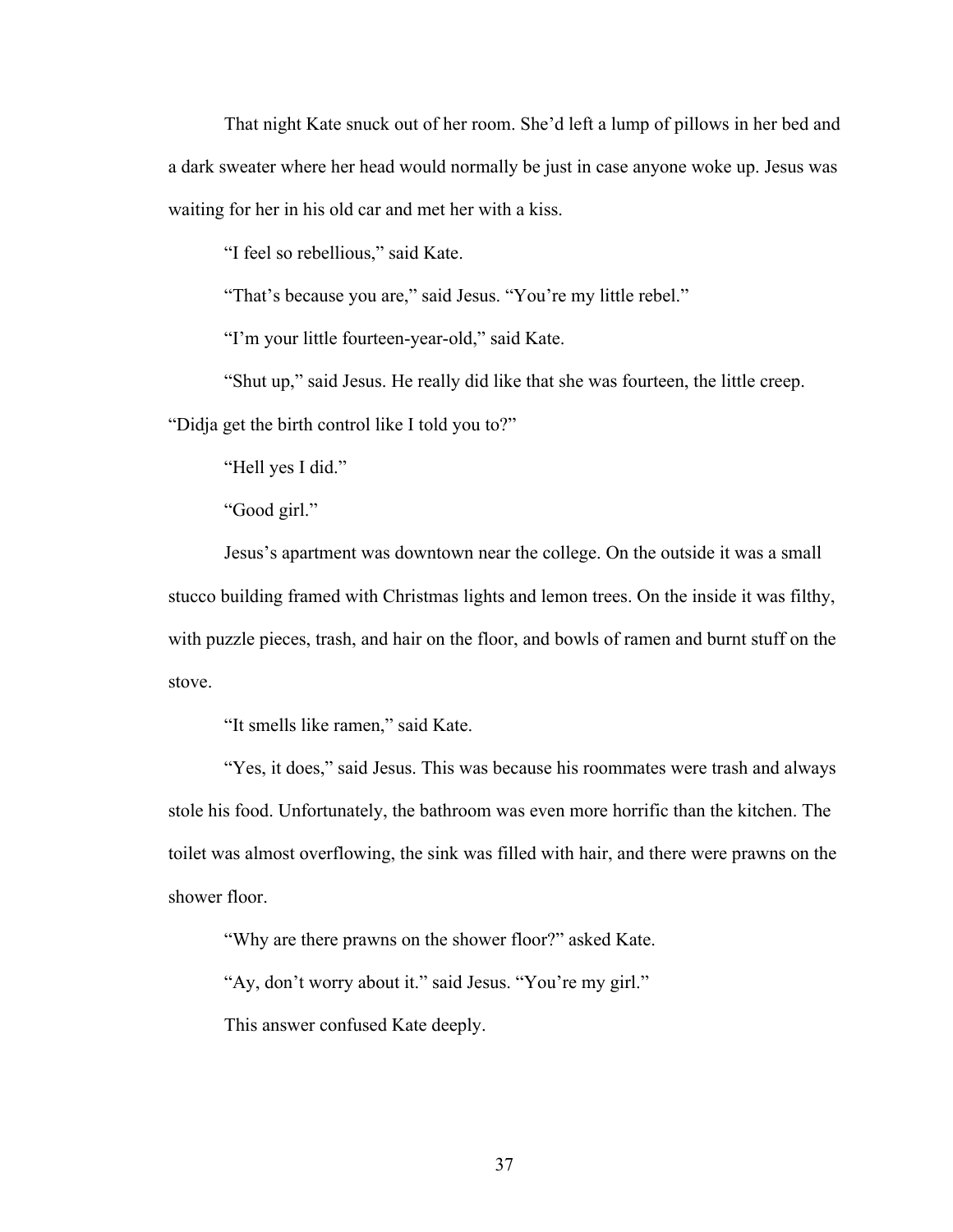That night Kate snuck out of her room. She'd left a lump of pillows in her bed and a dark sweater where her head would normally be just in case anyone woke up. Jesus was waiting for her in his old car and met her with a kiss.

"I feel so rebellious," said Kate.

"That's because you are," said Jesus. "You're my little rebel."

"I'm your little fourteen-year-old," said Kate.

"Shut up," said Jesus. He really did like that she was fourteen, the little creep. "Didja get the birth control like I told you to?"

"Hell yes I did."

"Good girl."

Jesus's apartment was downtown near the college. On the outside it was a small stucco building framed with Christmas lights and lemon trees. On the inside it was filthy, with puzzle pieces, trash, and hair on the floor, and bowls of ramen and burnt stuff on the stove.

"It smells like ramen," said Kate.

"Yes, it does," said Jesus. This was because his roommates were trash and always stole his food. Unfortunately, the bathroom was even more horrific than the kitchen. The toilet was almost overflowing, the sink was filled with hair, and there were prawns on the shower floor.

"Why are there prawns on the shower floor?" asked Kate.

"Ay, don't worry about it." said Jesus. "You're my girl."

This answer confused Kate deeply.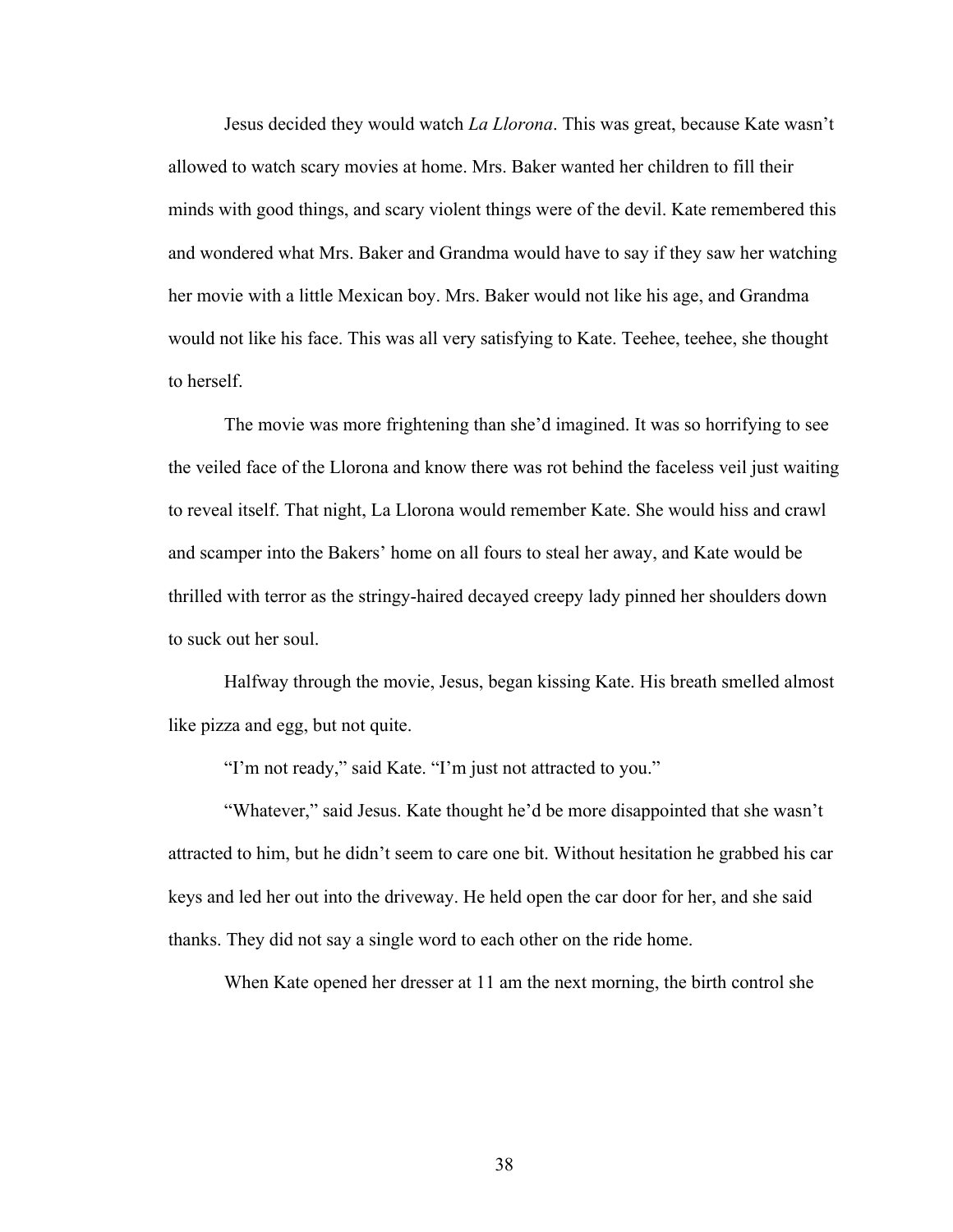Jesus decided they would watch *La Llorona*. This was great, because Kate wasn't allowed to watch scary movies at home. Mrs. Baker wanted her children to fill their minds with good things, and scary violent things were of the devil. Kate remembered this and wondered what Mrs. Baker and Grandma would have to say if they saw her watching her movie with a little Mexican boy. Mrs. Baker would not like his age, and Grandma would not like his face. This was all very satisfying to Kate. Teehee, teehee, she thought to herself.

The movie was more frightening than she'd imagined. It was so horrifying to see the veiled face of the Llorona and know there was rot behind the faceless veil just waiting to reveal itself. That night, La Llorona would remember Kate. She would hiss and crawl and scamper into the Bakers' home on all fours to steal her away, and Kate would be thrilled with terror as the stringy-haired decayed creepy lady pinned her shoulders down to suck out her soul.

Halfway through the movie, Jesus, began kissing Kate. His breath smelled almost like pizza and egg, but not quite.

"I'm not ready," said Kate. "I'm just not attracted to you."

"Whatever," said Jesus. Kate thought he'd be more disappointed that she wasn't attracted to him, but he didn't seem to care one bit. Without hesitation he grabbed his car keys and led her out into the driveway. He held open the car door for her, and she said thanks. They did not say a single word to each other on the ride home.

When Kate opened her dresser at 11 am the next morning, the birth control she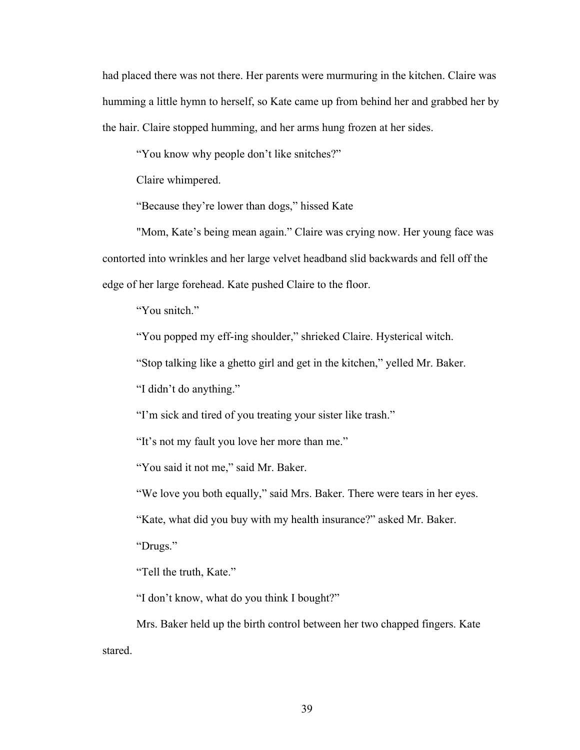had placed there was not there. Her parents were murmuring in the kitchen. Claire was humming a little hymn to herself, so Kate came up from behind her and grabbed her by the hair. Claire stopped humming, and her arms hung frozen at her sides.

"You know why people don't like snitches?"

Claire whimpered.

"Because they're lower than dogs," hissed Kate

"Mom, Kate's being mean again." Claire was crying now. Her young face was contorted into wrinkles and her large velvet headband slid backwards and fell off the edge of her large forehead. Kate pushed Claire to the floor.

"You snitch."

"You popped my eff-ing shoulder," shrieked Claire. Hysterical witch.

"Stop talking like a ghetto girl and get in the kitchen," yelled Mr. Baker.

"I didn't do anything."

"I'm sick and tired of you treating your sister like trash."

"It's not my fault you love her more than me."

"You said it not me," said Mr. Baker.

"We love you both equally," said Mrs. Baker. There were tears in her eyes.

"Kate, what did you buy with my health insurance?" asked Mr. Baker.

"Drugs."

"Tell the truth, Kate."

"I don't know, what do you think I bought?"

Mrs. Baker held up the birth control between her two chapped fingers. Kate stared.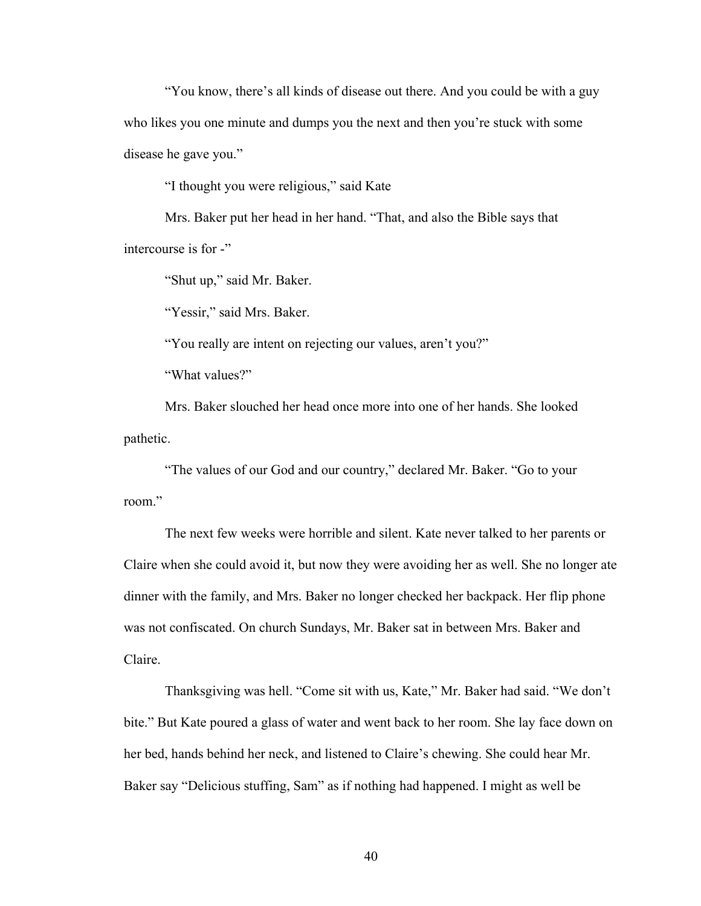"You know, there's all kinds of disease out there. And you could be with a guy who likes you one minute and dumps you the next and then you're stuck with some disease he gave you."

"I thought you were religious," said Kate

Mrs. Baker put her head in her hand. "That, and also the Bible says that intercourse is for -"

"Shut up," said Mr. Baker.

"Yessir," said Mrs. Baker.

"You really are intent on rejecting our values, aren't you?"

"What values?"

Mrs. Baker slouched her head once more into one of her hands. She looked pathetic.

"The values of our God and our country," declared Mr. Baker. "Go to your room."

The next few weeks were horrible and silent. Kate never talked to her parents or Claire when she could avoid it, but now they were avoiding her as well. She no longer ate dinner with the family, and Mrs. Baker no longer checked her backpack. Her flip phone was not confiscated. On church Sundays, Mr. Baker sat in between Mrs. Baker and Claire.

Thanksgiving was hell. "Come sit with us, Kate," Mr. Baker had said. "We don't bite." But Kate poured a glass of water and went back to her room. She lay face down on her bed, hands behind her neck, and listened to Claire's chewing. She could hear Mr. Baker say "Delicious stuffing, Sam" as if nothing had happened. I might as well be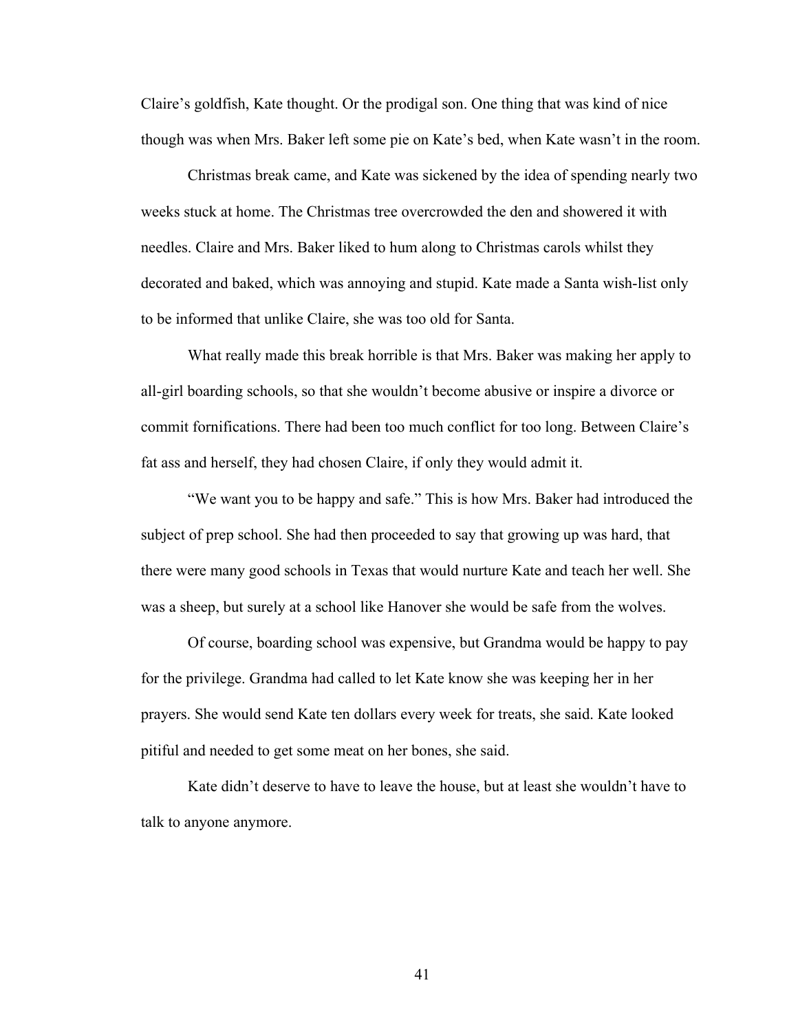Claire's goldfish, Kate thought. Or the prodigal son. One thing that was kind of nice though was when Mrs. Baker left some pie on Kate's bed, when Kate wasn't in the room.

Christmas break came, and Kate was sickened by the idea of spending nearly two weeks stuck at home. The Christmas tree overcrowded the den and showered it with needles. Claire and Mrs. Baker liked to hum along to Christmas carols whilst they decorated and baked, which was annoying and stupid. Kate made a Santa wish-list only to be informed that unlike Claire, she was too old for Santa.

What really made this break horrible is that Mrs. Baker was making her apply to all-girl boarding schools, so that she wouldn't become abusive or inspire a divorce or commit fornifications. There had been too much conflict for too long. Between Claire's fat ass and herself, they had chosen Claire, if only they would admit it.

"We want you to be happy and safe." This is how Mrs. Baker had introduced the subject of prep school. She had then proceeded to say that growing up was hard, that there were many good schools in Texas that would nurture Kate and teach her well. She was a sheep, but surely at a school like Hanover she would be safe from the wolves.

Of course, boarding school was expensive, but Grandma would be happy to pay for the privilege. Grandma had called to let Kate know she was keeping her in her prayers. She would send Kate ten dollars every week for treats, she said. Kate looked pitiful and needed to get some meat on her bones, she said.

Kate didn't deserve to have to leave the house, but at least she wouldn't have to talk to anyone anymore.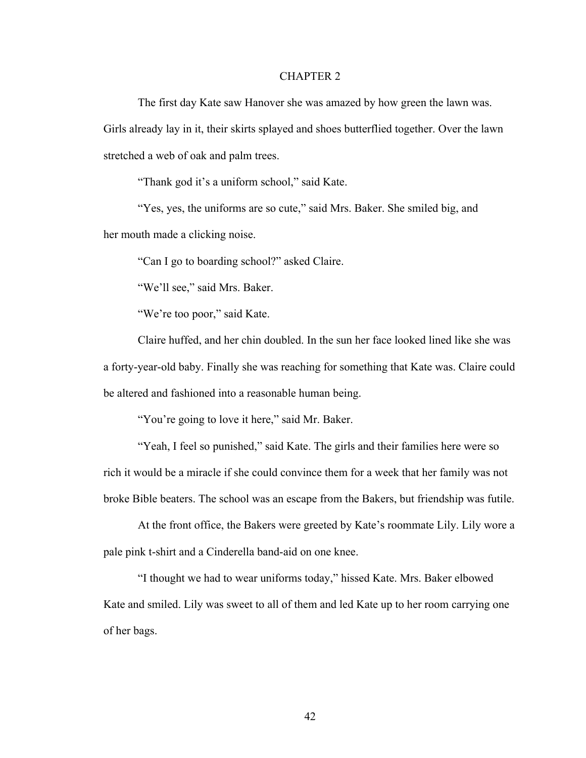# CHAPTER 2

The first day Kate saw Hanover she was amazed by how green the lawn was. Girls already lay in it, their skirts splayed and shoes butterflied together. Over the lawn stretched a web of oak and palm trees.

"Thank god it's a uniform school," said Kate.

"Yes, yes, the uniforms are so cute," said Mrs. Baker. She smiled big, and her mouth made a clicking noise.

"Can I go to boarding school?" asked Claire.

"We'll see," said Mrs. Baker.

"We're too poor," said Kate.

Claire huffed, and her chin doubled. In the sun her face looked lined like she was a forty-year-old baby. Finally she was reaching for something that Kate was. Claire could be altered and fashioned into a reasonable human being.

"You're going to love it here," said Mr. Baker.

"Yeah, I feel so punished," said Kate. The girls and their families here were so rich it would be a miracle if she could convince them for a week that her family was not broke Bible beaters. The school was an escape from the Bakers, but friendship was futile.

At the front office, the Bakers were greeted by Kate's roommate Lily. Lily wore a pale pink t-shirt and a Cinderella band-aid on one knee.

"I thought we had to wear uniforms today," hissed Kate. Mrs. Baker elbowed Kate and smiled. Lily was sweet to all of them and led Kate up to her room carrying one of her bags.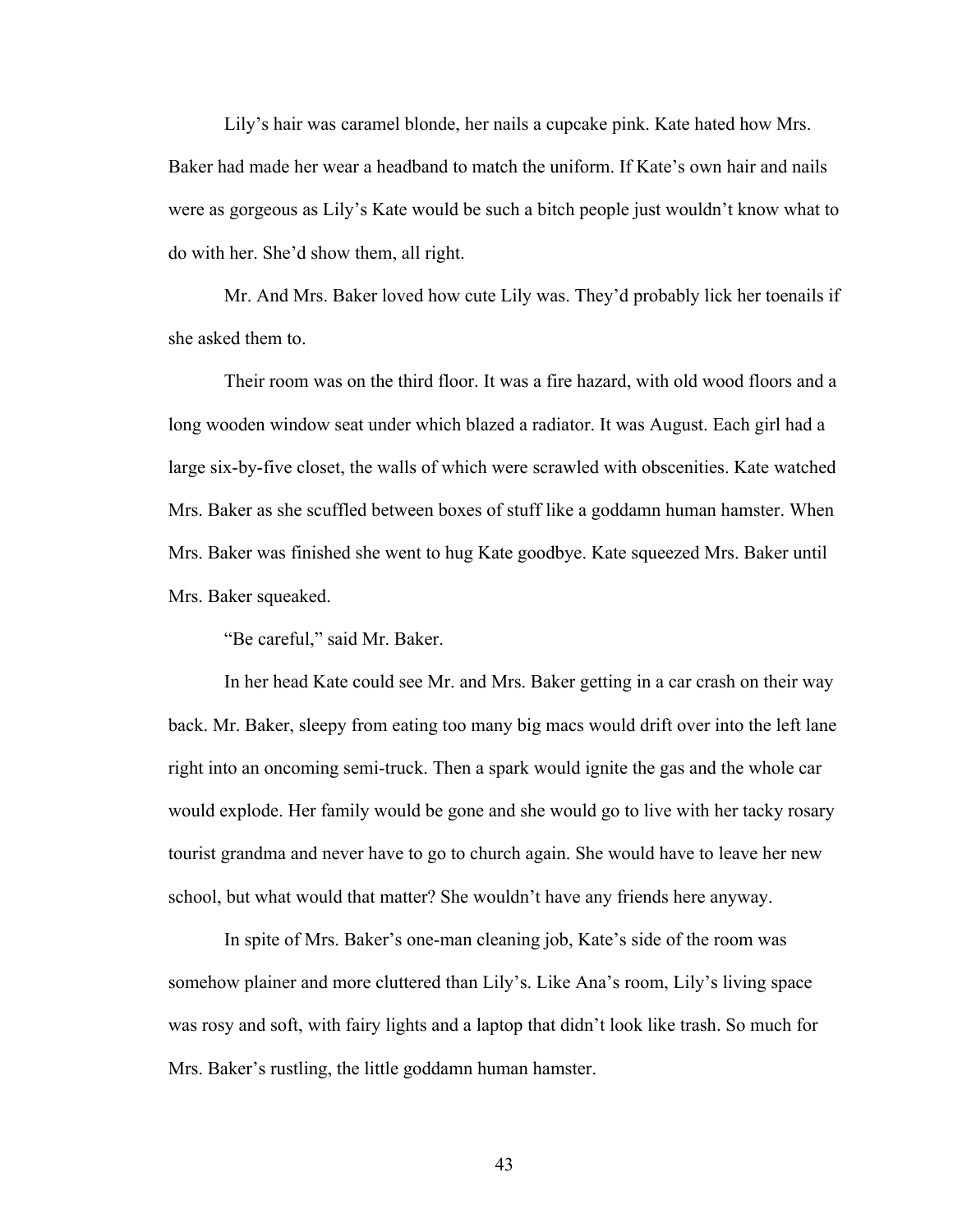Lily's hair was caramel blonde, her nails a cupcake pink. Kate hated how Mrs. Baker had made her wear a headband to match the uniform. If Kate's own hair and nails were as gorgeous as Lily's Kate would be such a bitch people just wouldn't know what to do with her. She'd show them, all right.

Mr. And Mrs. Baker loved how cute Lily was. They'd probably lick her toenails if she asked them to.

Their room was on the third floor. It was a fire hazard, with old wood floors and a long wooden window seat under which blazed a radiator. It was August. Each girl had a large six-by-five closet, the walls of which were scrawled with obscenities. Kate watched Mrs. Baker as she scuffled between boxes of stuff like a goddamn human hamster. When Mrs. Baker was finished she went to hug Kate goodbye. Kate squeezed Mrs. Baker until Mrs. Baker squeaked.

"Be careful," said Mr. Baker.

In her head Kate could see Mr. and Mrs. Baker getting in a car crash on their way back. Mr. Baker, sleepy from eating too many big macs would drift over into the left lane right into an oncoming semi-truck. Then a spark would ignite the gas and the whole car would explode. Her family would be gone and she would go to live with her tacky rosary tourist grandma and never have to go to church again. She would have to leave her new school, but what would that matter? She wouldn't have any friends here anyway.

In spite of Mrs. Baker's one-man cleaning job, Kate's side of the room was somehow plainer and more cluttered than Lily's. Like Ana's room, Lily's living space was rosy and soft, with fairy lights and a laptop that didn't look like trash. So much for Mrs. Baker's rustling, the little goddamn human hamster.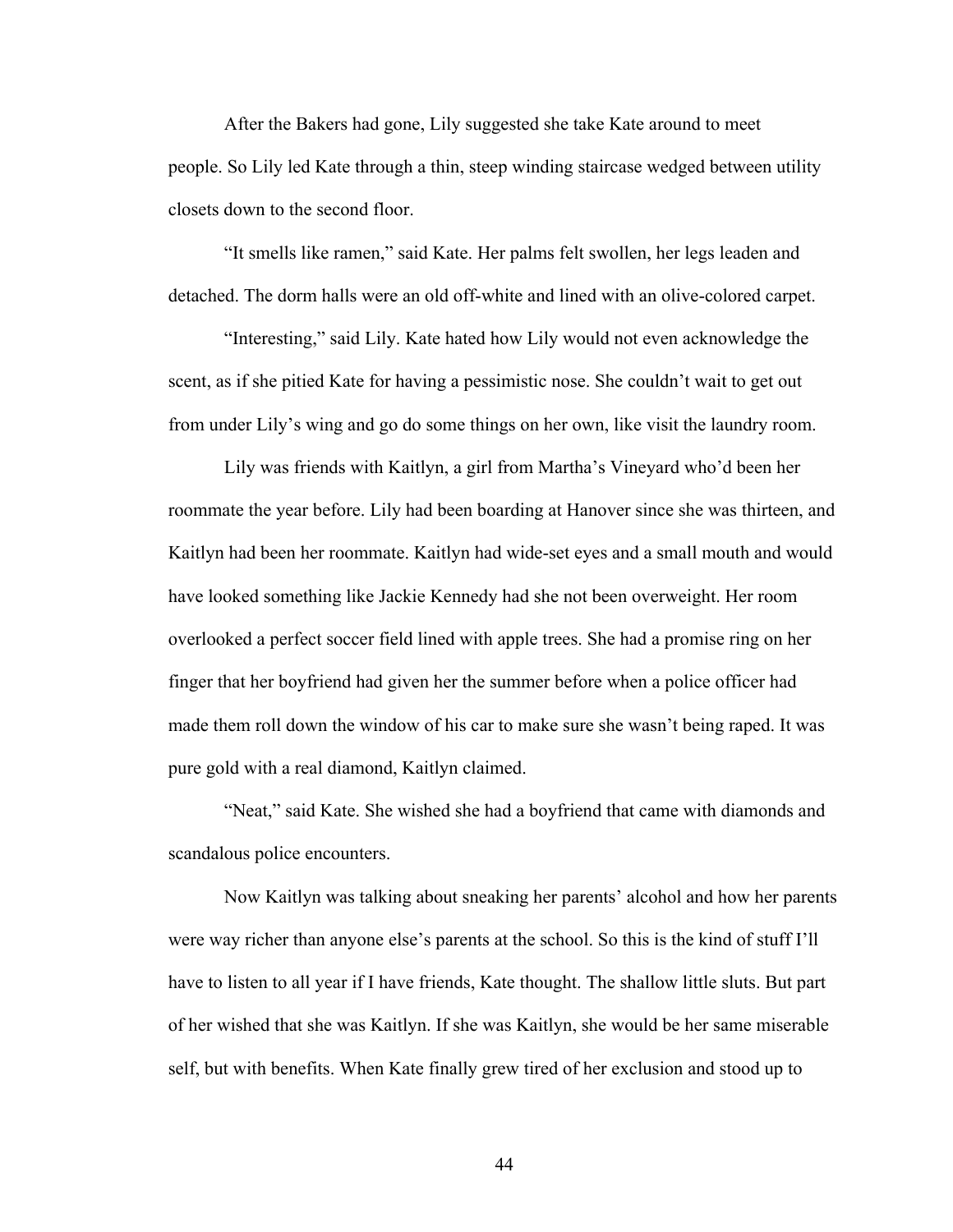After the Bakers had gone, Lily suggested she take Kate around to meet people. So Lily led Kate through a thin, steep winding staircase wedged between utility closets down to the second floor.

"It smells like ramen," said Kate. Her palms felt swollen, her legs leaden and detached. The dorm halls were an old off-white and lined with an olive-colored carpet.

"Interesting," said Lily. Kate hated how Lily would not even acknowledge the scent, as if she pitied Kate for having a pessimistic nose. She couldn't wait to get out from under Lily's wing and go do some things on her own, like visit the laundry room.

Lily was friends with Kaitlyn, a girl from Martha's Vineyard who'd been her roommate the year before. Lily had been boarding at Hanover since she was thirteen, and Kaitlyn had been her roommate. Kaitlyn had wide-set eyes and a small mouth and would have looked something like Jackie Kennedy had she not been overweight. Her room overlooked a perfect soccer field lined with apple trees. She had a promise ring on her finger that her boyfriend had given her the summer before when a police officer had made them roll down the window of his car to make sure she wasn't being raped. It was pure gold with a real diamond, Kaitlyn claimed.

"Neat," said Kate. She wished she had a boyfriend that came with diamonds and scandalous police encounters.

Now Kaitlyn was talking about sneaking her parents' alcohol and how her parents were way richer than anyone else's parents at the school. So this is the kind of stuff I'll have to listen to all year if I have friends, Kate thought. The shallow little sluts. But part of her wished that she was Kaitlyn. If she was Kaitlyn, she would be her same miserable self, but with benefits. When Kate finally grew tired of her exclusion and stood up to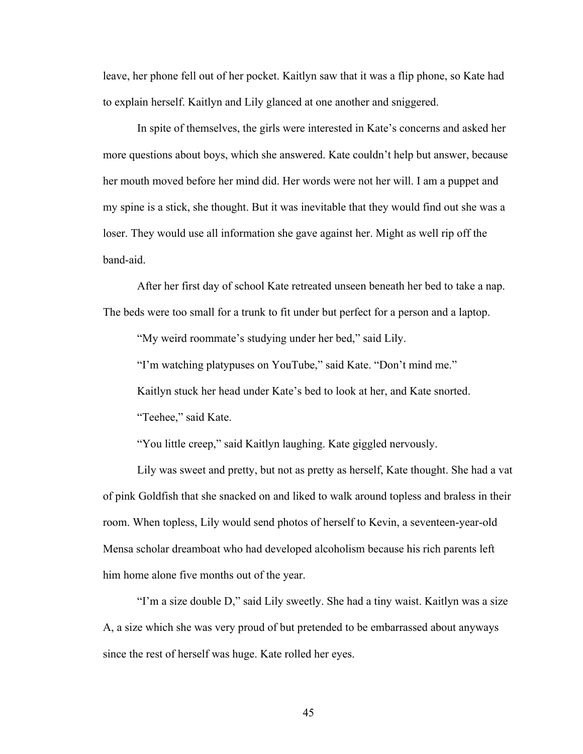leave, her phone fell out of her pocket. Kaitlyn saw that it was a flip phone, so Kate had to explain herself. Kaitlyn and Lily glanced at one another and sniggered.

In spite of themselves, the girls were interested in Kate's concerns and asked her more questions about boys, which she answered. Kate couldn't help but answer, because her mouth moved before her mind did. Her words were not her will. I am a puppet and my spine is a stick, she thought. But it was inevitable that they would find out she was a loser. They would use all information she gave against her. Might as well rip off the band-aid.

After her first day of school Kate retreated unseen beneath her bed to take a nap. The beds were too small for a trunk to fit under but perfect for a person and a laptop.

"My weird roommate's studying under her bed," said Lily.

"I'm watching platypuses on YouTube," said Kate. "Don't mind me."

Kaitlyn stuck her head under Kate's bed to look at her, and Kate snorted.

"Teehee," said Kate.

"You little creep," said Kaitlyn laughing. Kate giggled nervously.

Lily was sweet and pretty, but not as pretty as herself, Kate thought. She had a vat of pink Goldfish that she snacked on and liked to walk around topless and braless in their room. When topless, Lily would send photos of herself to Kevin, a seventeen-year-old Mensa scholar dreamboat who had developed alcoholism because his rich parents left him home alone five months out of the year.

"I'm a size double D," said Lily sweetly. She had a tiny waist. Kaitlyn was a size A, a size which she was very proud of but pretended to be embarrassed about anyways since the rest of herself was huge. Kate rolled her eyes.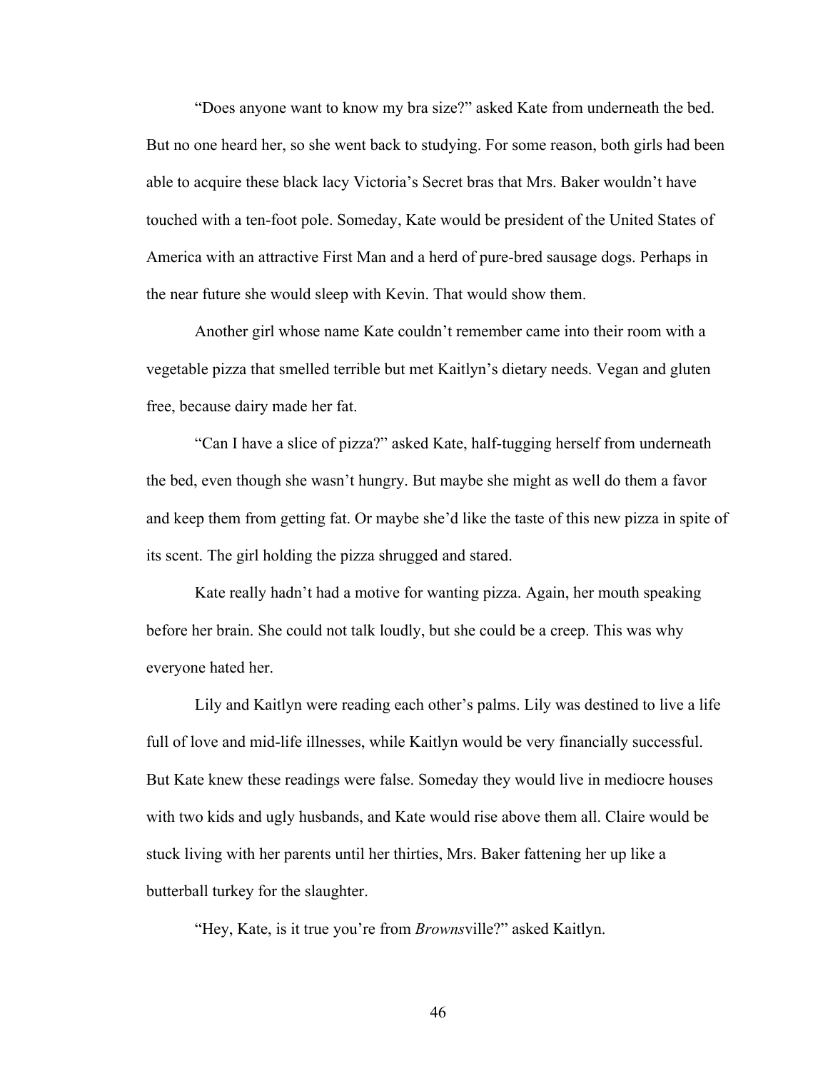"Does anyone want to know my bra size?" asked Kate from underneath the bed. But no one heard her, so she went back to studying. For some reason, both girls had been able to acquire these black lacy Victoria's Secret bras that Mrs. Baker wouldn't have touched with a ten-foot pole. Someday, Kate would be president of the United States of America with an attractive First Man and a herd of pure-bred sausage dogs. Perhaps in the near future she would sleep with Kevin. That would show them.

Another girl whose name Kate couldn't remember came into their room with a vegetable pizza that smelled terrible but met Kaitlyn's dietary needs. Vegan and gluten free, because dairy made her fat.

"Can I have a slice of pizza?" asked Kate, half-tugging herself from underneath the bed, even though she wasn't hungry. But maybe she might as well do them a favor and keep them from getting fat. Or maybe she'd like the taste of this new pizza in spite of its scent. The girl holding the pizza shrugged and stared.

Kate really hadn't had a motive for wanting pizza. Again, her mouth speaking before her brain. She could not talk loudly, but she could be a creep. This was why everyone hated her.

Lily and Kaitlyn were reading each other's palms. Lily was destined to live a life full of love and mid-life illnesses, while Kaitlyn would be very financially successful. But Kate knew these readings were false. Someday they would live in mediocre houses with two kids and ugly husbands, and Kate would rise above them all. Claire would be stuck living with her parents until her thirties, Mrs. Baker fattening her up like a butterball turkey for the slaughter.

"Hey, Kate, is it true you're from *Browns*ville?" asked Kaitlyn.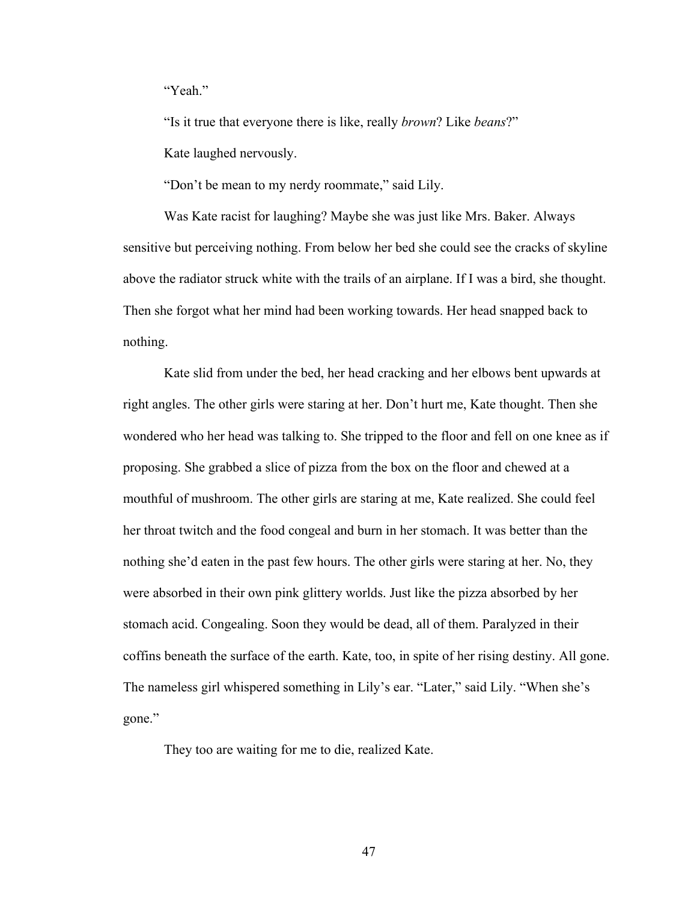"Yeah."

"Is it true that everyone there is like, really *brown*? Like *beans*?"

Kate laughed nervously.

"Don't be mean to my nerdy roommate," said Lily.

Was Kate racist for laughing? Maybe she was just like Mrs. Baker. Always sensitive but perceiving nothing. From below her bed she could see the cracks of skyline above the radiator struck white with the trails of an airplane. If I was a bird, she thought. Then she forgot what her mind had been working towards. Her head snapped back to nothing.

Kate slid from under the bed, her head cracking and her elbows bent upwards at right angles. The other girls were staring at her. Don't hurt me, Kate thought. Then she wondered who her head was talking to. She tripped to the floor and fell on one knee as if proposing. She grabbed a slice of pizza from the box on the floor and chewed at a mouthful of mushroom. The other girls are staring at me, Kate realized. She could feel her throat twitch and the food congeal and burn in her stomach. It was better than the nothing she'd eaten in the past few hours. The other girls were staring at her. No, they were absorbed in their own pink glittery worlds. Just like the pizza absorbed by her stomach acid. Congealing. Soon they would be dead, all of them. Paralyzed in their coffins beneath the surface of the earth. Kate, too, in spite of her rising destiny. All gone. The nameless girl whispered something in Lily's ear. "Later," said Lily. "When she's gone."

They too are waiting for me to die, realized Kate.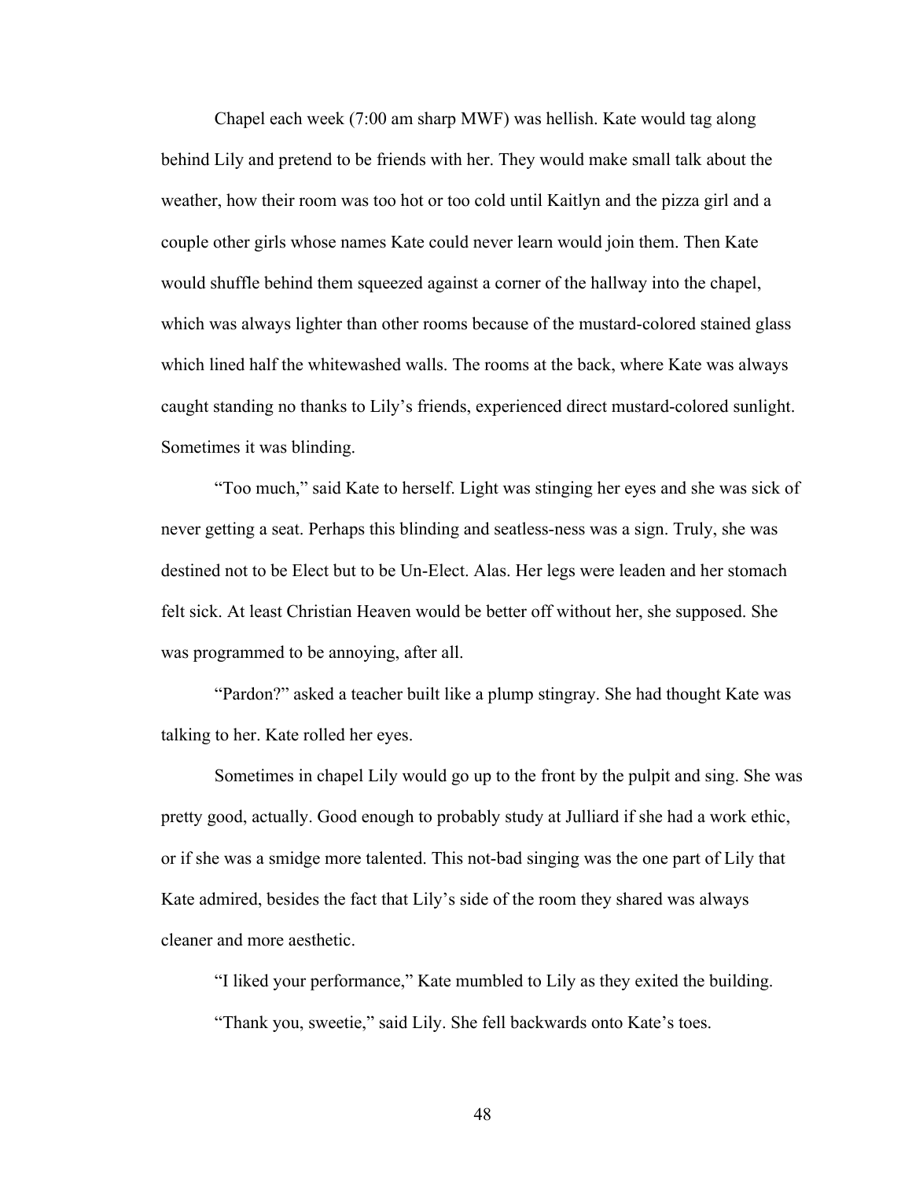Chapel each week (7:00 am sharp MWF) was hellish. Kate would tag along behind Lily and pretend to be friends with her. They would make small talk about the weather, how their room was too hot or too cold until Kaitlyn and the pizza girl and a couple other girls whose names Kate could never learn would join them. Then Kate would shuffle behind them squeezed against a corner of the hallway into the chapel, which was always lighter than other rooms because of the mustard-colored stained glass which lined half the whitewashed walls. The rooms at the back, where Kate was always caught standing no thanks to Lily's friends, experienced direct mustard-colored sunlight. Sometimes it was blinding.

"Too much," said Kate to herself. Light was stinging her eyes and she was sick of never getting a seat. Perhaps this blinding and seatless-ness was a sign. Truly, she was destined not to be Elect but to be Un-Elect. Alas. Her legs were leaden and her stomach felt sick. At least Christian Heaven would be better off without her, she supposed. She was programmed to be annoying, after all.

"Pardon?" asked a teacher built like a plump stingray. She had thought Kate was talking to her. Kate rolled her eyes.

Sometimes in chapel Lily would go up to the front by the pulpit and sing. She was pretty good, actually. Good enough to probably study at Julliard if she had a work ethic, or if she was a smidge more talented. This not-bad singing was the one part of Lily that Kate admired, besides the fact that Lily's side of the room they shared was always cleaner and more aesthetic.

"I liked your performance," Kate mumbled to Lily as they exited the building.

"Thank you, sweetie," said Lily. She fell backwards onto Kate's toes.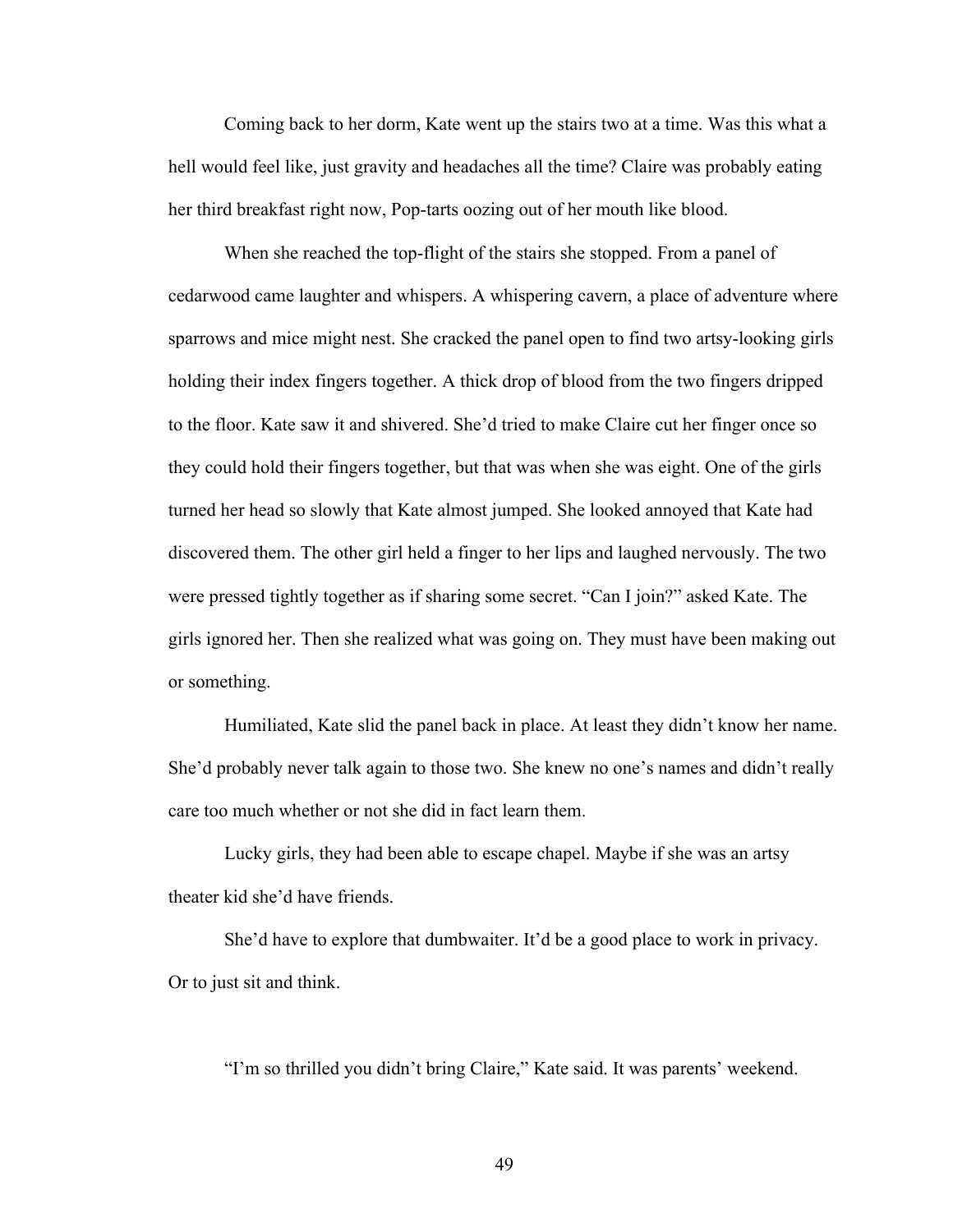Coming back to her dorm, Kate went up the stairs two at a time. Was this what a hell would feel like, just gravity and headaches all the time? Claire was probably eating her third breakfast right now, Pop-tarts oozing out of her mouth like blood.

When she reached the top-flight of the stairs she stopped. From a panel of cedarwood came laughter and whispers. A whispering cavern, a place of adventure where sparrows and mice might nest. She cracked the panel open to find two artsy-looking girls holding their index fingers together. A thick drop of blood from the two fingers dripped to the floor. Kate saw it and shivered. She'd tried to make Claire cut her finger once so they could hold their fingers together, but that was when she was eight. One of the girls turned her head so slowly that Kate almost jumped. She looked annoyed that Kate had discovered them. The other girl held a finger to her lips and laughed nervously. The two were pressed tightly together as if sharing some secret. "Can I join?" asked Kate. The girls ignored her. Then she realized what was going on. They must have been making out or something.

Humiliated, Kate slid the panel back in place. At least they didn't know her name. She'd probably never talk again to those two. She knew no one's names and didn't really care too much whether or not she did in fact learn them.

Lucky girls, they had been able to escape chapel. Maybe if she was an artsy theater kid she'd have friends.

She'd have to explore that dumbwaiter. It'd be a good place to work in privacy. Or to just sit and think.

"I'm so thrilled you didn't bring Claire," Kate said. It was parents' weekend.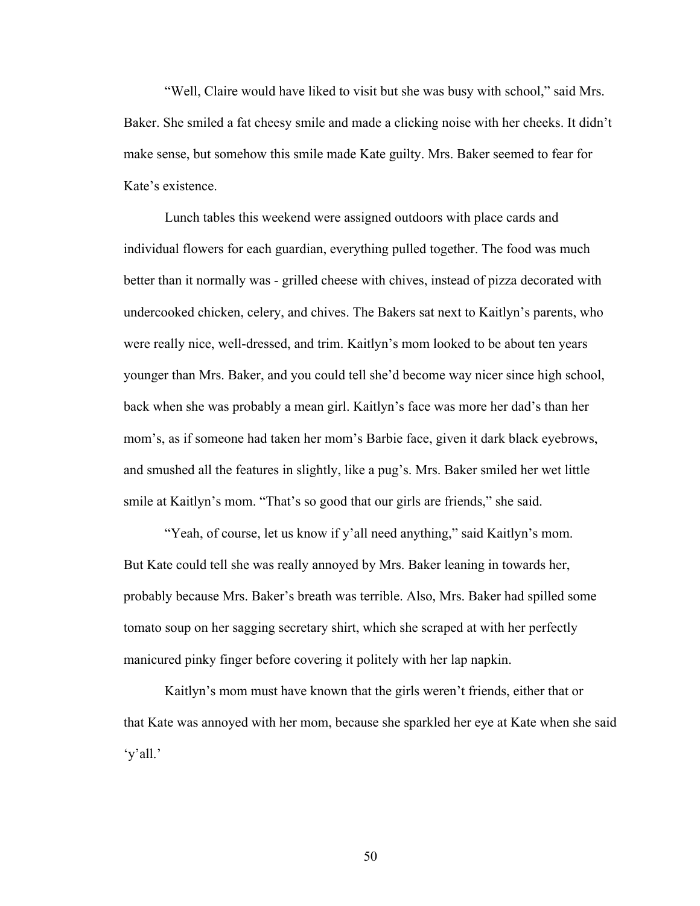"Well, Claire would have liked to visit but she was busy with school," said Mrs. Baker. She smiled a fat cheesy smile and made a clicking noise with her cheeks. It didn't make sense, but somehow this smile made Kate guilty. Mrs. Baker seemed to fear for Kate's existence.

Lunch tables this weekend were assigned outdoors with place cards and individual flowers for each guardian, everything pulled together. The food was much better than it normally was - grilled cheese with chives, instead of pizza decorated with undercooked chicken, celery, and chives. The Bakers sat next to Kaitlyn's parents, who were really nice, well-dressed, and trim. Kaitlyn's mom looked to be about ten years younger than Mrs. Baker, and you could tell she'd become way nicer since high school, back when she was probably a mean girl. Kaitlyn's face was more her dad's than her mom's, as if someone had taken her mom's Barbie face, given it dark black eyebrows, and smushed all the features in slightly, like a pug's. Mrs. Baker smiled her wet little smile at Kaitlyn's mom. "That's so good that our girls are friends," she said.

"Yeah, of course, let us know if y'all need anything," said Kaitlyn's mom. But Kate could tell she was really annoyed by Mrs. Baker leaning in towards her, probably because Mrs. Baker's breath was terrible. Also, Mrs. Baker had spilled some tomato soup on her sagging secretary shirt, which she scraped at with her perfectly manicured pinky finger before covering it politely with her lap napkin.

Kaitlyn's mom must have known that the girls weren't friends, either that or that Kate was annoyed with her mom, because she sparkled her eye at Kate when she said 'y'all.'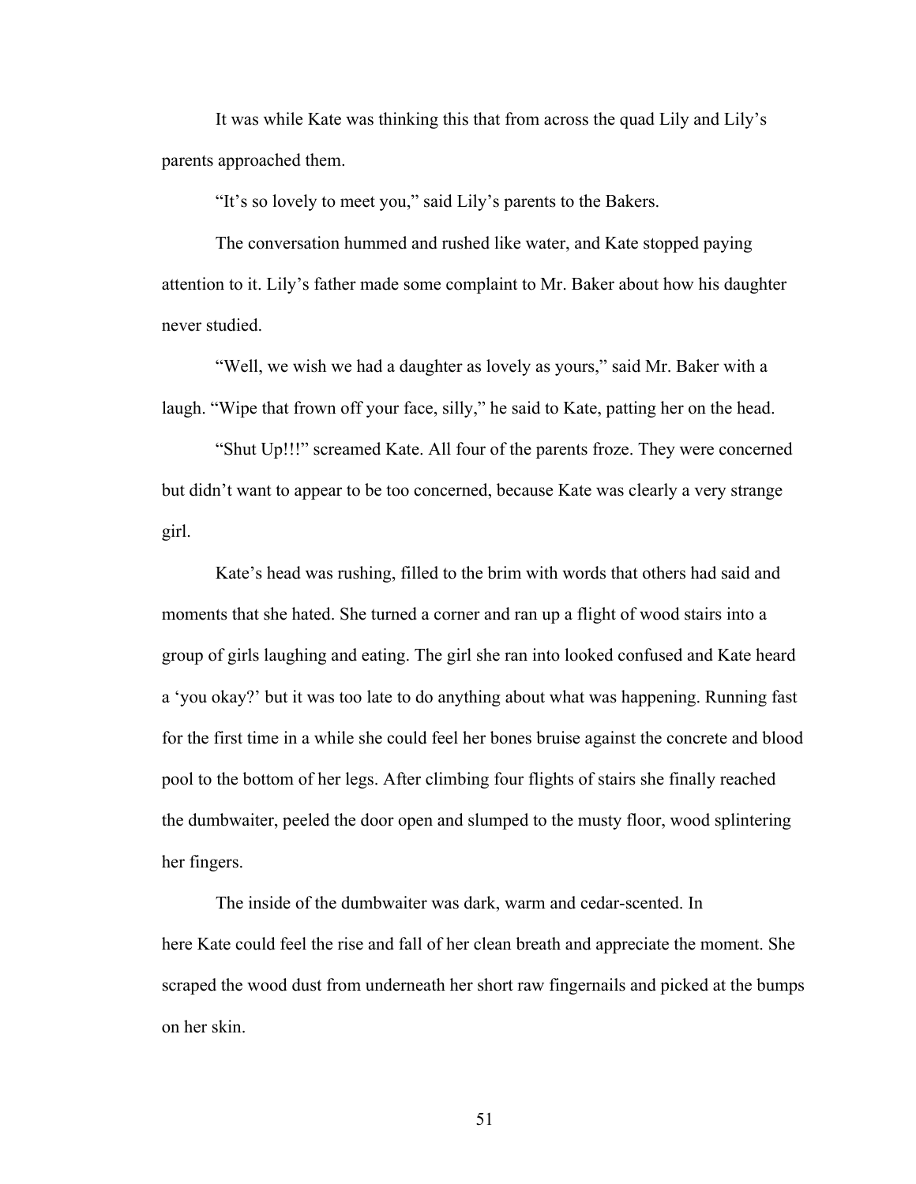It was while Kate was thinking this that from across the quad Lily and Lily's parents approached them.

"It's so lovely to meet you," said Lily's parents to the Bakers.

The conversation hummed and rushed like water, and Kate stopped paying attention to it. Lily's father made some complaint to Mr. Baker about how his daughter never studied.

"Well, we wish we had a daughter as lovely as yours," said Mr. Baker with a laugh. "Wipe that frown off your face, silly," he said to Kate, patting her on the head.

"Shut Up!!!" screamed Kate. All four of the parents froze. They were concerned but didn't want to appear to be too concerned, because Kate was clearly a very strange girl.

Kate's head was rushing, filled to the brim with words that others had said and moments that she hated. She turned a corner and ran up a flight of wood stairs into a group of girls laughing and eating. The girl she ran into looked confused and Kate heard a 'you okay?' but it was too late to do anything about what was happening. Running fast for the first time in a while she could feel her bones bruise against the concrete and blood pool to the bottom of her legs. After climbing four flights of stairs she finally reached the dumbwaiter, peeled the door open and slumped to the musty floor, wood splintering her fingers.

The inside of the dumbwaiter was dark, warm and cedar-scented. In here Kate could feel the rise and fall of her clean breath and appreciate the moment. She scraped the wood dust from underneath her short raw fingernails and picked at the bumps on her skin.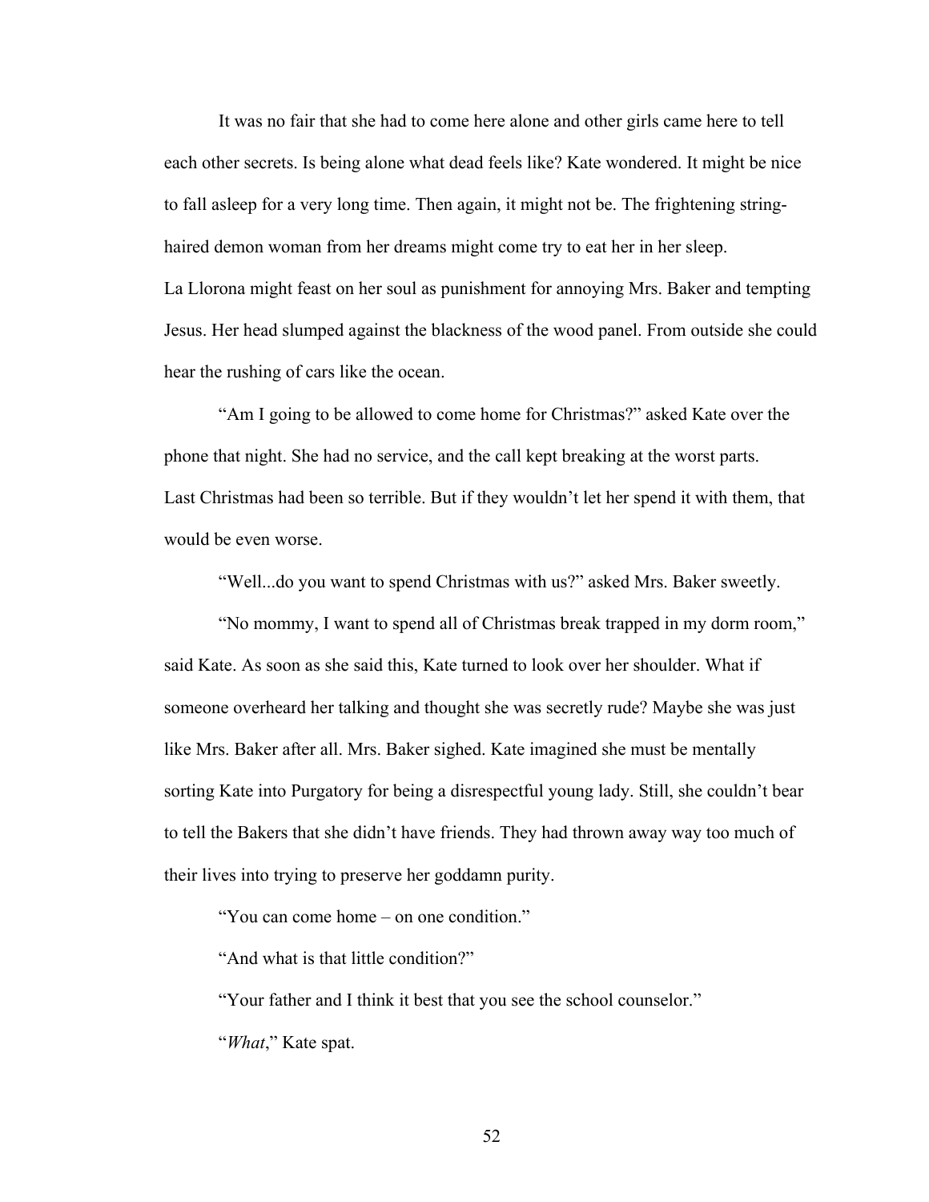It was no fair that she had to come here alone and other girls came here to tell each other secrets. Is being alone what dead feels like? Kate wondered. It might be nice to fall asleep for a very long time. Then again, it might not be. The frightening string-haired demon woman from her dreams might come try to eat her in her sleep. La Llorona might feast on her soul as punishment for annoying Mrs. Baker and tempting Jesus. Her head slumped against the blackness of the wood panel. From outside she could hear the rushing of cars like the ocean.

"Am I going to be allowed to come home for Christmas?" asked Kate over the phone that night. She had no service, and the call kept breaking at the worst parts. Last Christmas had been so terrible. But if they wouldn't let her spend it with them, that would be even worse.

"Well...do you want to spend Christmas with us?" asked Mrs. Baker sweetly.

"No mommy, I want to spend all of Christmas break trapped in my dorm room," said Kate. As soon as she said this, Kate turned to look over her shoulder. What if someone overheard her talking and thought she was secretly rude? Maybe she was just like Mrs. Baker after all. Mrs. Baker sighed. Kate imagined she must be mentally sorting Kate into Purgatory for being a disrespectful young lady. Still, she couldn't bear to tell the Bakers that she didn't have friends. They had thrown away way too much of their lives into trying to preserve her goddamn purity.

"You can come home – on one condition."

"And what is that little condition?"

"Your father and I think it best that you see the school counselor."

"*What*," Kate spat.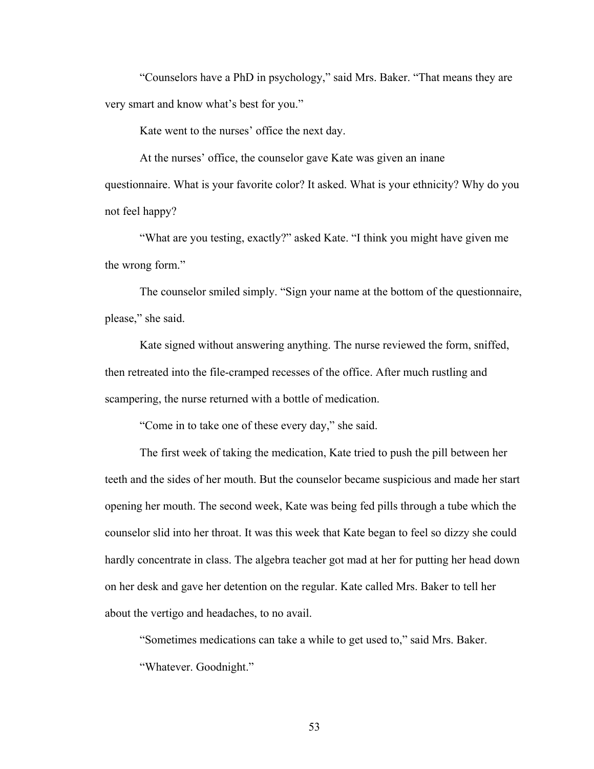"Counselors have a PhD in psychology," said Mrs. Baker. "That means they are very smart and know what's best for you."

Kate went to the nurses' office the next day.

At the nurses' office, the counselor gave Kate was given an inane questionnaire. What is your favorite color? It asked. What is your ethnicity? Why do you not feel happy?

"What are you testing, exactly?" asked Kate. "I think you might have given me the wrong form."

The counselor smiled simply. "Sign your name at the bottom of the questionnaire, please," she said.

Kate signed without answering anything. The nurse reviewed the form, sniffed, then retreated into the file-cramped recesses of the office. After much rustling and scampering, the nurse returned with a bottle of medication.

"Come in to take one of these every day," she said.

The first week of taking the medication, Kate tried to push the pill between her teeth and the sides of her mouth. But the counselor became suspicious and made her start opening her mouth. The second week, Kate was being fed pills through a tube which the counselor slid into her throat. It was this week that Kate began to feel so dizzy she could hardly concentrate in class. The algebra teacher got mad at her for putting her head down on her desk and gave her detention on the regular. Kate called Mrs. Baker to tell her about the vertigo and headaches, to no avail.

"Sometimes medications can take a while to get used to," said Mrs. Baker.

"Whatever. Goodnight."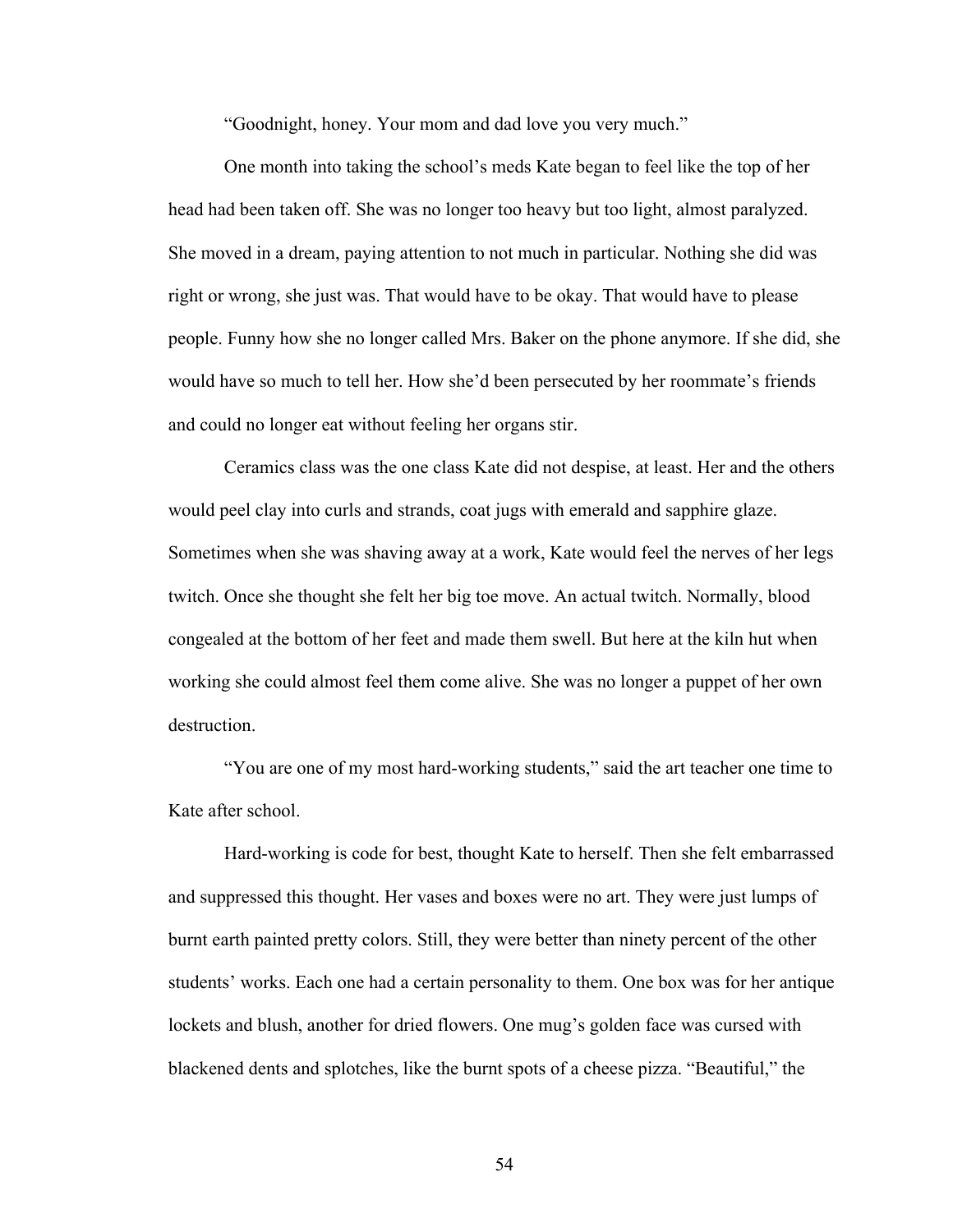"Goodnight, honey. Your mom and dad love you very much."

One month into taking the school's meds Kate began to feel like the top of her head had been taken off. She was no longer too heavy but too light, almost paralyzed. She moved in a dream, paying attention to not much in particular. Nothing she did was right or wrong, she just was. That would have to be okay. That would have to please people. Funny how she no longer called Mrs. Baker on the phone anymore. If she did, she would have so much to tell her. How she'd been persecuted by her roommate's friends and could no longer eat without feeling her organs stir.

Ceramics class was the one class Kate did not despise, at least. Her and the others would peel clay into curls and strands, coat jugs with emerald and sapphire glaze. Sometimes when she was shaving away at a work, Kate would feel the nerves of her legs twitch. Once she thought she felt her big toe move. An actual twitch. Normally, blood congealed at the bottom of her feet and made them swell. But here at the kiln hut when working she could almost feel them come alive. She was no longer a puppet of her own destruction.

"You are one of my most hard-working students," said the art teacher one time to Kate after school.

Hard-working is code for best, thought Kate to herself. Then she felt embarrassed and suppressed this thought. Her vases and boxes were no art. They were just lumps of burnt earth painted pretty colors. Still, they were better than ninety percent of the other students' works. Each one had a certain personality to them. One box was for her antique lockets and blush, another for dried flowers. One mug's golden face was cursed with blackened dents and splotches, like the burnt spots of a cheese pizza. "Beautiful," the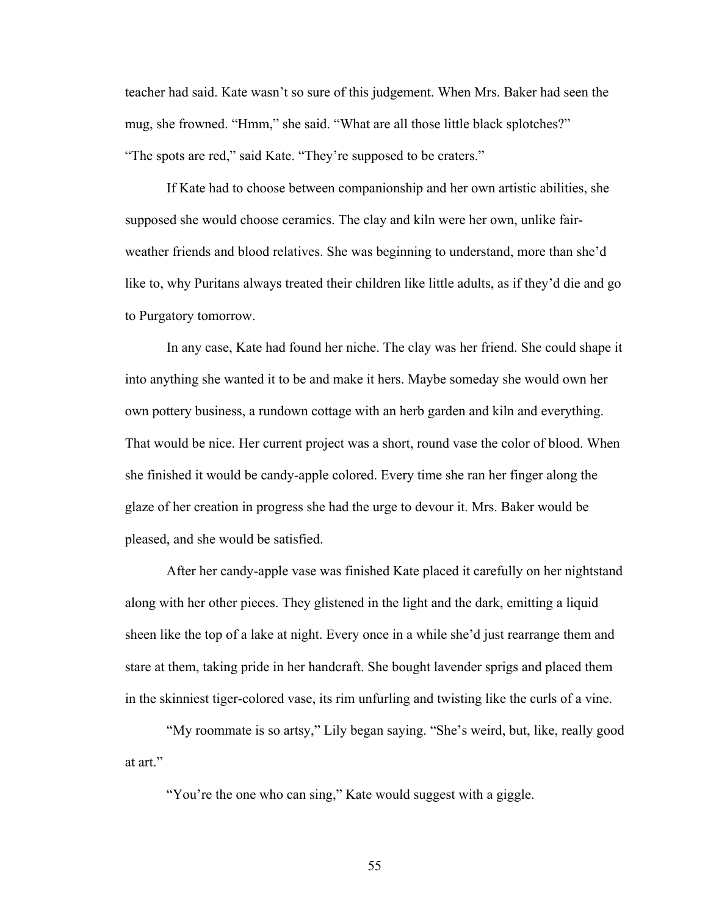teacher had said. Kate wasn't so sure of this judgement. When Mrs. Baker had seen the mug, she frowned. "Hmm," she said. "What are all those little black splotches?" "The spots are red," said Kate. "They're supposed to be craters."

If Kate had to choose between companionship and her own artistic abilities, she supposed she would choose ceramics. The clay and kiln were her own, unlike fair-weather friends and blood relatives. She was beginning to understand, more than she'd like to, why Puritans always treated their children like little adults, as if they'd die and go to Purgatory tomorrow.

In any case, Kate had found her niche. The clay was her friend. She could shape it into anything she wanted it to be and make it hers. Maybe someday she would own her own pottery business, a rundown cottage with an herb garden and kiln and everything. That would be nice. Her current project was a short, round vase the color of blood. When she finished it would be candy-apple colored. Every time she ran her finger along the glaze of her creation in progress she had the urge to devour it. Mrs. Baker would be pleased, and she would be satisfied.

After her candy-apple vase was finished Kate placed it carefully on her nightstand along with her other pieces. They glistened in the light and the dark, emitting a liquid sheen like the top of a lake at night. Every once in a while she'd just rearrange them and stare at them, taking pride in her handcraft. She bought lavender sprigs and placed them in the skinniest tiger-colored vase, its rim unfurling and twisting like the curls of a vine.

"My roommate is so artsy," Lily began saying. "She's weird, but, like, really good at art."

"You're the one who can sing," Kate would suggest with a giggle.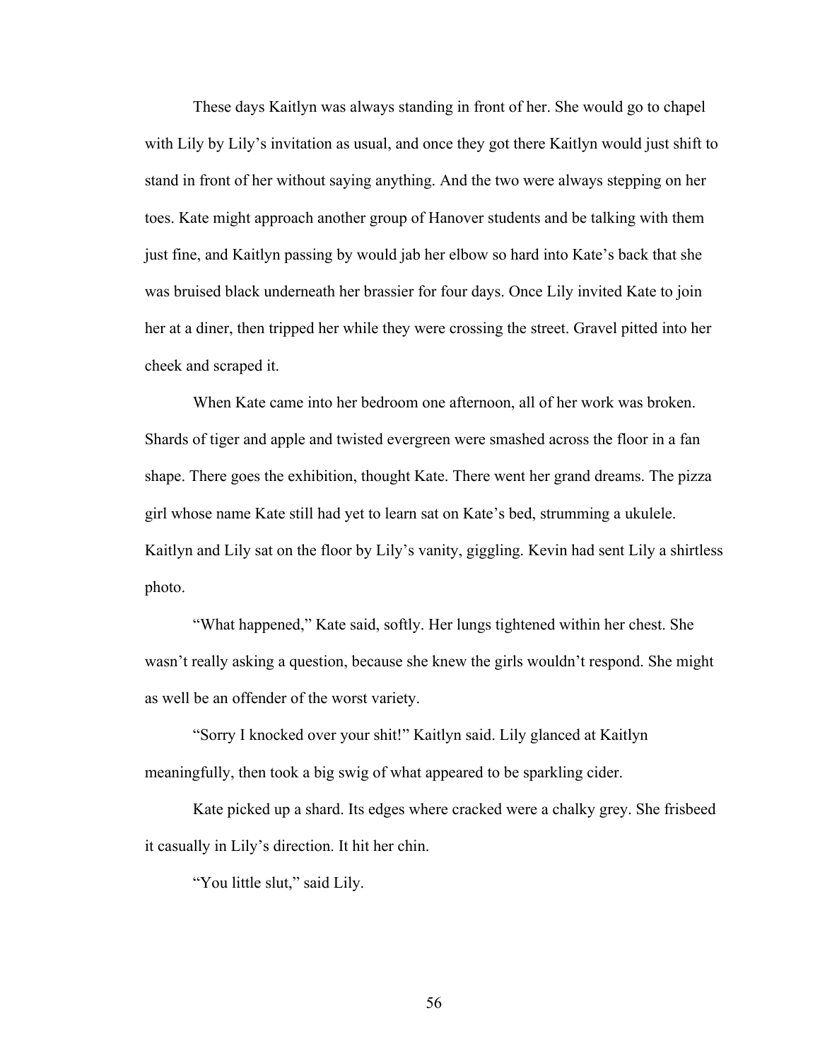These days Kaitlyn was always standing in front of her. She would go to chapel with Lily by Lily's invitation as usual, and once they got there Kaitlyn would just shift to stand in front of her without saying anything. And the two were always stepping on her toes. Kate might approach another group of Hanover students and be talking with them just fine, and Kaitlyn passing by would jab her elbow so hard into Kate's back that she was bruised black underneath her brassier for four days. Once Lily invited Kate to join her at a diner, then tripped her while they were crossing the street. Gravel pitted into her cheek and scraped it.

When Kate came into her bedroom one afternoon, all of her work was broken. Shards of tiger and apple and twisted evergreen were smashed across the floor in a fan shape. There goes the exhibition, thought Kate. There went her grand dreams. The pizza girl whose name Kate still had yet to learn sat on Kate's bed, strumming a ukulele. Kaitlyn and Lily sat on the floor by Lily's vanity, giggling. Kevin had sent Lily a shirtless photo.

"What happened," Kate said, softly. Her lungs tightened within her chest. She wasn't really asking a question, because she knew the girls wouldn't respond. She might as well be an offender of the worst variety.

"Sorry I knocked over your shit!" Kaitlyn said. Lily glanced at Kaitlyn meaningfully, then took a big swig of what appeared to be sparkling cider.

Kate picked up a shard. Its edges where cracked were a chalky grey. She frisbeed it casually in Lily's direction. It hit her chin.

"You little slut," said Lily.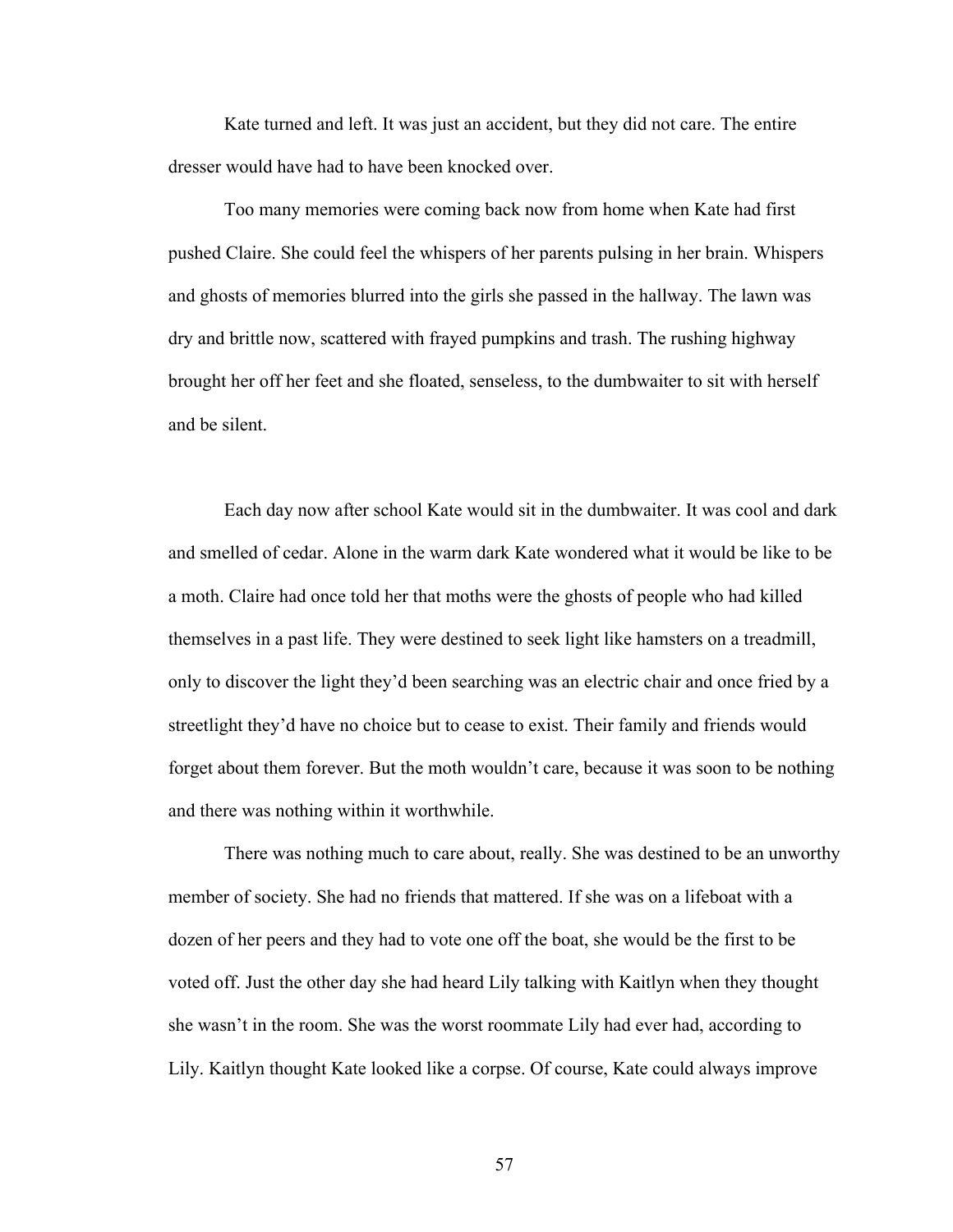Kate turned and left. It was just an accident, but they did not care. The entire dresser would have had to have been knocked over.

Too many memories were coming back now from home when Kate had first pushed Claire. She could feel the whispers of her parents pulsing in her brain. Whispers and ghosts of memories blurred into the girls she passed in the hallway. The lawn was dry and brittle now, scattered with frayed pumpkins and trash. The rushing highway brought her off her feet and she floated, senseless, to the dumbwaiter to sit with herself and be silent.

Each day now after school Kate would sit in the dumbwaiter. It was cool and dark and smelled of cedar. Alone in the warm dark Kate wondered what it would be like to be a moth. Claire had once told her that moths were the ghosts of people who had killed themselves in a past life. They were destined to seek light like hamsters on a treadmill, only to discover the light they'd been searching was an electric chair and once fried by a streetlight they'd have no choice but to cease to exist. Their family and friends would forget about them forever. But the moth wouldn't care, because it was soon to be nothing and there was nothing within it worthwhile.

There was nothing much to care about, really. She was destined to be an unworthy member of society. She had no friends that mattered. If she was on a lifeboat with a dozen of her peers and they had to vote one off the boat, she would be the first to be voted off. Just the other day she had heard Lily talking with Kaitlyn when they thought she wasn't in the room. She was the worst roommate Lily had ever had, according to Lily. Kaitlyn thought Kate looked like a corpse. Of course, Kate could always improve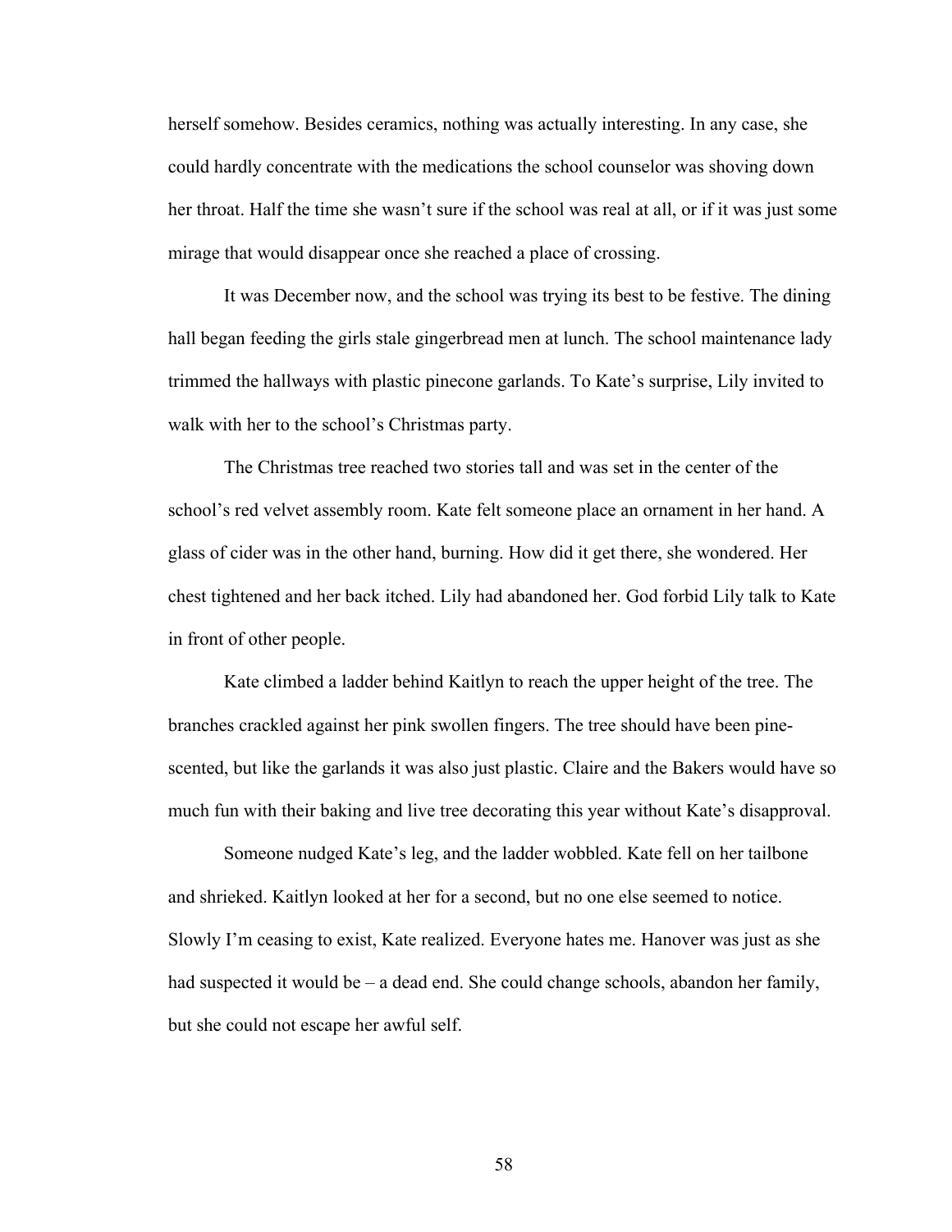herself somehow. Besides ceramics, nothing was actually interesting. In any case, she could hardly concentrate with the medications the school counselor was shoving down her throat. Half the time she wasn't sure if the school was real at all, or if it was just some mirage that would disappear once she reached a place of crossing.

It was December now, and the school was trying its best to be festive. The dining hall began feeding the girls stale gingerbread men at lunch. The school maintenance lady trimmed the hallways with plastic pinecone garlands. To Kate's surprise, Lily invited to walk with her to the school's Christmas party.

The Christmas tree reached two stories tall and was set in the center of the school's red velvet assembly room. Kate felt someone place an ornament in her hand. A glass of cider was in the other hand, burning. How did it get there, she wondered. Her chest tightened and her back itched. Lily had abandoned her. God forbid Lily talk to Kate in front of other people.

Kate climbed a ladder behind Kaitlyn to reach the upper height of the tree. The branches crackled against her pink swollen fingers. The tree should have been pine-scented, but like the garlands it was also just plastic. Claire and the Bakers would have so much fun with their baking and live tree decorating this year without Kate's disapproval.

Someone nudged Kate's leg, and the ladder wobbled. Kate fell on her tailbone and shrieked. Kaitlyn looked at her for a second, but no one else seemed to notice. Slowly I'm ceasing to exist, Kate realized. Everyone hates me. Hanover was just as she had suspected it would be – a dead end. She could change schools, abandon her family, but she could not escape her awful self.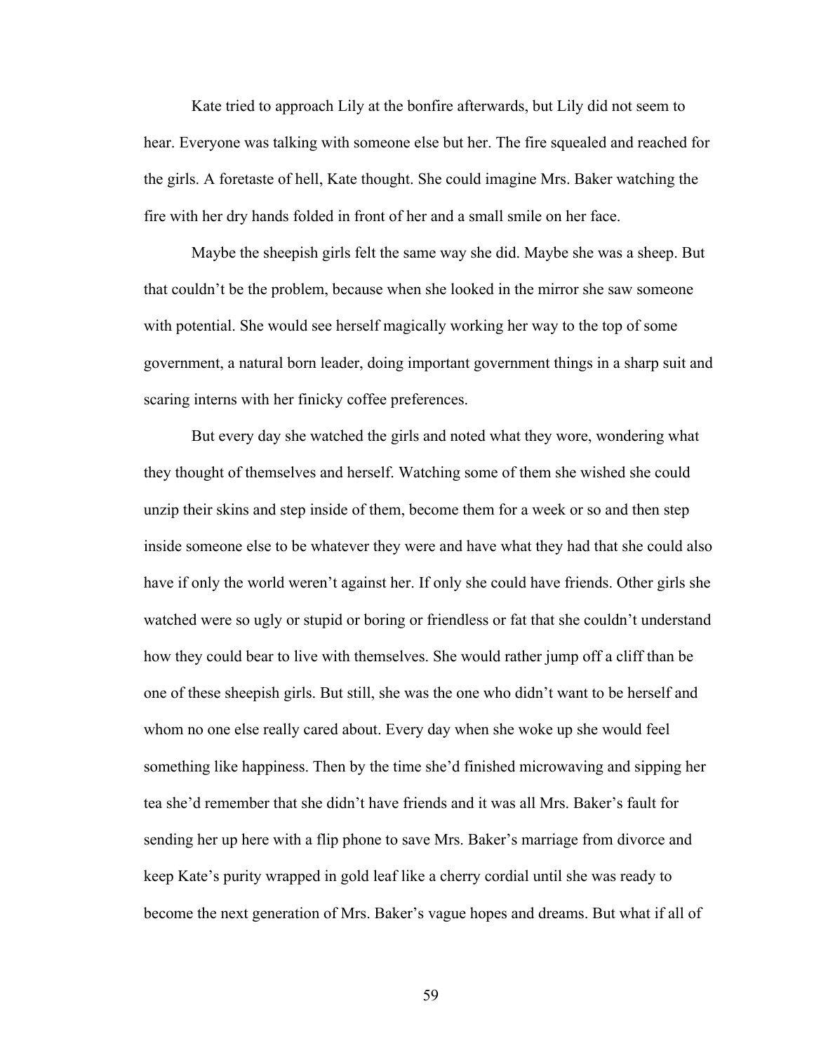Kate tried to approach Lily at the bonfire afterwards, but Lily did not seem to hear. Everyone was talking with someone else but her. The fire squealed and reached for the girls. A foretaste of hell, Kate thought. She could imagine Mrs. Baker watching the fire with her dry hands folded in front of her and a small smile on her face.

Maybe the sheepish girls felt the same way she did. Maybe she was a sheep. But that couldn't be the problem, because when she looked in the mirror she saw someone with potential. She would see herself magically working her way to the top of some government, a natural born leader, doing important government things in a sharp suit and scaring interns with her finicky coffee preferences.

But every day she watched the girls and noted what they wore, wondering what they thought of themselves and herself. Watching some of them she wished she could unzip their skins and step inside of them, become them for a week or so and then step inside someone else to be whatever they were and have what they had that she could also have if only the world weren't against her. If only she could have friends. Other girls she watched were so ugly or stupid or boring or friendless or fat that she couldn't understand how they could bear to live with themselves. She would rather jump off a cliff than be one of these sheepish girls. But still, she was the one who didn't want to be herself and whom no one else really cared about. Every day when she woke up she would feel something like happiness. Then by the time she'd finished microwaving and sipping her tea she'd remember that she didn't have friends and it was all Mrs. Baker's fault for sending her up here with a flip phone to save Mrs. Baker's marriage from divorce and keep Kate's purity wrapped in gold leaf like a cherry cordial until she was ready to become the next generation of Mrs. Baker's vague hopes and dreams. But what if all of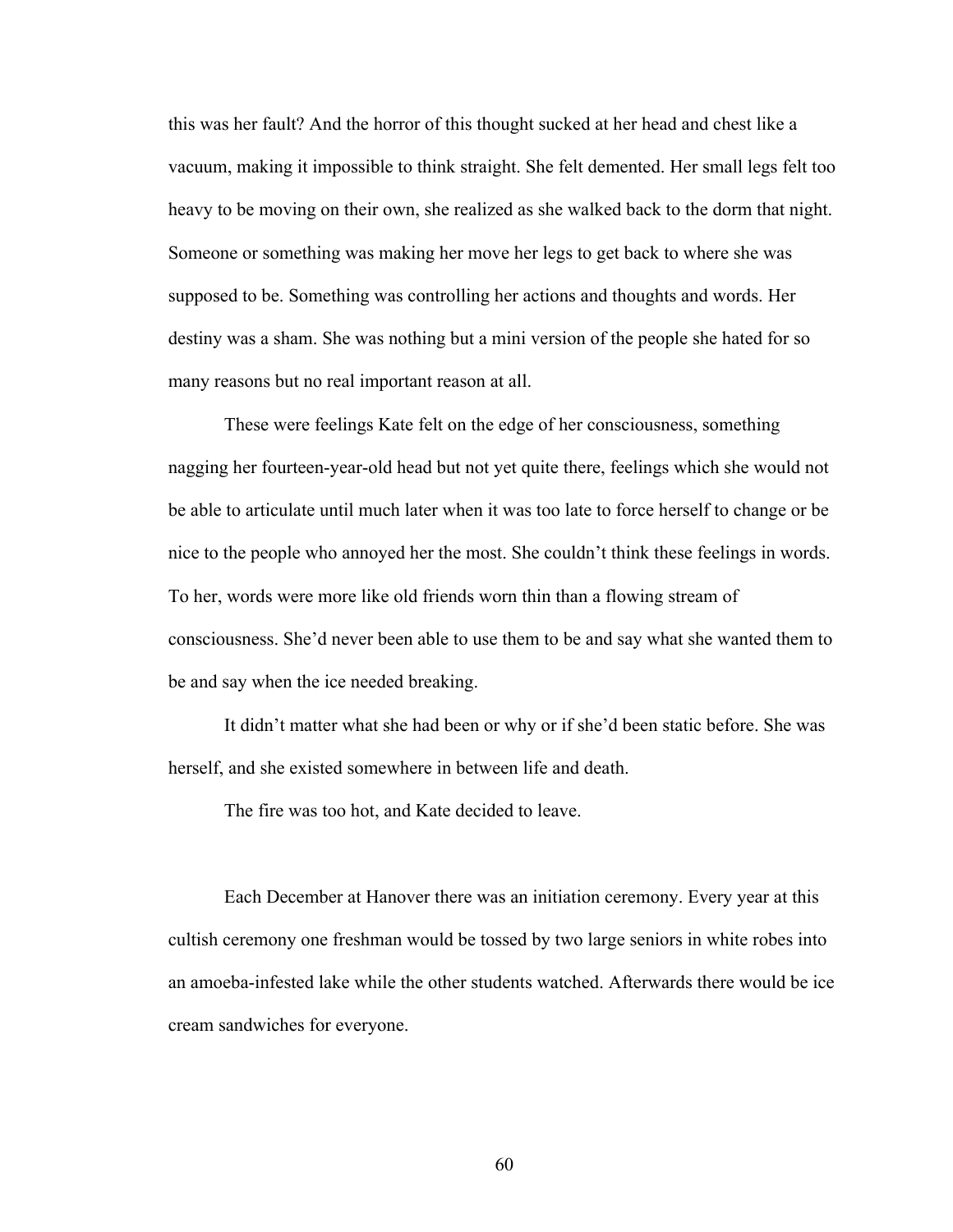this was her fault? And the horror of this thought sucked at her head and chest like a vacuum, making it impossible to think straight. She felt demented. Her small legs felt too heavy to be moving on their own, she realized as she walked back to the dorm that night. Someone or something was making her move her legs to get back to where she was supposed to be. Something was controlling her actions and thoughts and words. Her destiny was a sham. She was nothing but a mini version of the people she hated for so many reasons but no real important reason at all.

These were feelings Kate felt on the edge of her consciousness, something nagging her fourteen-year-old head but not yet quite there, feelings which she would not be able to articulate until much later when it was too late to force herself to change or be nice to the people who annoyed her the most. She couldn't think these feelings in words. To her, words were more like old friends worn thin than a flowing stream of consciousness. She'd never been able to use them to be and say what she wanted them to be and say when the ice needed breaking.

It didn't matter what she had been or why or if she'd been static before. She was herself, and she existed somewhere in between life and death.

The fire was too hot, and Kate decided to leave.

Each December at Hanover there was an initiation ceremony. Every year at this cultish ceremony one freshman would be tossed by two large seniors in white robes into an amoeba-infested lake while the other students watched. Afterwards there would be ice cream sandwiches for everyone.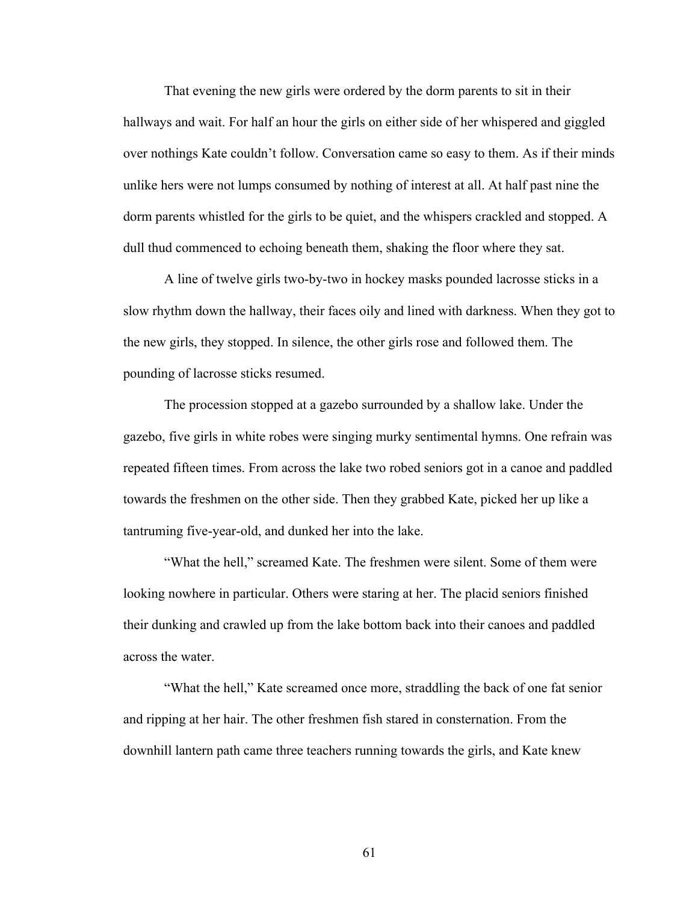That evening the new girls were ordered by the dorm parents to sit in their hallways and wait. For half an hour the girls on either side of her whispered and giggled over nothings Kate couldn't follow. Conversation came so easy to them. As if their minds unlike hers were not lumps consumed by nothing of interest at all. At half past nine the dorm parents whistled for the girls to be quiet, and the whispers crackled and stopped. A dull thud commenced to echoing beneath them, shaking the floor where they sat.

A line of twelve girls two-by-two in hockey masks pounded lacrosse sticks in a slow rhythm down the hallway, their faces oily and lined with darkness. When they got to the new girls, they stopped. In silence, the other girls rose and followed them. The pounding of lacrosse sticks resumed.

The procession stopped at a gazebo surrounded by a shallow lake. Under the gazebo, five girls in white robes were singing murky sentimental hymns. One refrain was repeated fifteen times. From across the lake two robed seniors got in a canoe and paddled towards the freshmen on the other side. Then they grabbed Kate, picked her up like a tantruming five-year-old, and dunked her into the lake.

"What the hell," screamed Kate. The freshmen were silent. Some of them were looking nowhere in particular. Others were staring at her. The placid seniors finished their dunking and crawled up from the lake bottom back into their canoes and paddled across the water.

"What the hell," Kate screamed once more, straddling the back of one fat senior and ripping at her hair. The other freshmen fish stared in consternation. From the downhill lantern path came three teachers running towards the girls, and Kate knew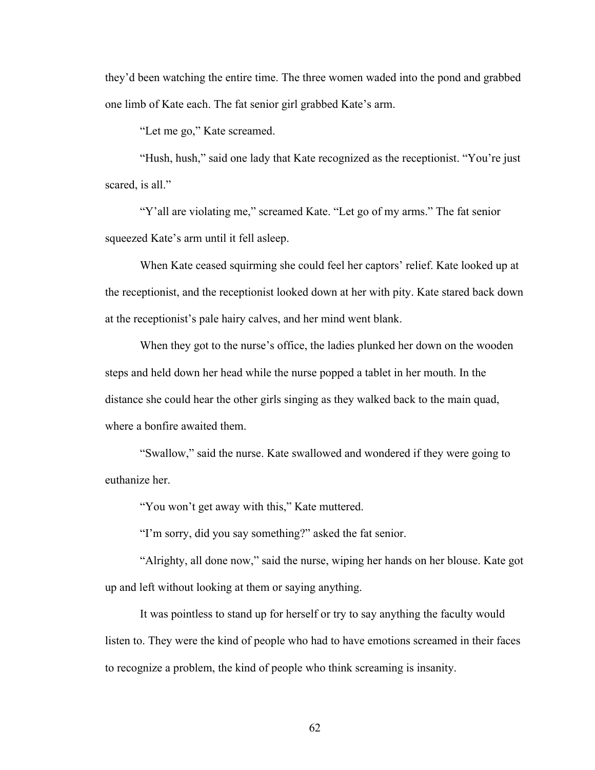they'd been watching the entire time. The three women waded into the pond and grabbed one limb of Kate each. The fat senior girl grabbed Kate's arm.

"Let me go," Kate screamed.

"Hush, hush," said one lady that Kate recognized as the receptionist. "You're just scared, is all."

"Y'all are violating me," screamed Kate. "Let go of my arms." The fat senior squeezed Kate's arm until it fell asleep.

When Kate ceased squirming she could feel her captors' relief. Kate looked up at the receptionist, and the receptionist looked down at her with pity. Kate stared back down at the receptionist's pale hairy calves, and her mind went blank.

When they got to the nurse's office, the ladies plunked her down on the wooden steps and held down her head while the nurse popped a tablet in her mouth. In the distance she could hear the other girls singing as they walked back to the main quad, where a bonfire awaited them.

"Swallow," said the nurse. Kate swallowed and wondered if they were going to euthanize her.

"You won't get away with this," Kate muttered.

"I'm sorry, did you say something?" asked the fat senior.

"Alrighty, all done now," said the nurse, wiping her hands on her blouse. Kate got up and left without looking at them or saying anything.

It was pointless to stand up for herself or try to say anything the faculty would listen to. They were the kind of people who had to have emotions screamed in their faces to recognize a problem, the kind of people who think screaming is insanity.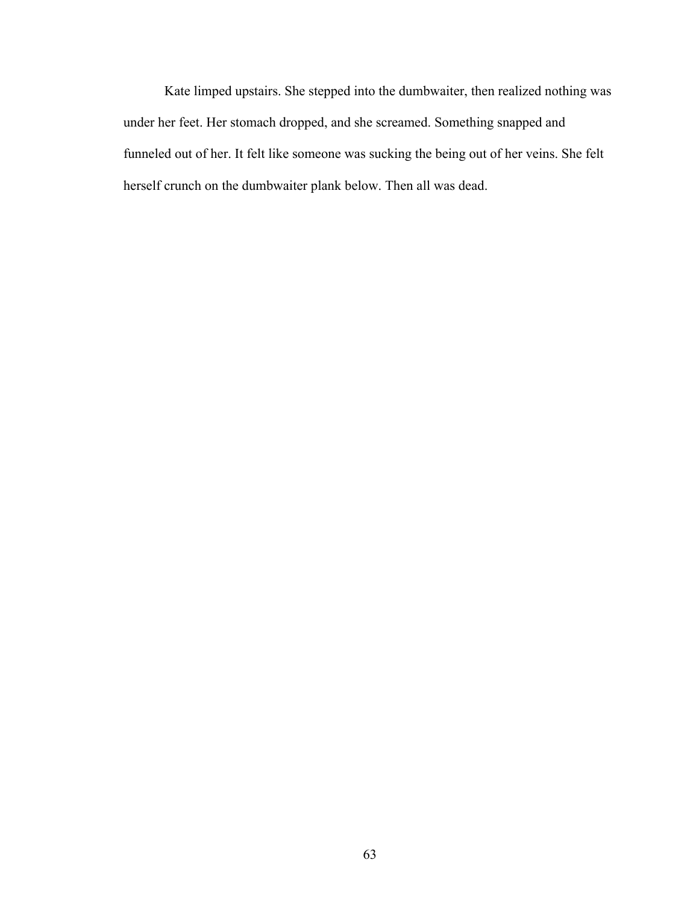Kate limped upstairs. She stepped into the dumbwaiter, then realized nothing was under her feet. Her stomach dropped, and she screamed. Something snapped and funneled out of her. It felt like someone was sucking the being out of her veins. She felt herself crunch on the dumbwaiter plank below. Then all was dead.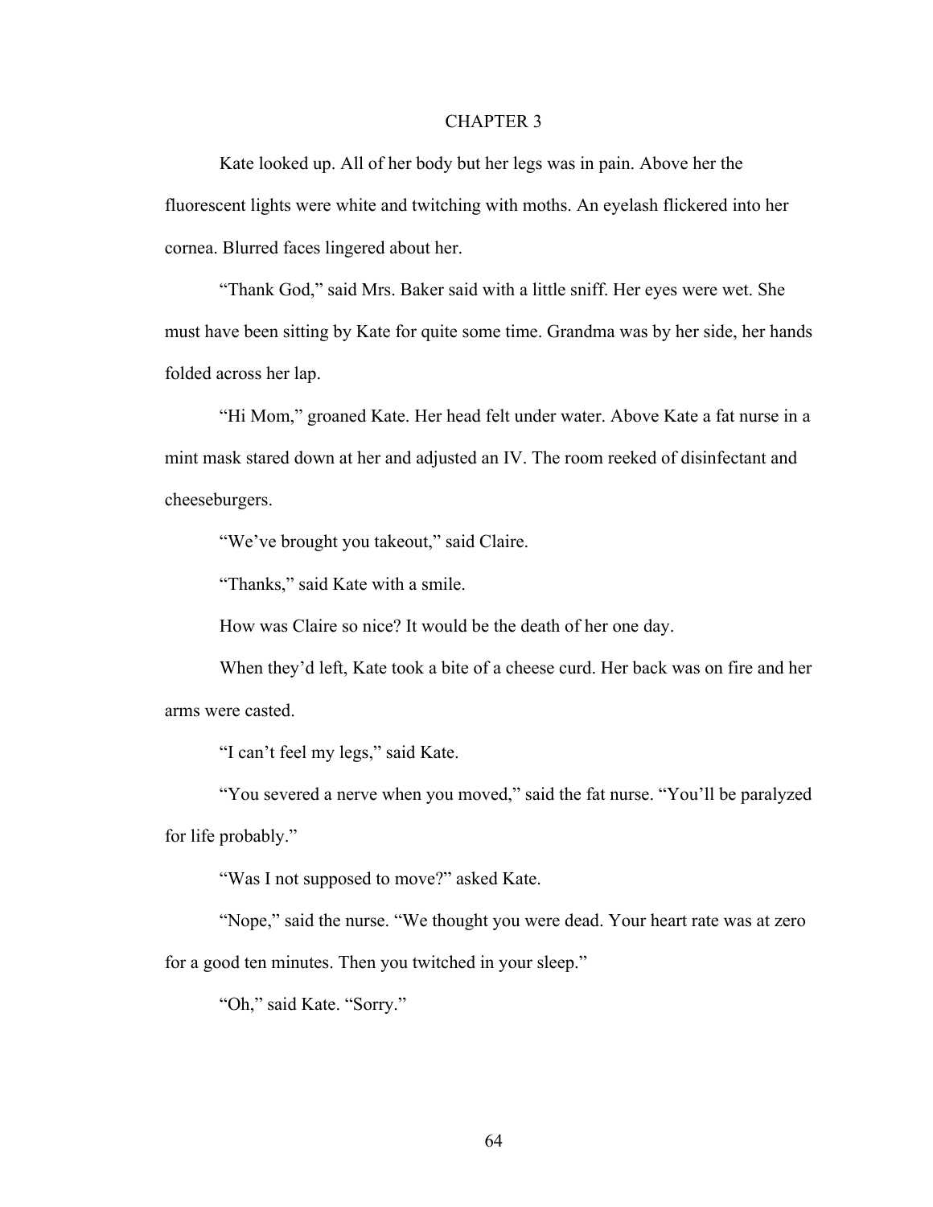# CHAPTER 3

Kate looked up. All of her body but her legs was in pain. Above her the fluorescent lights were white and twitching with moths. An eyelash flickered into her cornea. Blurred faces lingered about her.

"Thank God," said Mrs. Baker said with a little sniff. Her eyes were wet. She must have been sitting by Kate for quite some time. Grandma was by her side, her hands folded across her lap.

"Hi Mom," groaned Kate. Her head felt under water. Above Kate a fat nurse in a mint mask stared down at her and adjusted an IV. The room reeked of disinfectant and cheeseburgers.

"We've brought you takeout," said Claire.

"Thanks," said Kate with a smile.

How was Claire so nice? It would be the death of her one day.

When they'd left, Kate took a bite of a cheese curd. Her back was on fire and her arms were casted.

"I can't feel my legs," said Kate.

"You severed a nerve when you moved," said the fat nurse. "You'll be paralyzed for life probably."

"Was I not supposed to move?" asked Kate.

"Nope," said the nurse. "We thought you were dead. Your heart rate was at zero for a good ten minutes. Then you twitched in your sleep."

"Oh," said Kate. "Sorry."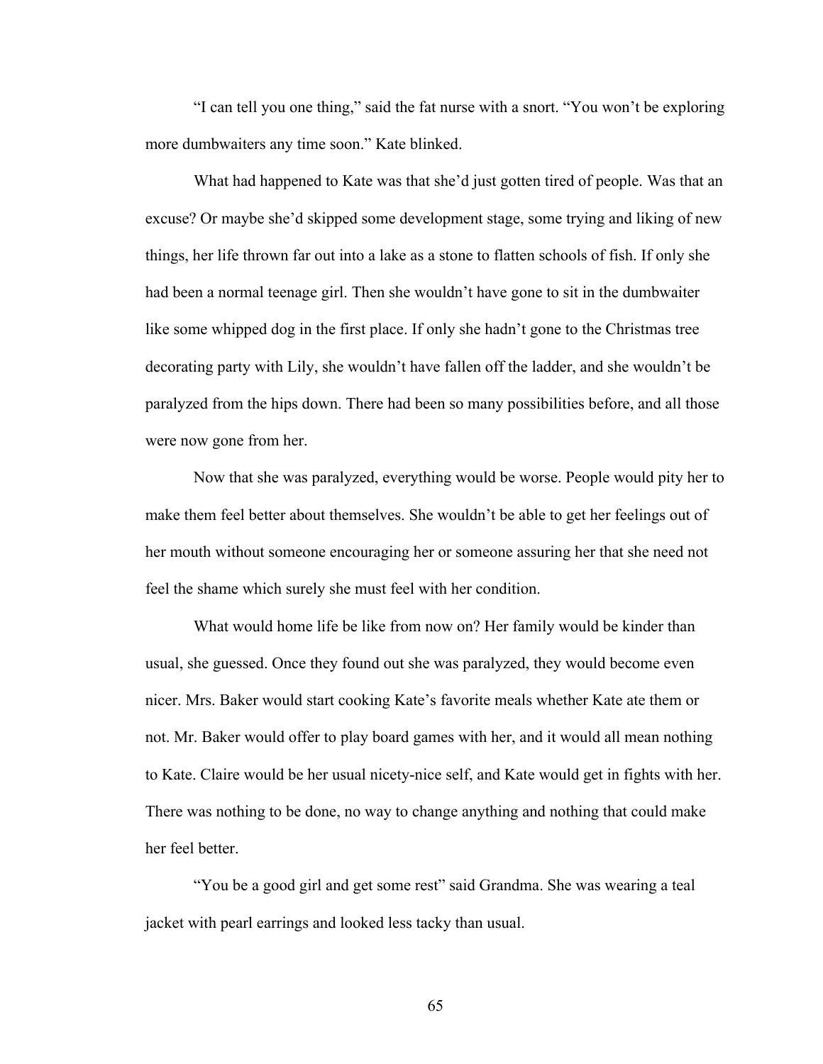"I can tell you one thing," said the fat nurse with a snort. "You won't be exploring more dumbwaiters any time soon." Kate blinked.

What had happened to Kate was that she'd just gotten tired of people. Was that an excuse? Or maybe she'd skipped some development stage, some trying and liking of new things, her life thrown far out into a lake as a stone to flatten schools of fish. If only she had been a normal teenage girl. Then she wouldn't have gone to sit in the dumbwaiter like some whipped dog in the first place. If only she hadn't gone to the Christmas tree decorating party with Lily, she wouldn't have fallen off the ladder, and she wouldn't be paralyzed from the hips down. There had been so many possibilities before, and all those were now gone from her.

Now that she was paralyzed, everything would be worse. People would pity her to make them feel better about themselves. She wouldn't be able to get her feelings out of her mouth without someone encouraging her or someone assuring her that she need not feel the shame which surely she must feel with her condition.

What would home life be like from now on? Her family would be kinder than usual, she guessed. Once they found out she was paralyzed, they would become even nicer. Mrs. Baker would start cooking Kate's favorite meals whether Kate ate them or not. Mr. Baker would offer to play board games with her, and it would all mean nothing to Kate. Claire would be her usual nicety-nice self, and Kate would get in fights with her. There was nothing to be done, no way to change anything and nothing that could make her feel better.

"You be a good girl and get some rest" said Grandma. She was wearing a teal jacket with pearl earrings and looked less tacky than usual.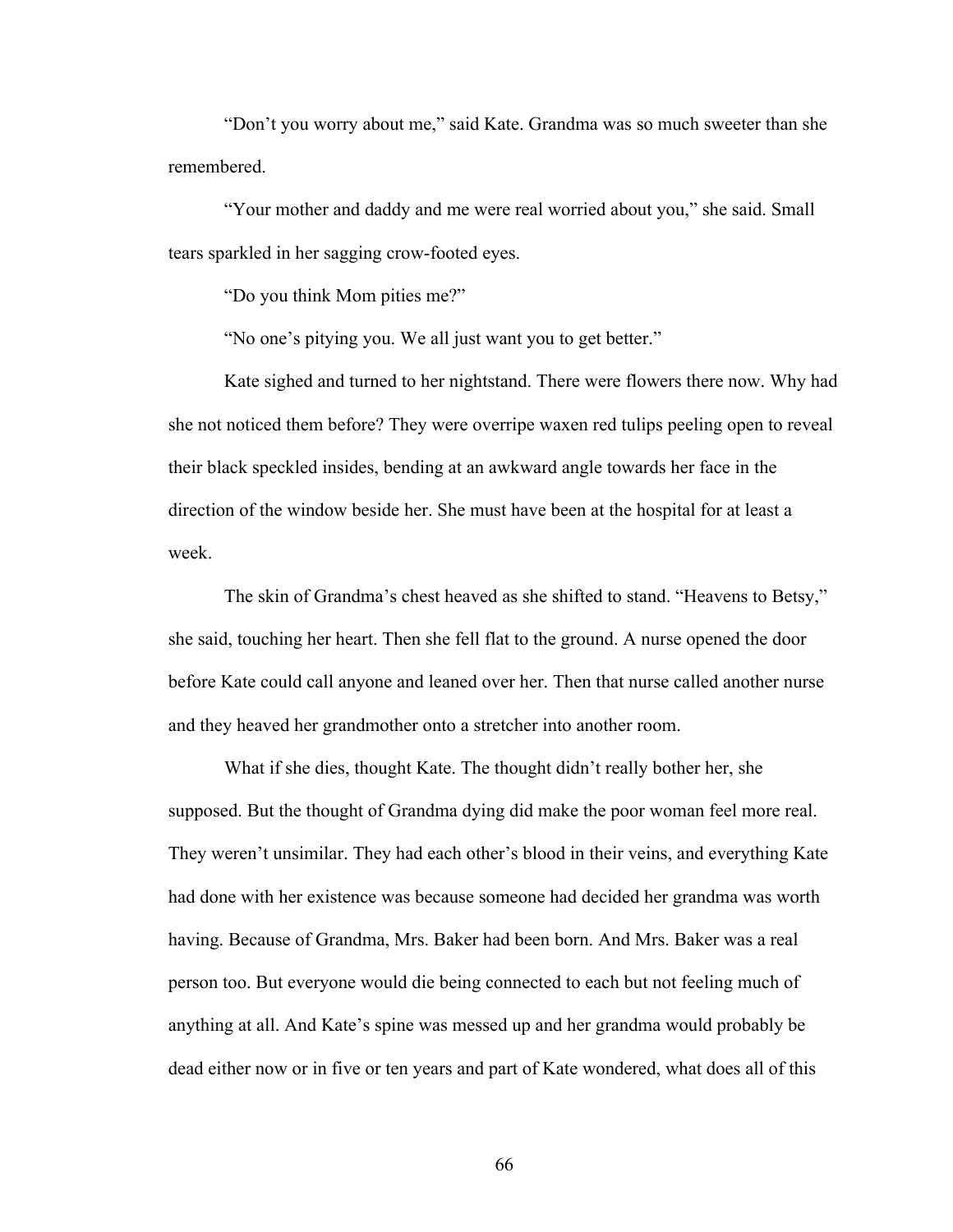“Don’t you worry about me,” said Kate. Grandma was so much sweeter than she remembered.

“Your mother and daddy and me were real worried about you,” she said. Small tears sparkled in her sagging crow-footed eyes.

“Do you think Mom pities me?”

“No one’s pitying you. We all just want you to get better.”

Kate sighed and turned to her nightstand. There were flowers there now. Why had she not noticed them before? They were overripe waxen red tulips peeling open to reveal their black speckled insides, bending at an awkward angle towards her face in the direction of the window beside her. She must have been at the hospital for at least a week.

The skin of Grandma’s chest heaved as she shifted to stand. “Heavens to Betsy,” she said, touching her heart. Then she fell flat to the ground. A nurse opened the door before Kate could call anyone and leaned over her. Then that nurse called another nurse and they heaved her grandmother onto a stretcher into another room.

What if she dies, thought Kate. The thought didn’t really bother her, she supposed. But the thought of Grandma dying did make the poor woman feel more real. They weren’t unsimilar. They had each other’s blood in their veins, and everything Kate had done with her existence was because someone had decided her grandma was worth having. Because of Grandma, Mrs. Baker had been born. And Mrs. Baker was a real person too. But everyone would die being connected to each but not feeling much of anything at all. And Kate’s spine was messed up and her grandma would probably be dead either now or in five or ten years and part of Kate wondered, what does all of this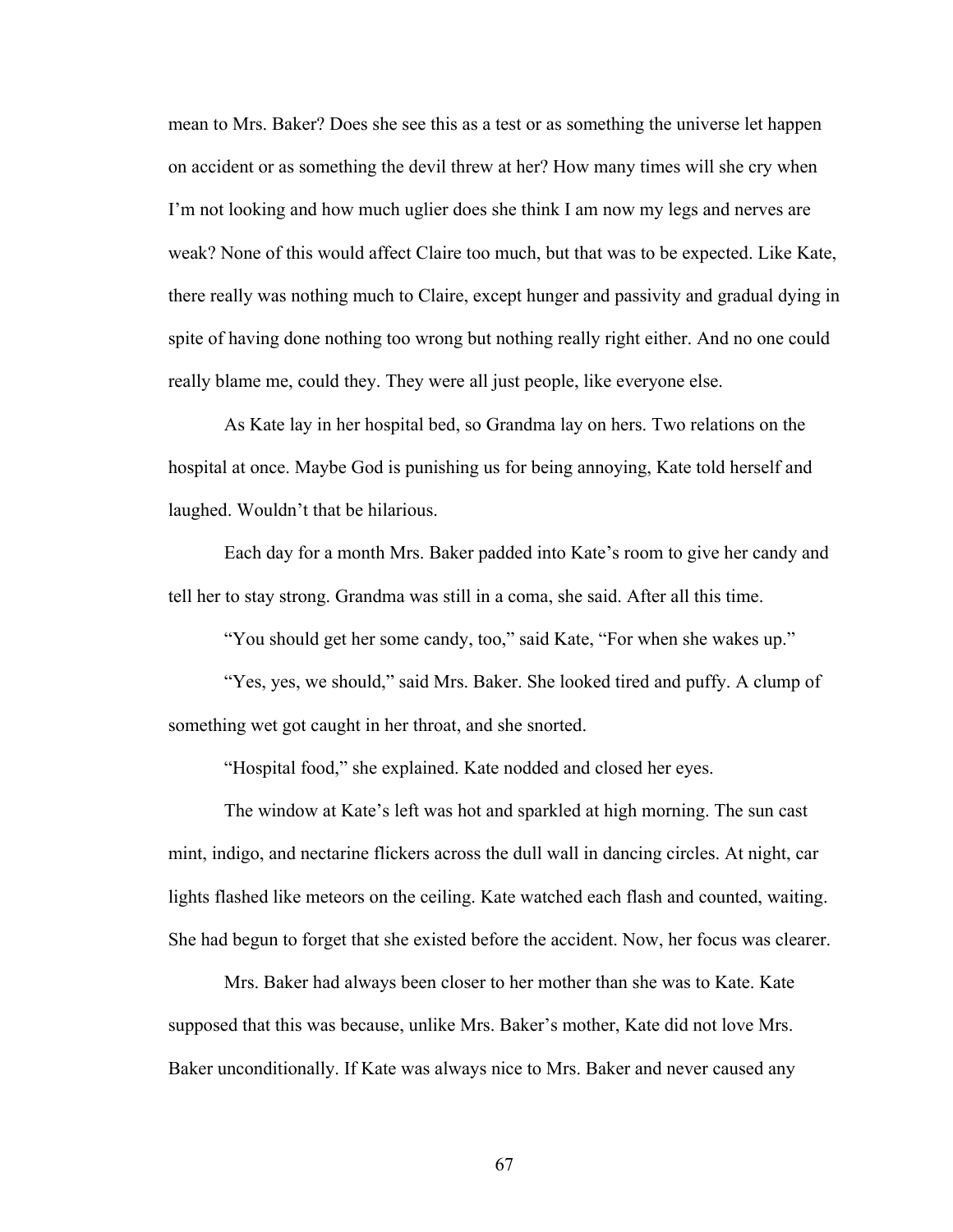mean to Mrs. Baker? Does she see this as a test or as something the universe let happen on accident or as something the devil threw at her? How many times will she cry when I'm not looking and how much uglier does she think I am now my legs and nerves are weak? None of this would affect Claire too much, but that was to be expected. Like Kate, there really was nothing much to Claire, except hunger and passivity and gradual dying in spite of having done nothing too wrong but nothing really right either. And no one could really blame me, could they. They were all just people, like everyone else.

As Kate lay in her hospital bed, so Grandma lay on hers. Two relations on the hospital at once. Maybe God is punishing us for being annoying, Kate told herself and laughed. Wouldn't that be hilarious.

Each day for a month Mrs. Baker padded into Kate's room to give her candy and tell her to stay strong. Grandma was still in a coma, she said. After all this time.

"You should get her some candy, too," said Kate, "For when she wakes up."

"Yes, yes, we should," said Mrs. Baker. She looked tired and puffy. A clump of something wet got caught in her throat, and she snorted.

"Hospital food," she explained. Kate nodded and closed her eyes.

The window at Kate's left was hot and sparkled at high morning. The sun cast mint, indigo, and nectarine flickers across the dull wall in dancing circles. At night, car lights flashed like meteors on the ceiling. Kate watched each flash and counted, waiting. She had begun to forget that she existed before the accident. Now, her focus was clearer.

Mrs. Baker had always been closer to her mother than she was to Kate. Kate supposed that this was because, unlike Mrs. Baker's mother, Kate did not love Mrs. Baker unconditionally. If Kate was always nice to Mrs. Baker and never caused any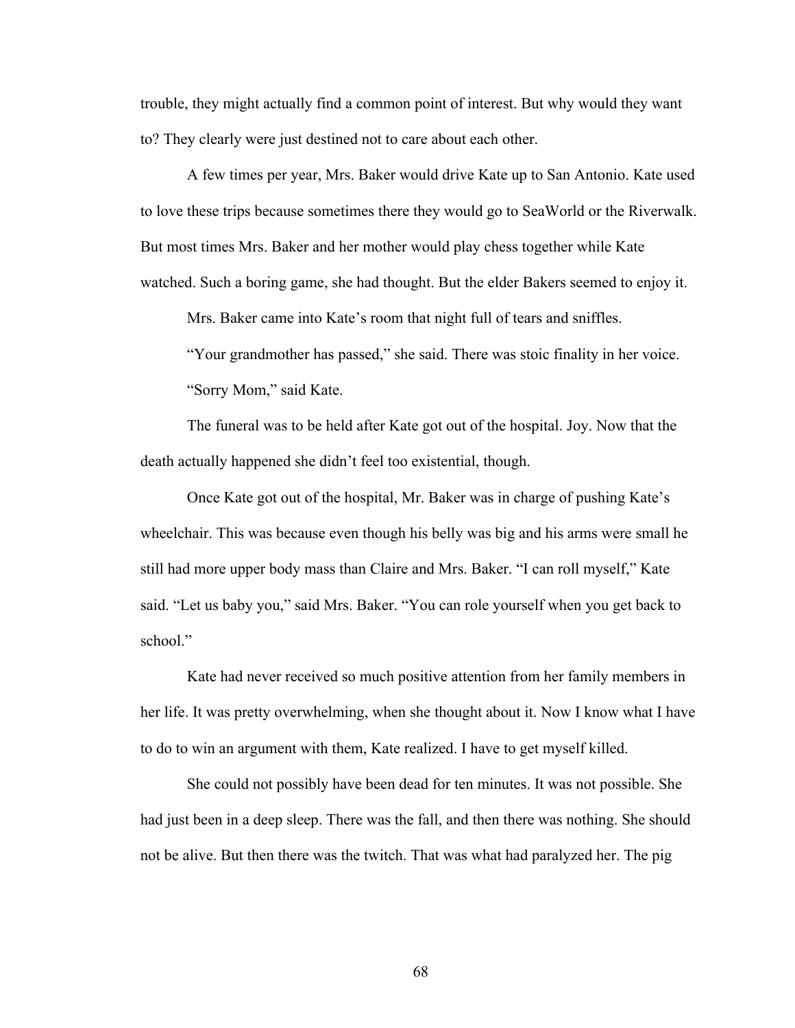trouble, they might actually find a common point of interest. But why would they want to? They clearly were just destined not to care about each other.

A few times per year, Mrs. Baker would drive Kate up to San Antonio. Kate used to love these trips because sometimes there they would go to SeaWorld or the Riverwalk. But most times Mrs. Baker and her mother would play chess together while Kate watched. Such a boring game, she had thought. But the elder Bakers seemed to enjoy it.

Mrs. Baker came into Kate's room that night full of tears and sniffles.

"Your grandmother has passed," she said. There was stoic finality in her voice.

"Sorry Mom," said Kate.

The funeral was to be held after Kate got out of the hospital. Joy. Now that the death actually happened she didn't feel too existential, though.

Once Kate got out of the hospital, Mr. Baker was in charge of pushing Kate's wheelchair. This was because even though his belly was big and his arms were small he still had more upper body mass than Claire and Mrs. Baker. "I can roll myself," Kate said. "Let us baby you," said Mrs. Baker. "You can role yourself when you get back to school."

Kate had never received so much positive attention from her family members in her life. It was pretty overwhelming, when she thought about it. Now I know what I have to do to win an argument with them, Kate realized. I have to get myself killed.

She could not possibly have been dead for ten minutes. It was not possible. She had just been in a deep sleep. There was the fall, and then there was nothing. She should not be alive. But then there was the twitch. That was what had paralyzed her. The pig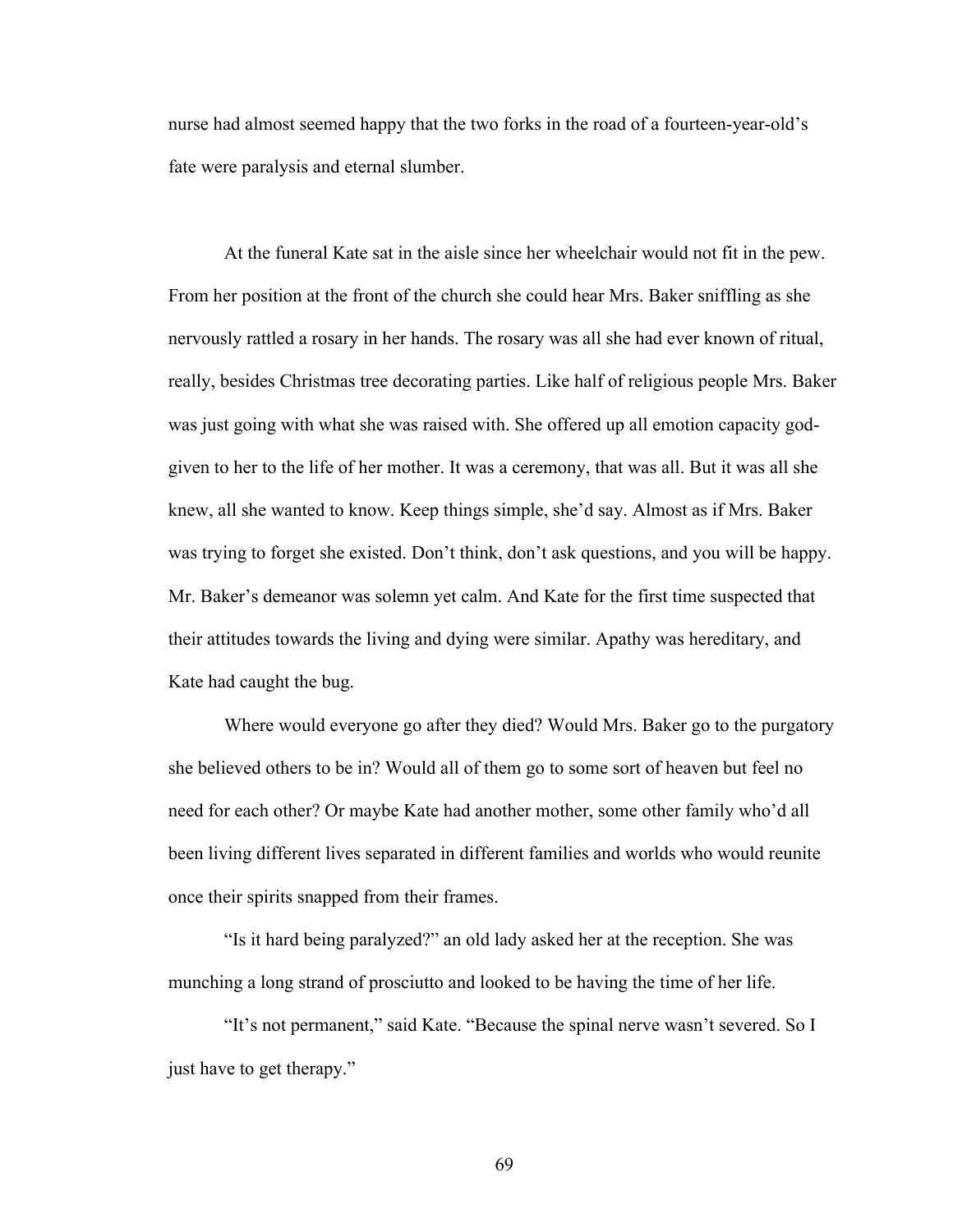nurse had almost seemed happy that the two forks in the road of a fourteen-year-old's fate were paralysis and eternal slumber.

At the funeral Kate sat in the aisle since her wheelchair would not fit in the pew. From her position at the front of the church she could hear Mrs. Baker sniffling as she nervously rattled a rosary in her hands. The rosary was all she had ever known of ritual, really, besides Christmas tree decorating parties. Like half of religious people Mrs. Baker was just going with what she was raised with. She offered up all emotion capacity god-given to her to the life of her mother. It was a ceremony, that was all. But it was all she knew, all she wanted to know. Keep things simple, she'd say. Almost as if Mrs. Baker was trying to forget she existed. Don't think, don't ask questions, and you will be happy. Mr. Baker's demeanor was solemn yet calm. And Kate for the first time suspected that their attitudes towards the living and dying were similar. Apathy was hereditary, and Kate had caught the bug.

Where would everyone go after they died? Would Mrs. Baker go to the purgatory she believed others to be in? Would all of them go to some sort of heaven but feel no need for each other? Or maybe Kate had another mother, some other family who'd all been living different lives separated in different families and worlds who would reunite once their spirits snapped from their frames.

"Is it hard being paralyzed?" an old lady asked her at the reception. She was munching a long strand of prosciutto and looked to be having the time of her life.

"It's not permanent," said Kate. "Because the spinal nerve wasn't severed. So I just have to get therapy."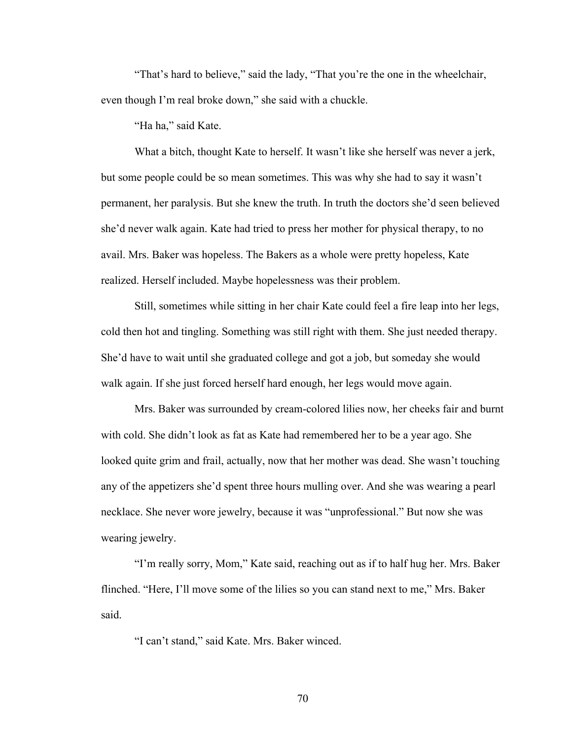"That's hard to believe," said the lady, "That you're the one in the wheelchair, even though I'm real broke down," she said with a chuckle.

"Ha ha," said Kate.

What a bitch, thought Kate to herself. It wasn't like she herself was never a jerk, but some people could be so mean sometimes. This was why she had to say it wasn't permanent, her paralysis. But she knew the truth. In truth the doctors she'd seen believed she'd never walk again. Kate had tried to press her mother for physical therapy, to no avail. Mrs. Baker was hopeless. The Bakers as a whole were pretty hopeless, Kate realized. Herself included. Maybe hopelessness was their problem.

Still, sometimes while sitting in her chair Kate could feel a fire leap into her legs, cold then hot and tingling. Something was still right with them. She just needed therapy. She'd have to wait until she graduated college and got a job, but someday she would walk again. If she just forced herself hard enough, her legs would move again.

Mrs. Baker was surrounded by cream-colored lilies now, her cheeks fair and burnt with cold. She didn't look as fat as Kate had remembered her to be a year ago. She looked quite grim and frail, actually, now that her mother was dead. She wasn't touching any of the appetizers she'd spent three hours mulling over. And she was wearing a pearl necklace. She never wore jewelry, because it was "unprofessional." But now she was wearing jewelry.

"I'm really sorry, Mom," Kate said, reaching out as if to half hug her. Mrs. Baker flinched. "Here, I'll move some of the lilies so you can stand next to me," Mrs. Baker said.

"I can't stand," said Kate. Mrs. Baker winced.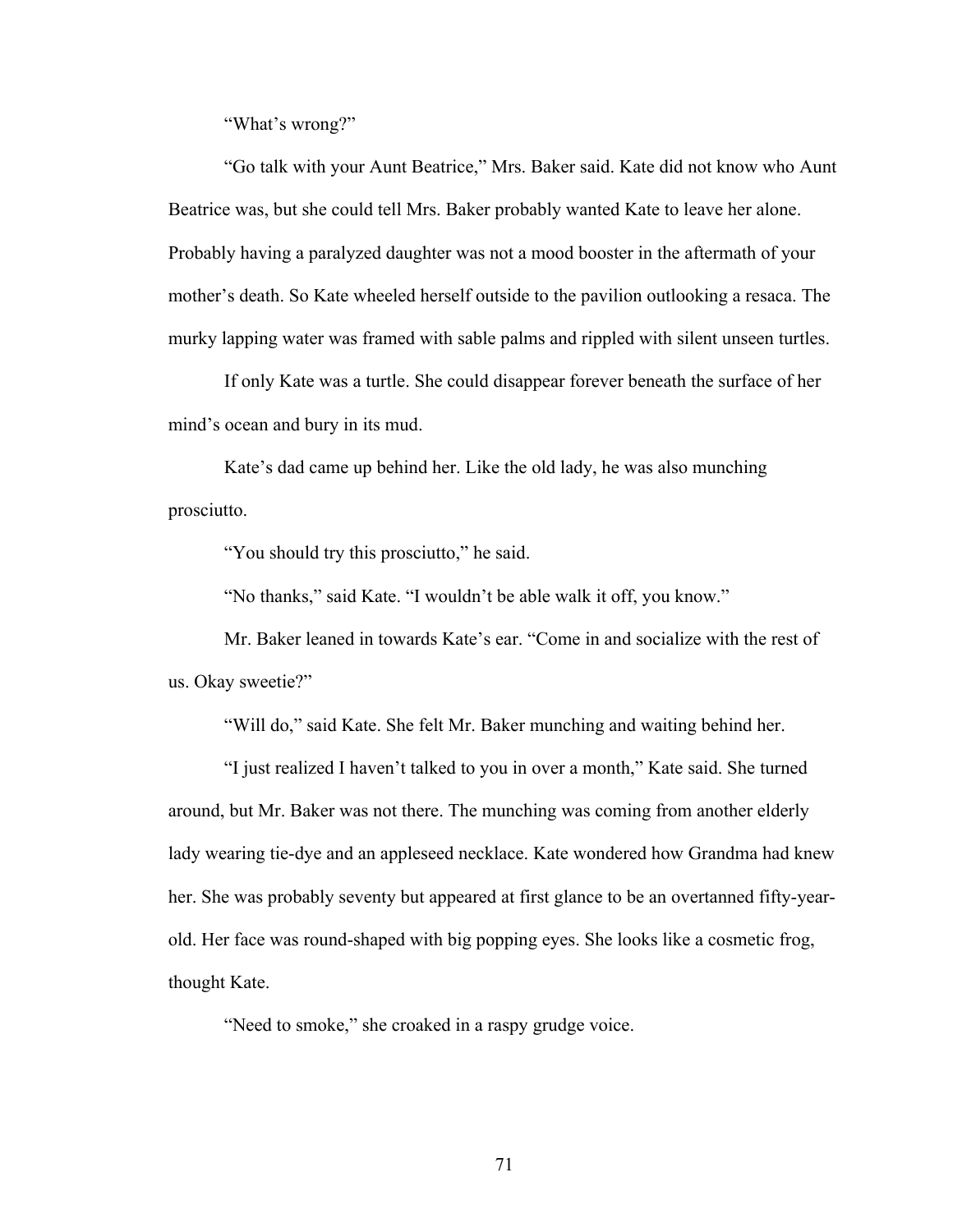"What's wrong?"

"Go talk with your Aunt Beatrice," Mrs. Baker said. Kate did not know who Aunt Beatrice was, but she could tell Mrs. Baker probably wanted Kate to leave her alone. Probably having a paralyzed daughter was not a mood booster in the aftermath of your mother's death. So Kate wheeled herself outside to the pavilion outlooking a resaca. The murky lapping water was framed with sable palms and rippled with silent unseen turtles.

If only Kate was a turtle. She could disappear forever beneath the surface of her mind's ocean and bury in its mud.

Kate's dad came up behind her. Like the old lady, he was also munching prosciutto.

"You should try this prosciutto," he said.

"No thanks," said Kate. "I wouldn't be able walk it off, you know."

Mr. Baker leaned in towards Kate's ear. "Come in and socialize with the rest of us. Okay sweetie?"

"Will do," said Kate. She felt Mr. Baker munching and waiting behind her.

"I just realized I haven't talked to you in over a month," Kate said. She turned around, but Mr. Baker was not there. The munching was coming from another elderly lady wearing tie-dye and an appleseed necklace. Kate wondered how Grandma had knew her. She was probably seventy but appeared at first glance to be an overtanned fifty-year-old. Her face was round-shaped with big popping eyes. She looks like a cosmetic frog, thought Kate.

"Need to smoke," she croaked in a raspy grudge voice.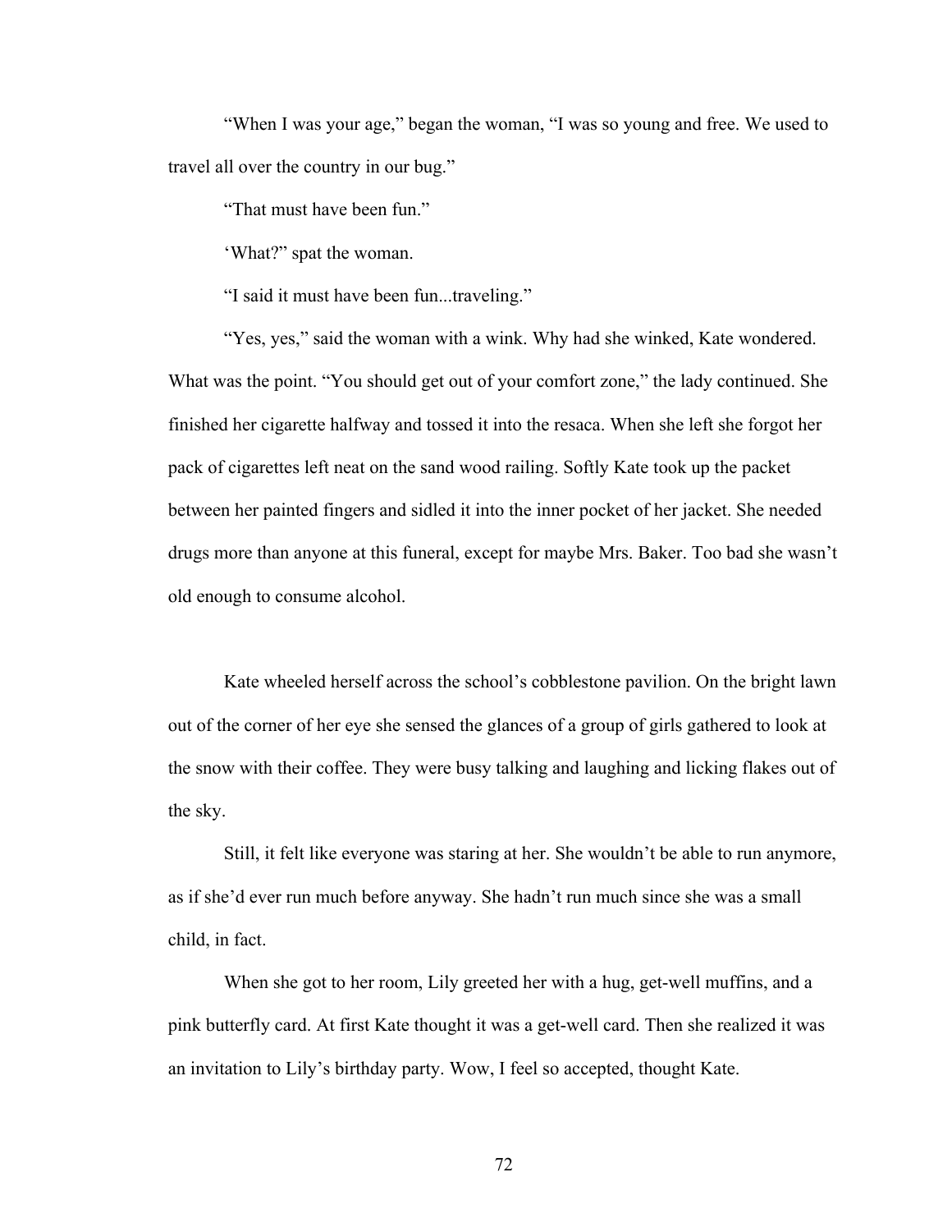"When I was your age," began the woman, "I was so young and free. We used to travel all over the country in our bug."

"That must have been fun."

'What?" spat the woman.

"I said it must have been fun...traveling."

"Yes, yes," said the woman with a wink. Why had she winked, Kate wondered. What was the point. "You should get out of your comfort zone," the lady continued. She finished her cigarette halfway and tossed it into the resaca. When she left she forgot her pack of cigarettes left neat on the sand wood railing. Softly Kate took up the packet between her painted fingers and sidled it into the inner pocket of her jacket. She needed drugs more than anyone at this funeral, except for maybe Mrs. Baker. Too bad she wasn't old enough to consume alcohol.

Kate wheeled herself across the school's cobblestone pavilion. On the bright lawn out of the corner of her eye she sensed the glances of a group of girls gathered to look at the snow with their coffee. They were busy talking and laughing and licking flakes out of the sky.

Still, it felt like everyone was staring at her. She wouldn't be able to run anymore, as if she'd ever run much before anyway. She hadn't run much since she was a small child, in fact.

When she got to her room, Lily greeted her with a hug, get-well muffins, and a pink butterfly card. At first Kate thought it was a get-well card. Then she realized it was an invitation to Lily's birthday party. Wow, I feel so accepted, thought Kate.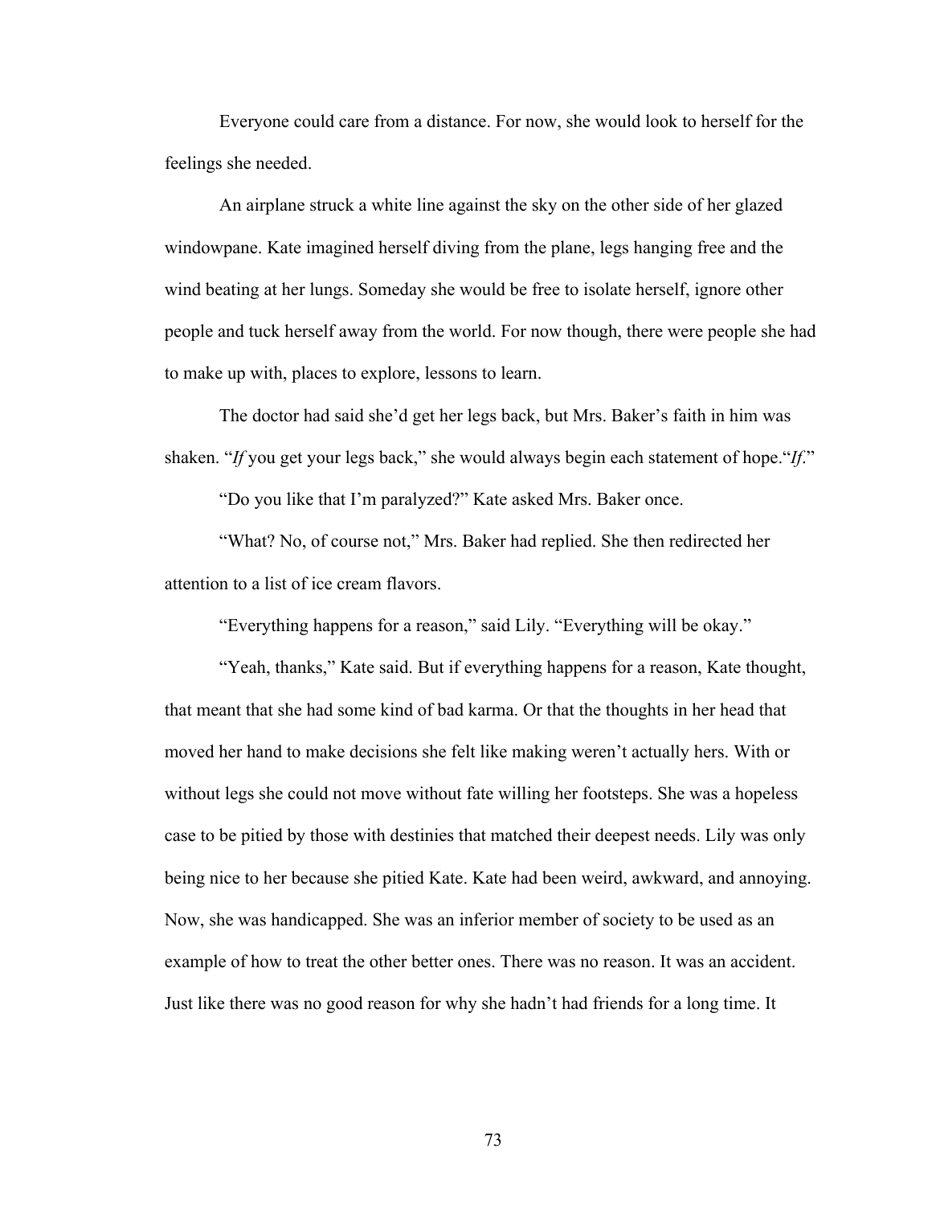Everyone could care from a distance. For now, she would look to herself for the feelings she needed.

An airplane struck a white line against the sky on the other side of her glazed windowpane. Kate imagined herself diving from the plane, legs hanging free and the wind beating at her lungs. Someday she would be free to isolate herself, ignore other people and tuck herself away from the world. For now though, there were people she had to make up with, places to explore, lessons to learn.

The doctor had said she'd get her legs back, but Mrs. Baker's faith in him was shaken. "*If* you get your legs back," she would always begin each statement of hope."*If*."

"Do you like that I'm paralyzed?" Kate asked Mrs. Baker once.

"What? No, of course not," Mrs. Baker had replied. She then redirected her attention to a list of ice cream flavors.

"Everything happens for a reason," said Lily. "Everything will be okay."

"Yeah, thanks," Kate said. But if everything happens for a reason, Kate thought, that meant that she had some kind of bad karma. Or that the thoughts in her head that moved her hand to make decisions she felt like making weren't actually hers. With or without legs she could not move without fate willing her footsteps. She was a hopeless case to be pitied by those with destinies that matched their deepest needs. Lily was only being nice to her because she pitied Kate. Kate had been weird, awkward, and annoying. Now, she was handicapped. She was an inferior member of society to be used as an example of how to treat the other better ones. There was no reason. It was an accident. Just like there was no good reason for why she hadn't had friends for a long time. It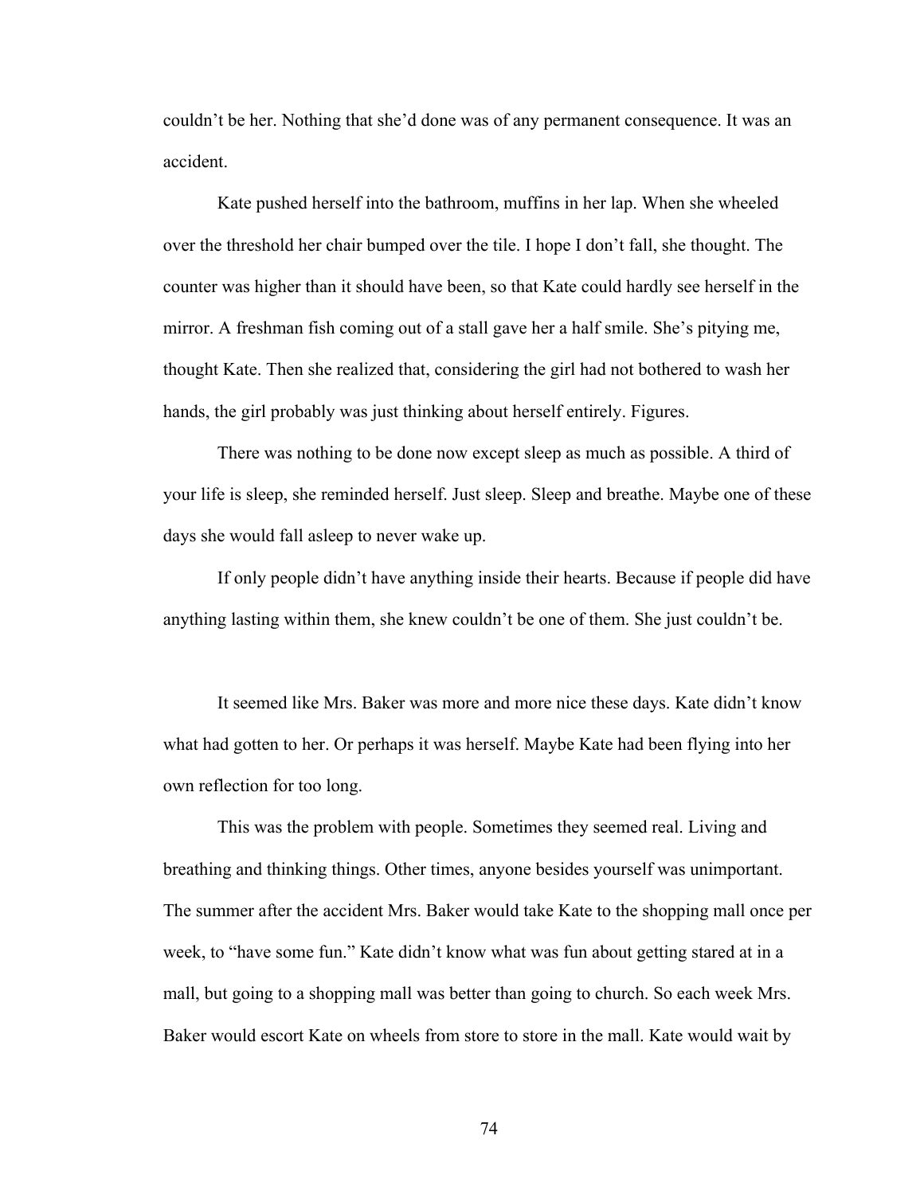couldn't be her. Nothing that she'd done was of any permanent consequence. It was an accident.

Kate pushed herself into the bathroom, muffins in her lap. When she wheeled over the threshold her chair bumped over the tile. I hope I don't fall, she thought. The counter was higher than it should have been, so that Kate could hardly see herself in the mirror. A freshman fish coming out of a stall gave her a half smile. She's pitying me, thought Kate. Then she realized that, considering the girl had not bothered to wash her hands, the girl probably was just thinking about herself entirely. Figures.

There was nothing to be done now except sleep as much as possible. A third of your life is sleep, she reminded herself. Just sleep. Sleep and breathe. Maybe one of these days she would fall asleep to never wake up.

If only people didn't have anything inside their hearts. Because if people did have anything lasting within them, she knew couldn't be one of them. She just couldn't be.

It seemed like Mrs. Baker was more and more nice these days. Kate didn't know what had gotten to her. Or perhaps it was herself. Maybe Kate had been flying into her own reflection for too long.

This was the problem with people. Sometimes they seemed real. Living and breathing and thinking things. Other times, anyone besides yourself was unimportant. The summer after the accident Mrs. Baker would take Kate to the shopping mall once per week, to "have some fun." Kate didn't know what was fun about getting stared at in a mall, but going to a shopping mall was better than going to church. So each week Mrs. Baker would escort Kate on wheels from store to store in the mall. Kate would wait by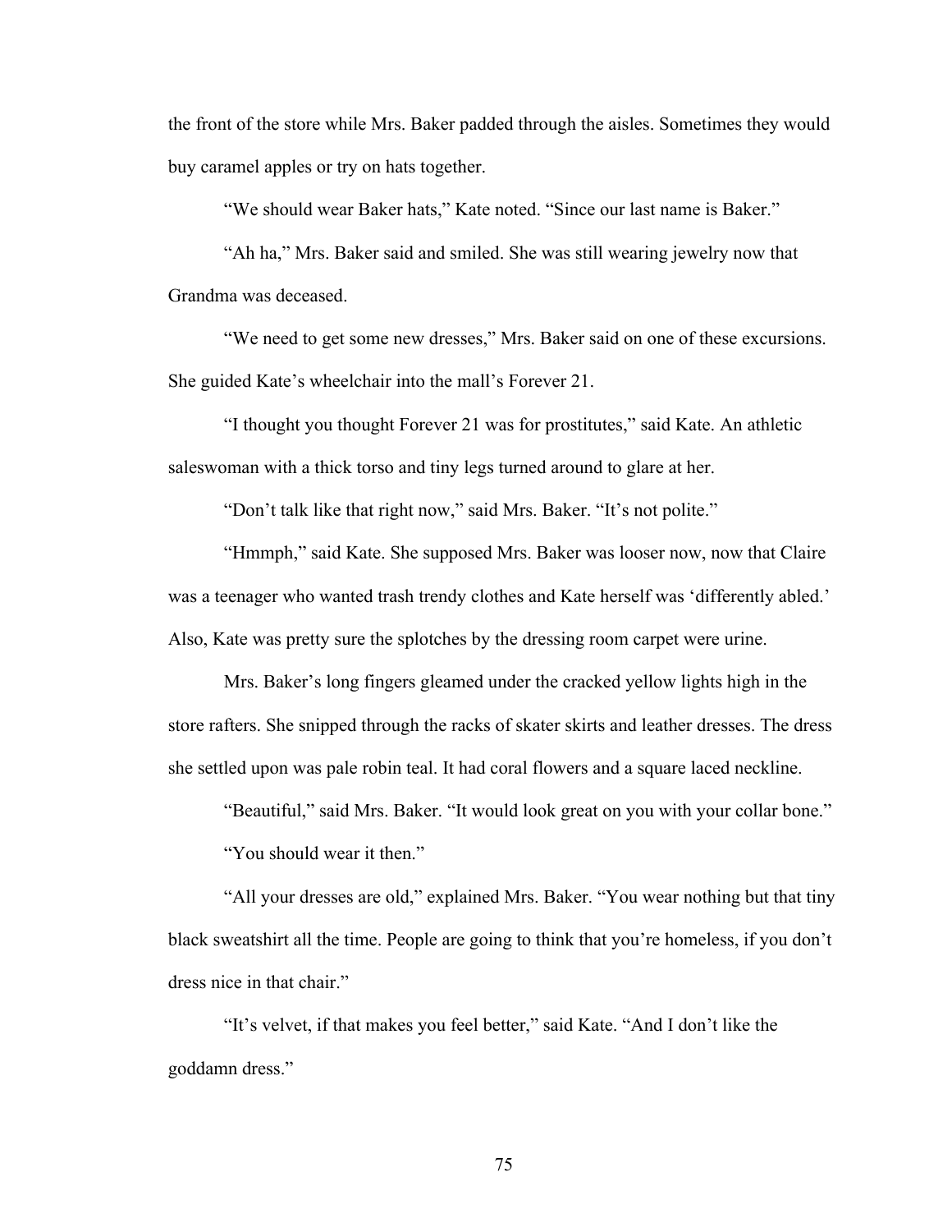the front of the store while Mrs. Baker padded through the aisles. Sometimes they would buy caramel apples or try on hats together.

"We should wear Baker hats," Kate noted. "Since our last name is Baker."

"Ah ha," Mrs. Baker said and smiled. She was still wearing jewelry now that Grandma was deceased.

"We need to get some new dresses," Mrs. Baker said on one of these excursions. She guided Kate's wheelchair into the mall's Forever 21.

"I thought you thought Forever 21 was for prostitutes," said Kate. An athletic saleswoman with a thick torso and tiny legs turned around to glare at her.

"Don't talk like that right now," said Mrs. Baker. "It's not polite."

"Hmmph," said Kate. She supposed Mrs. Baker was looser now, now that Claire was a teenager who wanted trash trendy clothes and Kate herself was 'differently abled.' Also, Kate was pretty sure the splotches by the dressing room carpet were urine.

Mrs. Baker's long fingers gleamed under the cracked yellow lights high in the store rafters. She snipped through the racks of skater skirts and leather dresses. The dress she settled upon was pale robin teal. It had coral flowers and a square laced neckline.

"Beautiful," said Mrs. Baker. "It would look great on you with your collar bone."

"You should wear it then."

"All your dresses are old," explained Mrs. Baker. "You wear nothing but that tiny black sweatshirt all the time. People are going to think that you're homeless, if you don't dress nice in that chair."

"It's velvet, if that makes you feel better," said Kate. "And I don't like the goddamn dress."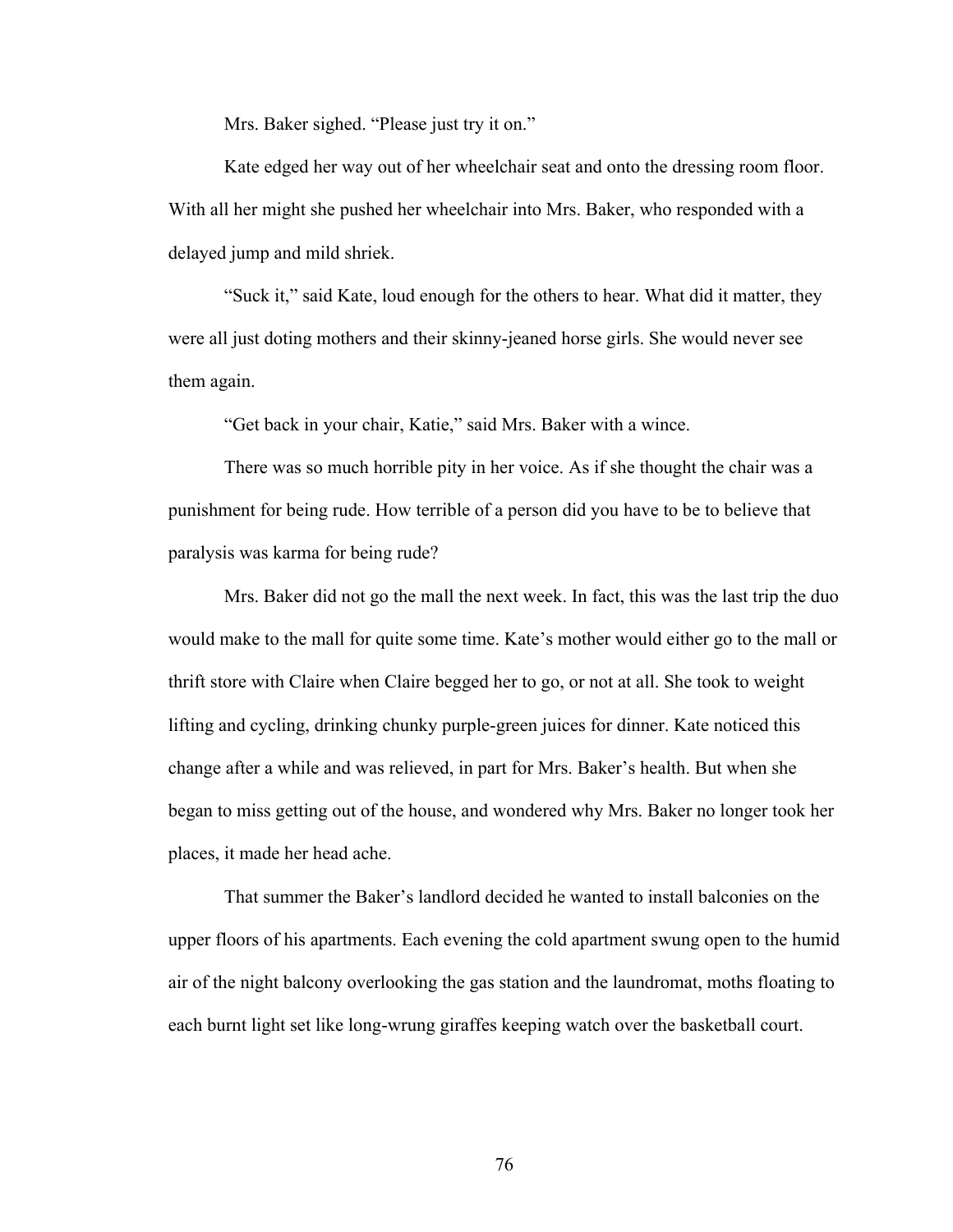Mrs. Baker sighed. “Please just try it on.”

Kate edged her way out of her wheelchair seat and onto the dressing room floor. With all her might she pushed her wheelchair into Mrs. Baker, who responded with a delayed jump and mild shriek.

“Suck it,” said Kate, loud enough for the others to hear. What did it matter, they were all just doting mothers and their skinny-jeaned horse girls. She would never see them again.

“Get back in your chair, Katie,” said Mrs. Baker with a wince.

There was so much horrible pity in her voice. As if she thought the chair was a punishment for being rude. How terrible of a person did you have to be to believe that paralysis was karma for being rude?

Mrs. Baker did not go the mall the next week. In fact, this was the last trip the duo would make to the mall for quite some time. Kate’s mother would either go to the mall or thrift store with Claire when Claire begged her to go, or not at all. She took to weight lifting and cycling, drinking chunky purple-green juices for dinner. Kate noticed this change after a while and was relieved, in part for Mrs. Baker’s health. But when she began to miss getting out of the house, and wondered why Mrs. Baker no longer took her places, it made her head ache.

That summer the Baker’s landlord decided he wanted to install balconies on the upper floors of his apartments. Each evening the cold apartment swung open to the humid air of the night balcony overlooking the gas station and the laundromat, moths floating to each burnt light set like long-wrung giraffes keeping watch over the basketball court.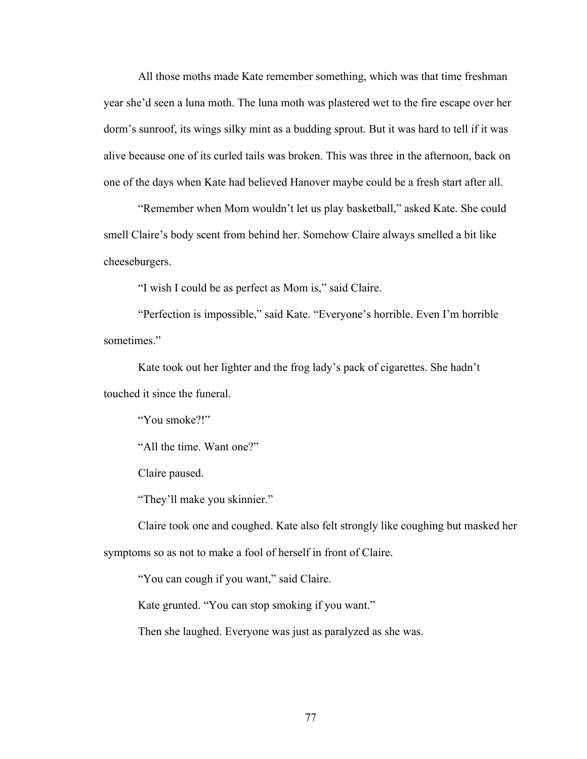All those moths made Kate remember something, which was that time freshman year she'd seen a luna moth. The luna moth was plastered wet to the fire escape over her dorm's sunroof, its wings silky mint as a budding sprout. But it was hard to tell if it was alive because one of its curled tails was broken. This was three in the afternoon, back on one of the days when Kate had believed Hanover maybe could be a fresh start after all.

"Remember when Mom wouldn't let us play basketball," asked Kate. She could smell Claire's body scent from behind her. Somehow Claire always smelled a bit like cheeseburgers.

"I wish I could be as perfect as Mom is," said Claire.

"Perfection is impossible," said Kate. "Everyone's horrible. Even I'm horrible sometimes."

Kate took out her lighter and the frog lady's pack of cigarettes. She hadn't touched it since the funeral.

"You smoke?!"

"All the time. Want one?"

Claire paused.

"They'll make you skinnier."

Claire took one and coughed. Kate also felt strongly like coughing but masked her symptoms so as not to make a fool of herself in front of Claire.

"You can cough if you want," said Claire.

Kate grunted. "You can stop smoking if you want."

Then she laughed. Everyone was just as paralyzed as she was.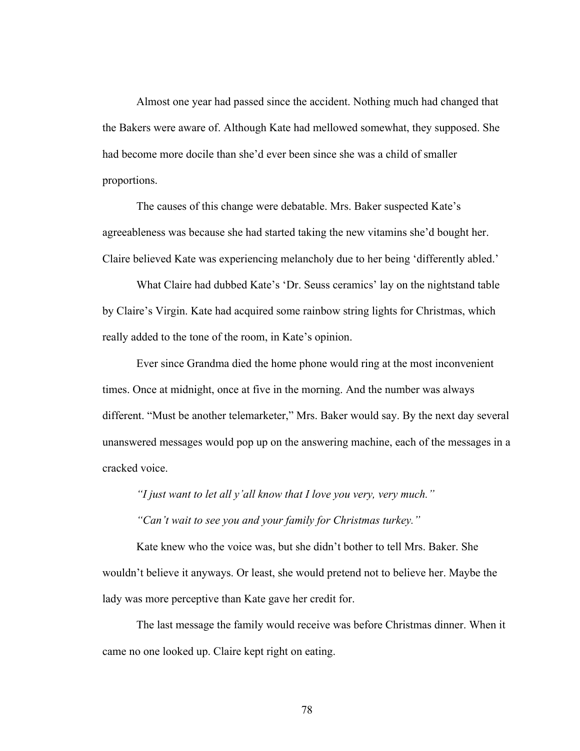Almost one year had passed since the accident. Nothing much had changed that the Bakers were aware of. Although Kate had mellowed somewhat, they supposed. She had become more docile than she'd ever been since she was a child of smaller proportions.

The causes of this change were debatable. Mrs. Baker suspected Kate's agreeableness was because she had started taking the new vitamins she'd bought her. Claire believed Kate was experiencing melancholy due to her being 'differently abled.'

What Claire had dubbed Kate's 'Dr. Seuss ceramics' lay on the nightstand table by Claire's Virgin. Kate had acquired some rainbow string lights for Christmas, which really added to the tone of the room, in Kate's opinion.

Ever since Grandma died the home phone would ring at the most inconvenient times. Once at midnight, once at five in the morning. And the number was always different. "Must be another telemarketer," Mrs. Baker would say. By the next day several unanswered messages would pop up on the answering machine, each of the messages in a cracked voice.

*"I just want to let all y'all know that I love you very, very much."*

*"Can't wait to see you and your family for Christmas turkey."*

Kate knew who the voice was, but she didn't bother to tell Mrs. Baker. She wouldn't believe it anyways. Or least, she would pretend not to believe her. Maybe the lady was more perceptive than Kate gave her credit for.

The last message the family would receive was before Christmas dinner. When it came no one looked up. Claire kept right on eating.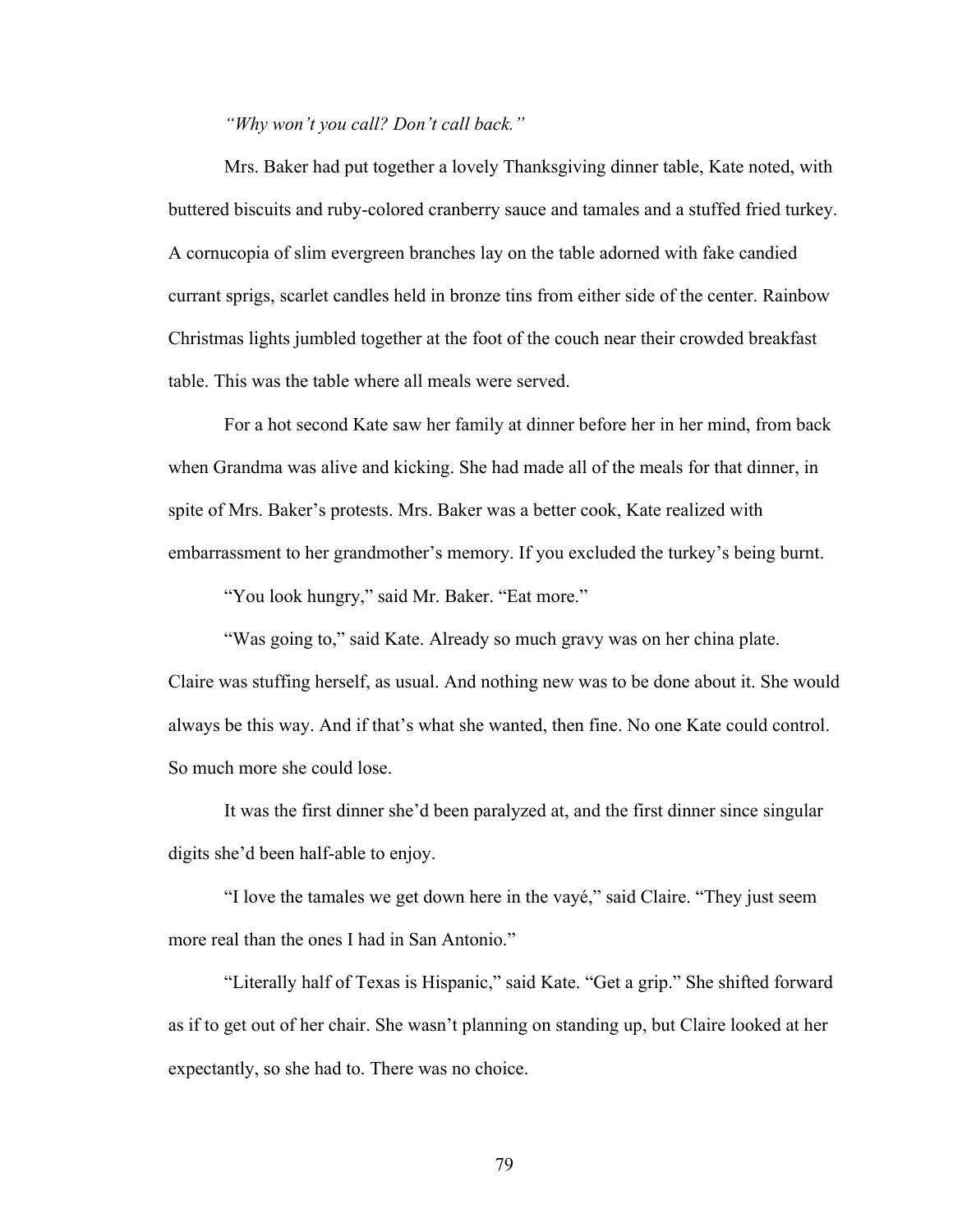*"Why won't you call? Don't call back."*

Mrs. Baker had put together a lovely Thanksgiving dinner table, Kate noted, with buttered biscuits and ruby-colored cranberry sauce and tamales and a stuffed fried turkey. A cornucopia of slim evergreen branches lay on the table adorned with fake candied currant sprigs, scarlet candles held in bronze tins from either side of the center. Rainbow Christmas lights jumbled together at the foot of the couch near their crowded breakfast table. This was the table where all meals were served.

For a hot second Kate saw her family at dinner before her in her mind, from back when Grandma was alive and kicking. She had made all of the meals for that dinner, in spite of Mrs. Baker's protests. Mrs. Baker was a better cook, Kate realized with embarrassment to her grandmother's memory. If you excluded the turkey's being burnt.

"You look hungry," said Mr. Baker. "Eat more."

"Was going to," said Kate. Already so much gravy was on her china plate. Claire was stuffing herself, as usual. And nothing new was to be done about it. She would always be this way. And if that's what she wanted, then fine. No one Kate could control. So much more she could lose.

It was the first dinner she'd been paralyzed at, and the first dinner since singular digits she'd been half-able to enjoy.

"I love the tamales we get down here in the vayé," said Claire. "They just seem more real than the ones I had in San Antonio."

"Literally half of Texas is Hispanic," said Kate. "Get a grip." She shifted forward as if to get out of her chair. She wasn't planning on standing up, but Claire looked at her expectantly, so she had to. There was no choice.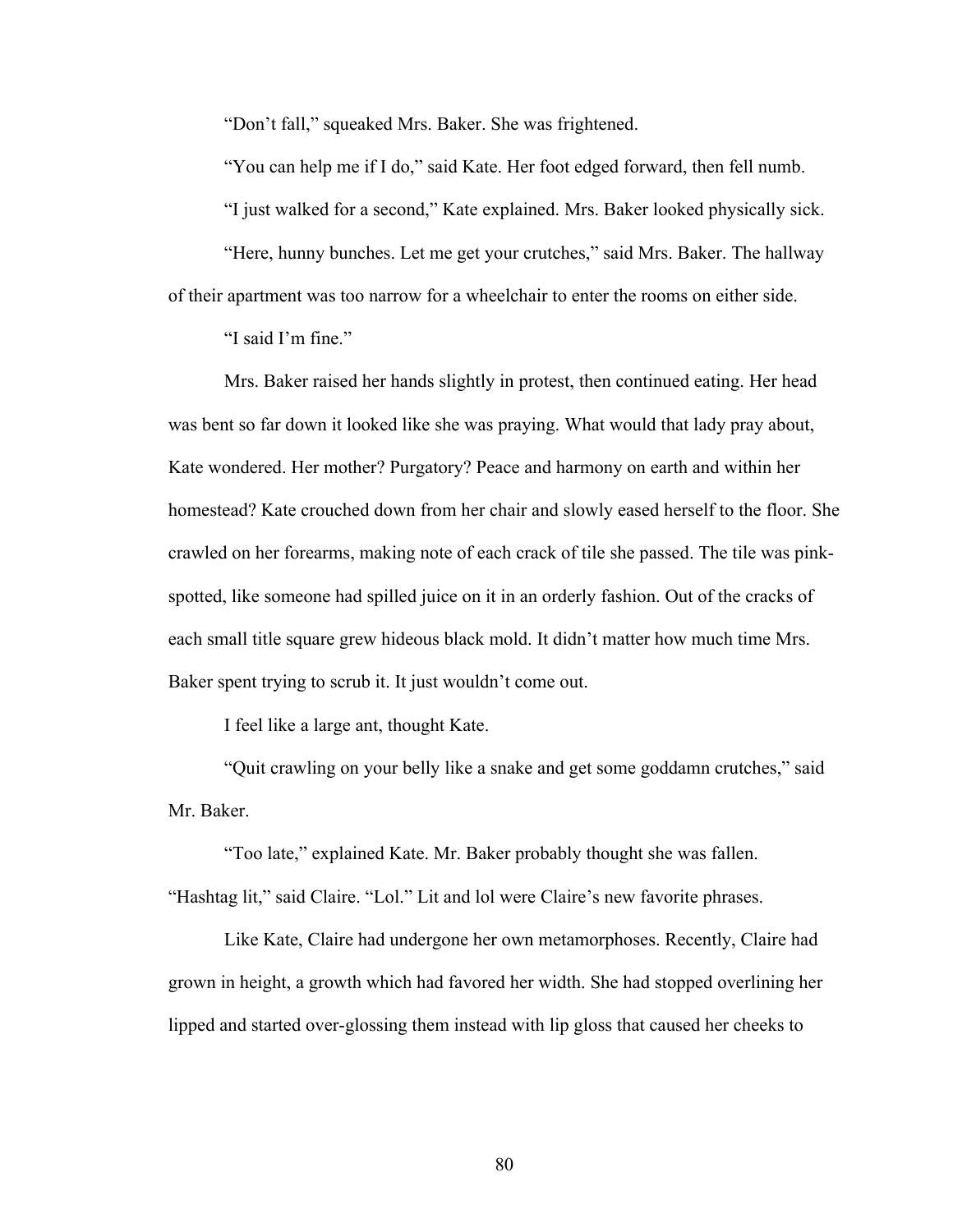"Don't fall," squeaked Mrs. Baker. She was frightened.

"You can help me if I do," said Kate. Her foot edged forward, then fell numb.

"I just walked for a second," Kate explained. Mrs. Baker looked physically sick.

"Here, hunny bunches. Let me get your crutches," said Mrs. Baker. The hallway of their apartment was too narrow for a wheelchair to enter the rooms on either side.

"I said I'm fine."

Mrs. Baker raised her hands slightly in protest, then continued eating. Her head was bent so far down it looked like she was praying. What would that lady pray about, Kate wondered. Her mother? Purgatory? Peace and harmony on earth and within her homestead? Kate crouched down from her chair and slowly eased herself to the floor. She crawled on her forearms, making note of each crack of tile she passed. The tile was pink-spotted, like someone had spilled juice on it in an orderly fashion. Out of the cracks of each small title square grew hideous black mold. It didn't matter how much time Mrs. Baker spent trying to scrub it. It just wouldn't come out.

I feel like a large ant, thought Kate.

"Quit crawling on your belly like a snake and get some goddamn crutches," said Mr. Baker.

"Too late," explained Kate. Mr. Baker probably thought she was fallen.
"Hashtag lit," said Claire. "Lol." Lit and lol were Claire's new favorite phrases.

Like Kate, Claire had undergone her own metamorphoses. Recently, Claire had grown in height, a growth which had favored her width. She had stopped overlining her lipped and started over-glossing them instead with lip gloss that caused her cheeks to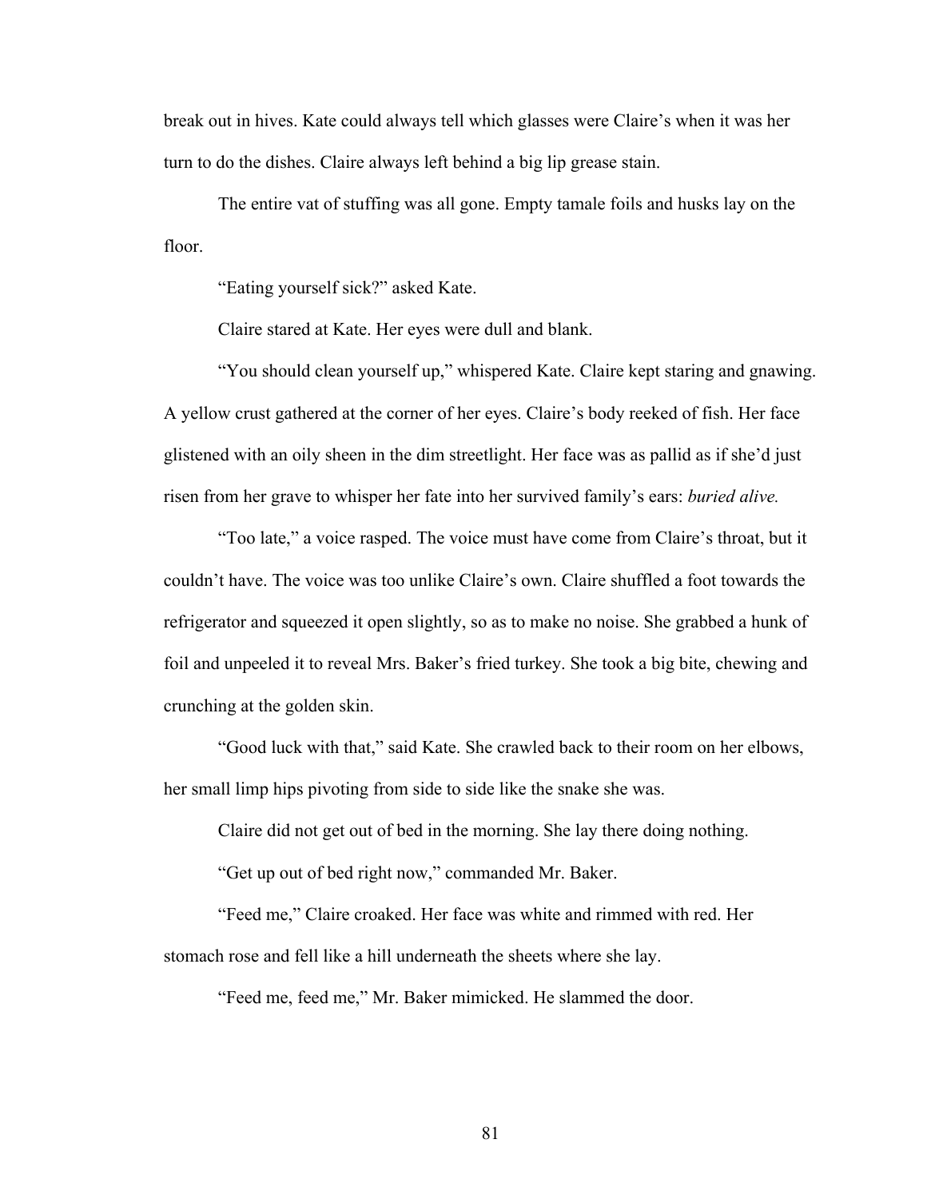break out in hives. Kate could always tell which glasses were Claire's when it was her turn to do the dishes. Claire always left behind a big lip grease stain.

The entire vat of stuffing was all gone. Empty tamale foils and husks lay on the floor.

"Eating yourself sick?" asked Kate.

Claire stared at Kate. Her eyes were dull and blank.

"You should clean yourself up," whispered Kate. Claire kept staring and gnawing. A yellow crust gathered at the corner of her eyes. Claire's body reeked of fish. Her face glistened with an oily sheen in the dim streetlight. Her face was as pallid as if she'd just risen from her grave to whisper her fate into her survived family's ears: *buried alive.*

"Too late," a voice rasped. The voice must have come from Claire's throat, but it couldn't have. The voice was too unlike Claire's own. Claire shuffled a foot towards the refrigerator and squeezed it open slightly, so as to make no noise. She grabbed a hunk of foil and unpeeled it to reveal Mrs. Baker's fried turkey. She took a big bite, chewing and crunching at the golden skin.

"Good luck with that," said Kate. She crawled back to their room on her elbows, her small limp hips pivoting from side to side like the snake she was.

Claire did not get out of bed in the morning. She lay there doing nothing.

"Get up out of bed right now," commanded Mr. Baker.

"Feed me," Claire croaked. Her face was white and rimmed with red. Her stomach rose and fell like a hill underneath the sheets where she lay.

"Feed me, feed me," Mr. Baker mimicked. He slammed the door.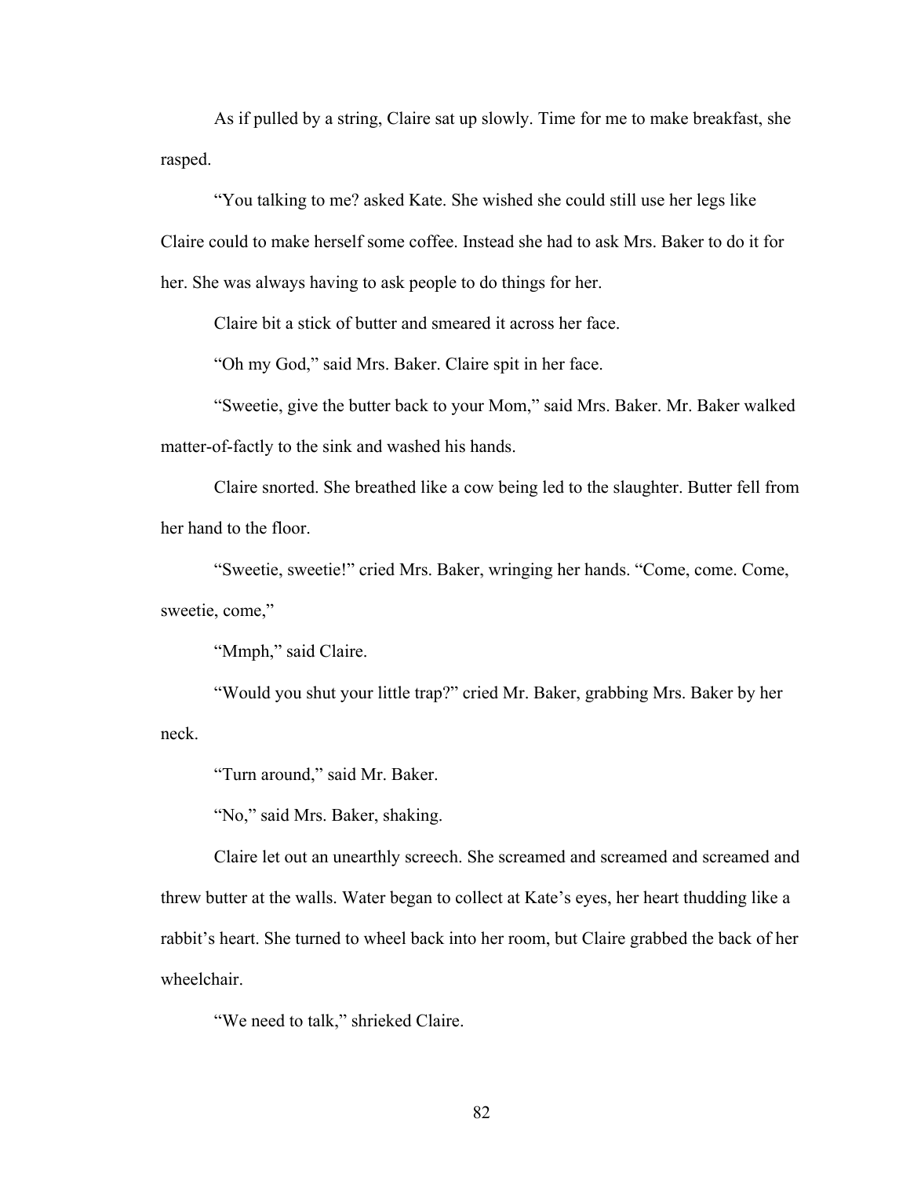As if pulled by a string, Claire sat up slowly. Time for me to make breakfast, she rasped.

“You talking to me? asked Kate. She wished she could still use her legs like Claire could to make herself some coffee. Instead she had to ask Mrs. Baker to do it for her. She was always having to ask people to do things for her.

Claire bit a stick of butter and smeared it across her face.

“Oh my God,” said Mrs. Baker. Claire spit in her face.

“Sweetie, give the butter back to your Mom,” said Mrs. Baker. Mr. Baker walked matter-of-factly to the sink and washed his hands.

Claire snorted. She breathed like a cow being led to the slaughter. Butter fell from her hand to the floor.

“Sweetie, sweetie!” cried Mrs. Baker, wringing her hands. “Come, come. Come, sweetie, come,”

“Mmph,” said Claire.

“Would you shut your little trap?” cried Mr. Baker, grabbing Mrs. Baker by her neck.

“Turn around,” said Mr. Baker.

“No,” said Mrs. Baker, shaking.

Claire let out an unearthly screech. She screamed and screamed and screamed and threw butter at the walls. Water began to collect at Kate’s eyes, her heart thudding like a rabbit’s heart. She turned to wheel back into her room, but Claire grabbed the back of her wheelchair.

“We need to talk,” shrieked Claire.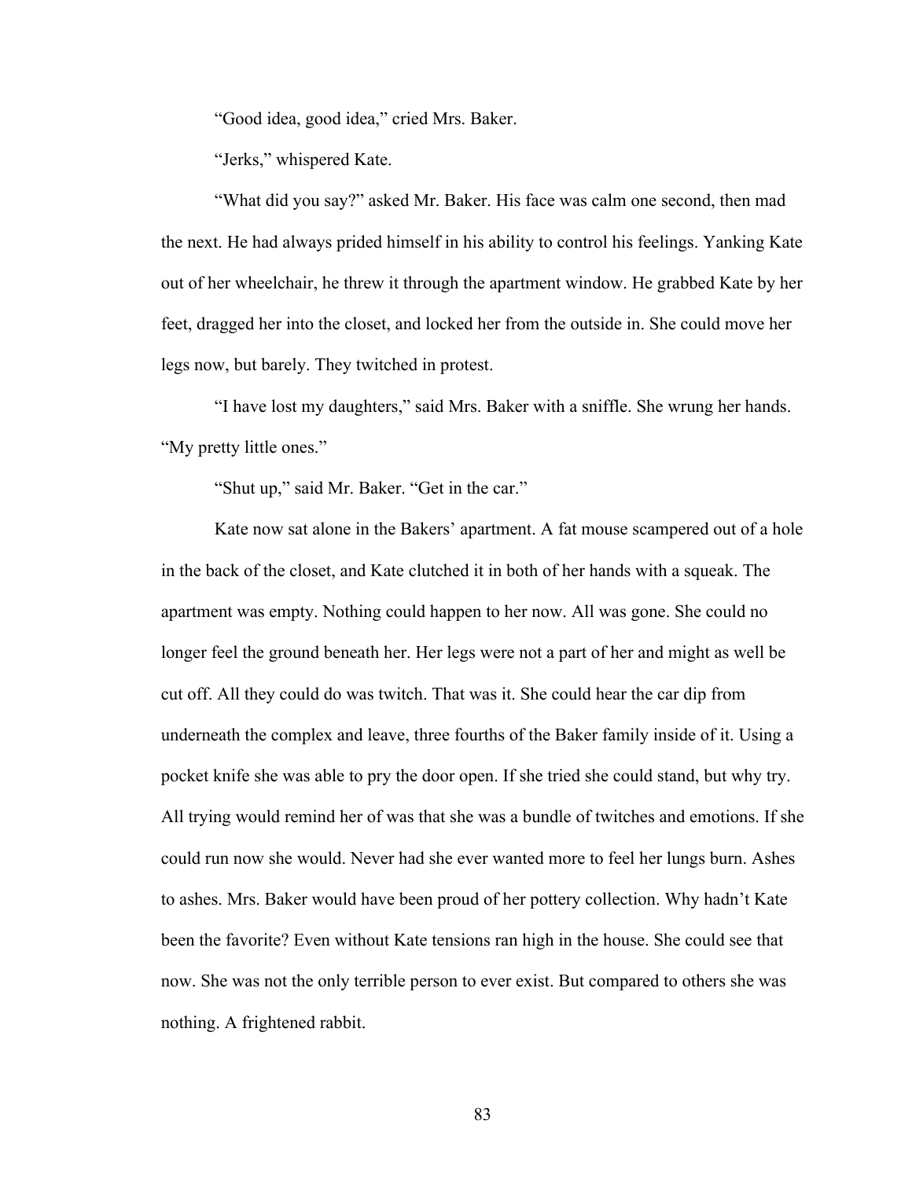"Good idea, good idea," cried Mrs. Baker.

"Jerks," whispered Kate.

"What did you say?" asked Mr. Baker. His face was calm one second, then mad the next. He had always prided himself in his ability to control his feelings. Yanking Kate out of her wheelchair, he threw it through the apartment window. He grabbed Kate by her feet, dragged her into the closet, and locked her from the outside in. She could move her legs now, but barely. They twitched in protest.

"I have lost my daughters," said Mrs. Baker with a sniffle. She wrung her hands. "My pretty little ones."

"Shut up," said Mr. Baker. "Get in the car."

Kate now sat alone in the Bakers' apartment. A fat mouse scampered out of a hole in the back of the closet, and Kate clutched it in both of her hands with a squeak. The apartment was empty. Nothing could happen to her now. All was gone. She could no longer feel the ground beneath her. Her legs were not a part of her and might as well be cut off. All they could do was twitch. That was it. She could hear the car dip from underneath the complex and leave, three fourths of the Baker family inside of it. Using a pocket knife she was able to pry the door open. If she tried she could stand, but why try. All trying would remind her of was that she was a bundle of twitches and emotions. If she could run now she would. Never had she ever wanted more to feel her lungs burn. Ashes to ashes. Mrs. Baker would have been proud of her pottery collection. Why hadn't Kate been the favorite? Even without Kate tensions ran high in the house. She could see that now. She was not the only terrible person to ever exist. But compared to others she was nothing. A frightened rabbit.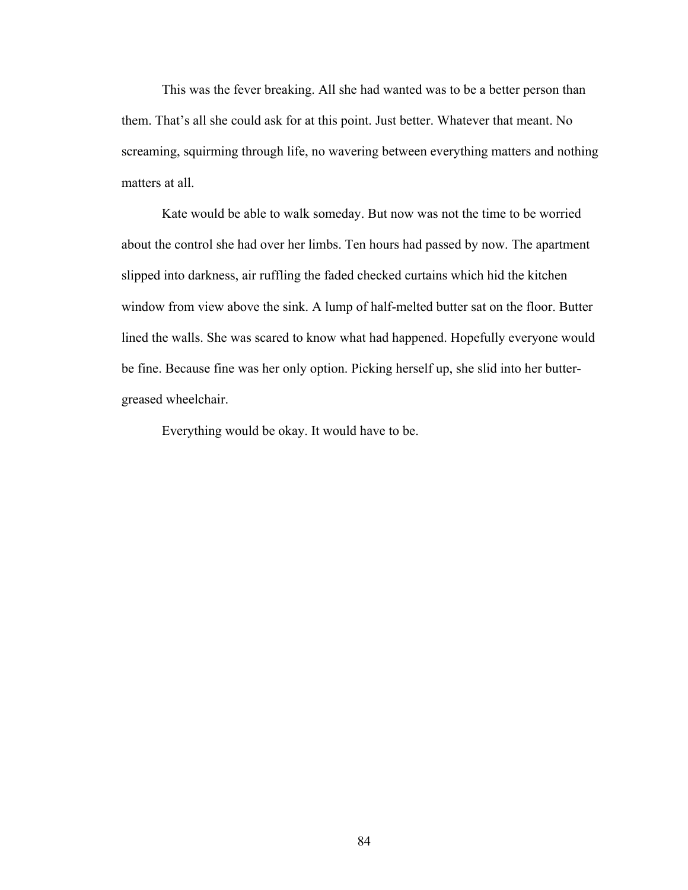This was the fever breaking. All she had wanted was to be a better person than them. That's all she could ask for at this point. Just better. Whatever that meant. No screaming, squirming through life, no wavering between everything matters and nothing matters at all.

Kate would be able to walk someday. But now was not the time to be worried about the control she had over her limbs. Ten hours had passed by now. The apartment slipped into darkness, air ruffling the faded checked curtains which hid the kitchen window from view above the sink. A lump of half-melted butter sat on the floor. Butter lined the walls. She was scared to know what had happened. Hopefully everyone would be fine. Because fine was her only option. Picking herself up, she slid into her butter-greased wheelchair.

Everything would be okay. It would have to be.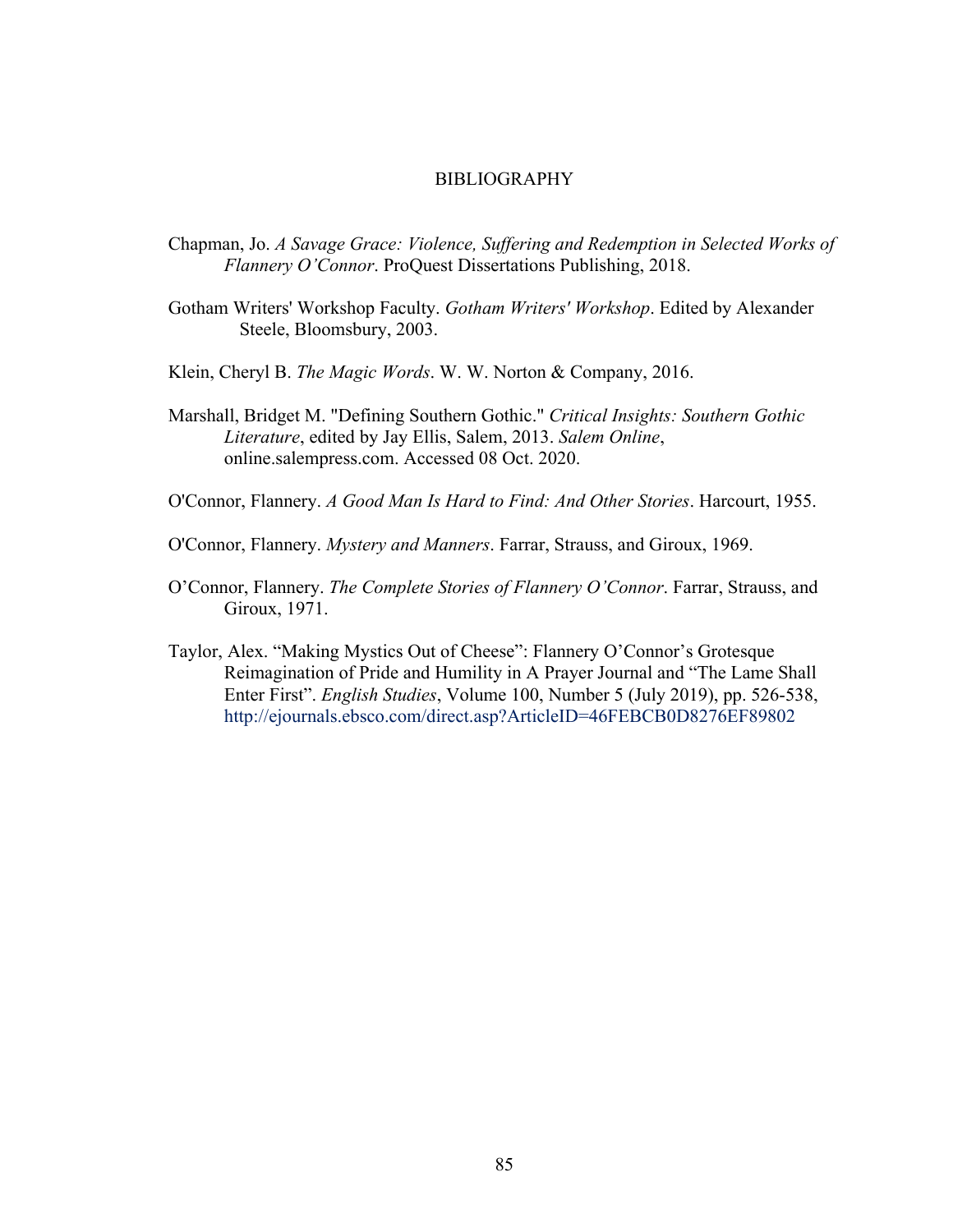# BIBLIOGRAPHY

Chapman, Jo. *A Savage Grace: Violence, Suffering and Redemption in Selected Works of Flannery O'Connor*. ProQuest Dissertations Publishing, 2018.

Gotham Writers' Workshop Faculty. *Gotham Writers' Workshop*. Edited by Alexander Steele, Bloomsbury, 2003.

Klein, Cheryl B. *The Magic Words*. W. W. Norton & Company, 2016.

Marshall, Bridget M. "Defining Southern Gothic." *Critical Insights: Southern Gothic Literature*, edited by Jay Ellis, Salem, 2013. *Salem Online*, online.salempress.com. Accessed 08 Oct. 2020.

O'Connor, Flannery. *A Good Man Is Hard to Find: And Other Stories*. Harcourt, 1955.

O'Connor, Flannery. *Mystery and Manners*. Farrar, Strauss, and Giroux, 1969.

O'Connor, Flannery. *The Complete Stories of Flannery O'Connor*. Farrar, Strauss, and Giroux, 1971.

Taylor, Alex. "Making Mystics Out of Cheese": Flannery O'Connor's Grotesque Reimagination of Pride and Humility in A Prayer Journal and "The Lame Shall Enter First". *English Studies*, Volume 100, Number 5 (July 2019), pp. 526-538, http://ejournals.ebsco.com/direct.asp?ArticleID=46FEBCB0D8276EF89802